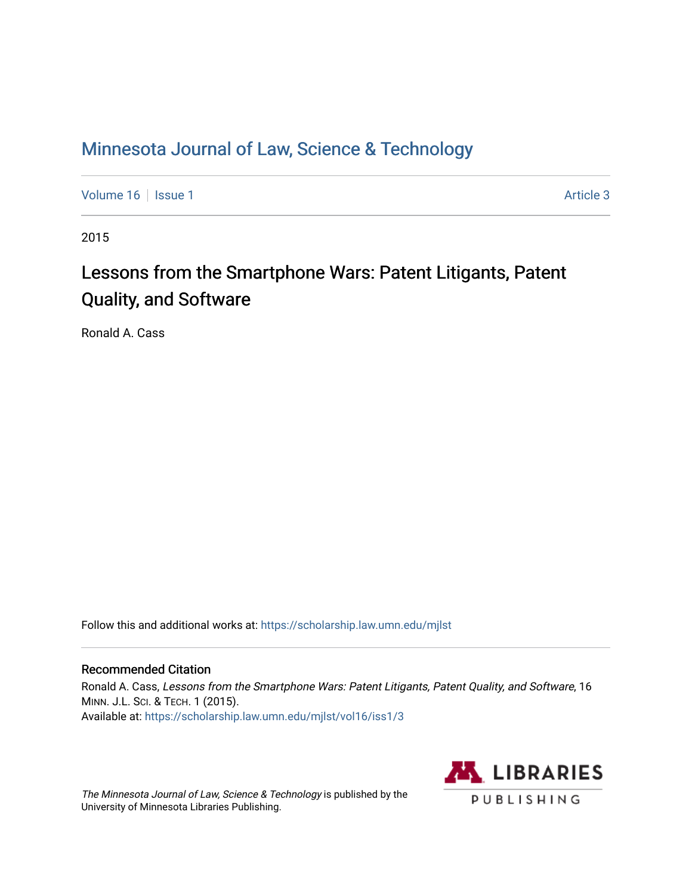# Minnesota Journal of Law, Science & Technology

Volume 16 | Issue 1 Article 3

2015

## Lessons from the Smartphone Wars: Patent Litigants, Patent Quality, and Software

Ronald A. Cass

Follow this and additional works at: https://scholarship.law.umn.edu/mjlst

### Recommended Citation

Ronald A. Cass, *Lessons from the Smartphone Wars: Patent Litigants, Patent Quality, and Software*, 16 MINN. J.L. SCI. & TECH. 1 (2015).
Available at: https://scholarship.law.umn.edu/mjlst/vol16/iss1/3

*The Minnesota Journal of Law, Science & Technology* is published by the University of Minnesota Libraries Publishing.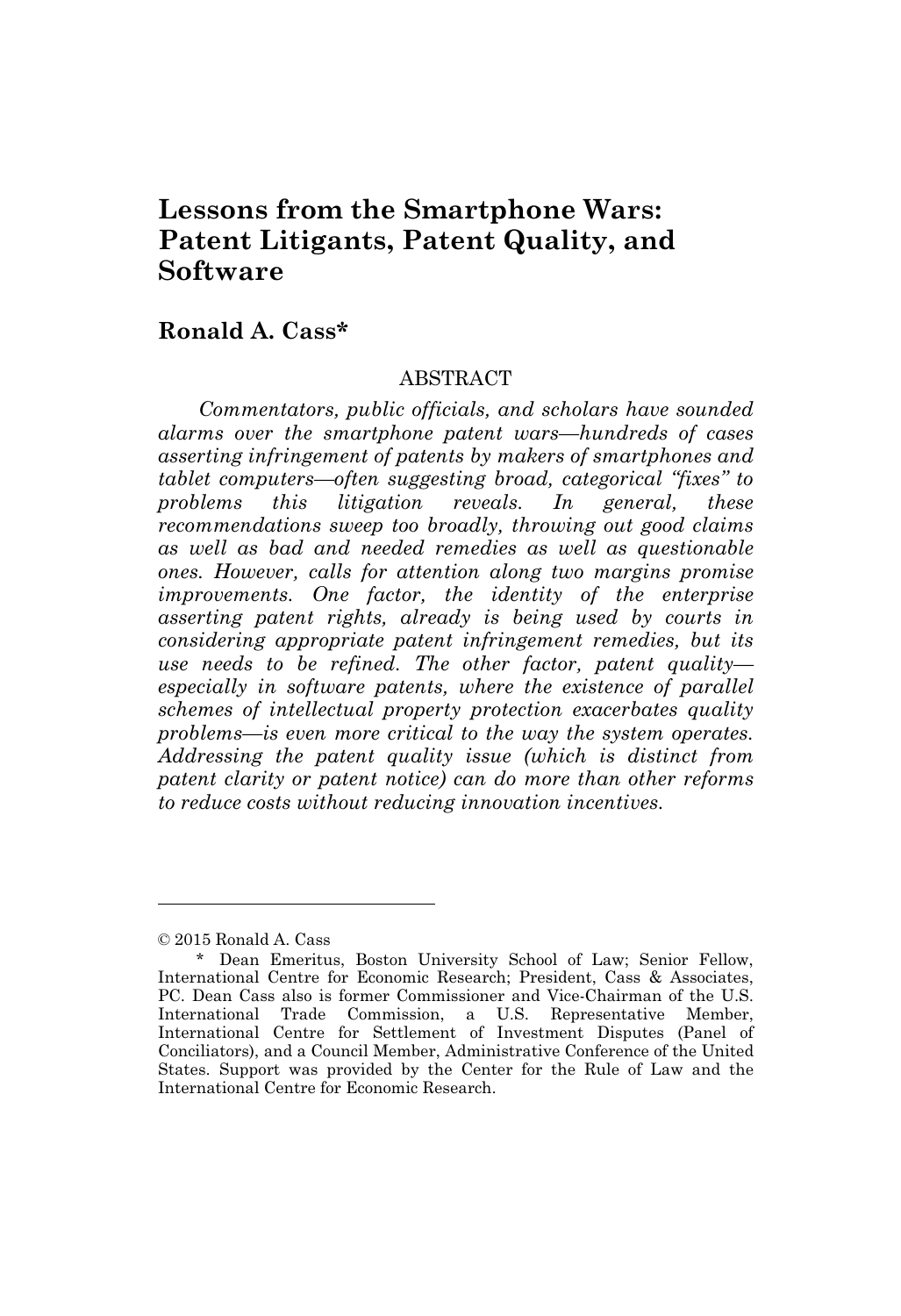# Lessons from the Smartphone Wars: Patent Litigants, Patent Quality, and Software

## Ronald A. Cass*

ABSTRACT

*Commentators, public officials, and scholars have sounded alarms over the smartphone patent wars—hundreds of cases asserting infringement of patents by makers of smartphones and tablet computers—often suggesting broad, categorical "fixes" to problems this litigation reveals. In general, these recommendations sweep too broadly, throwing out good claims as well as bad and needed remedies as well as questionable ones. However, calls for attention along two margins promise improvements. One factor, the identity of the enterprise asserting patent rights, already is being used by courts in considering appropriate patent infringement remedies, but its use needs to be refined. The other factor, patent quality—especially in software patents, where the existence of parallel schemes of intellectual property protection exacerbates quality problems—is even more critical to the way the system operates. Addressing the patent quality issue (which is distinct from patent clarity or patent notice) can do more than other reforms to reduce costs without reducing innovation incentives.*

---

© 2015 Ronald A. Cass

\* Dean Emeritus, Boston University School of Law; Senior Fellow, International Centre for Economic Research; President, Cass & Associates, PC. Dean Cass also is former Commissioner and Vice-Chairman of the U.S. International Trade Commission, a U.S. Representative Member, International Centre for Settlement of Investment Disputes (Panel of Conciliators), and a Council Member, Administrative Conference of the United States. Support was provided by the Center for the Rule of Law and the International Centre for Economic Research.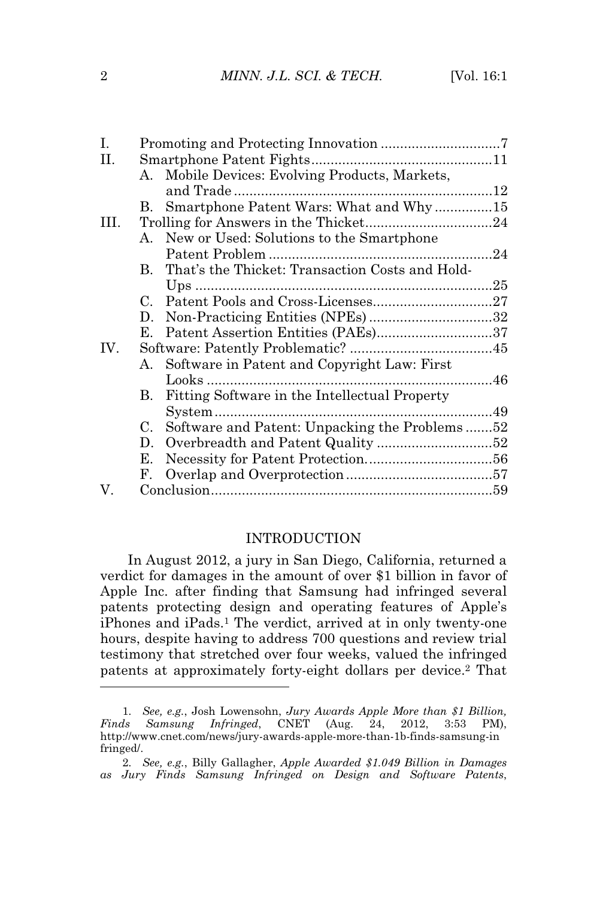| | | |
|---|---|---|
| I. | Promoting and Protecting Innovation | 7 |
| II. | Smartphone Patent Fights | 11 |
| | A. Mobile Devices: Evolving Products, Markets, and Trade | 12 |
| | B. Smartphone Patent Wars: What and Why | 15 |
| III. | Trolling for Answers in the Thicket | 24 |
| | A. New or Used: Solutions to the Smartphone Patent Problem | 24 |
| | B. That's the Thicket: Transaction Costs and Hold-Ups | 25 |
| | C. Patent Pools and Cross-Licenses | 27 |
| | D. Non-Practicing Entities (NPEs) | 32 |
| | E. Patent Assertion Entities (PAEs) | 37 |
| IV. | Software: Patently Problematic? | 45 |
| | A. Software in Patent and Copyright Law: First Looks | 46 |
| | B. Fitting Software in the Intellectual Property System | 49 |
| | C. Software and Patent: Unpacking the Problems | 52 |
| | D. Overbreadth and Patent Quality | 52 |
| | E. Necessity for Patent Protection. | 56 |
| | F. Overlap and Overprotection | 57 |
| V. | Conclusion | 59 |

## INTRODUCTION

In August 2012, a jury in San Diego, California, returned a verdict for damages in the amount of over $1 billion in favor of Apple Inc. after finding that Samsung had infringed several patents protecting design and operating features of Apple's iPhones and iPads.[1] The verdict, arrived at in only twenty-one hours, despite having to address 700 questions and review trial testimony that stretched over four weeks, valued the infringed patents at approximately forty-eight dollars per device.[2] That

---

1. *See, e.g.*, Josh Lowensohn, *Jury Awards Apple More than $1 Billion, Finds Samsung Infringed*, CNET (Aug. 24, 2012, 3:53 PM), http://www.cnet.com/news/jury-awards-apple-more-than-1b-finds-samsung-infringed/.

2. *See, e.g.*, Billy Gallagher, *Apple Awarded $1.049 Billion in Damages as Jury Finds Samsung Infringed on Design and Software Patents*,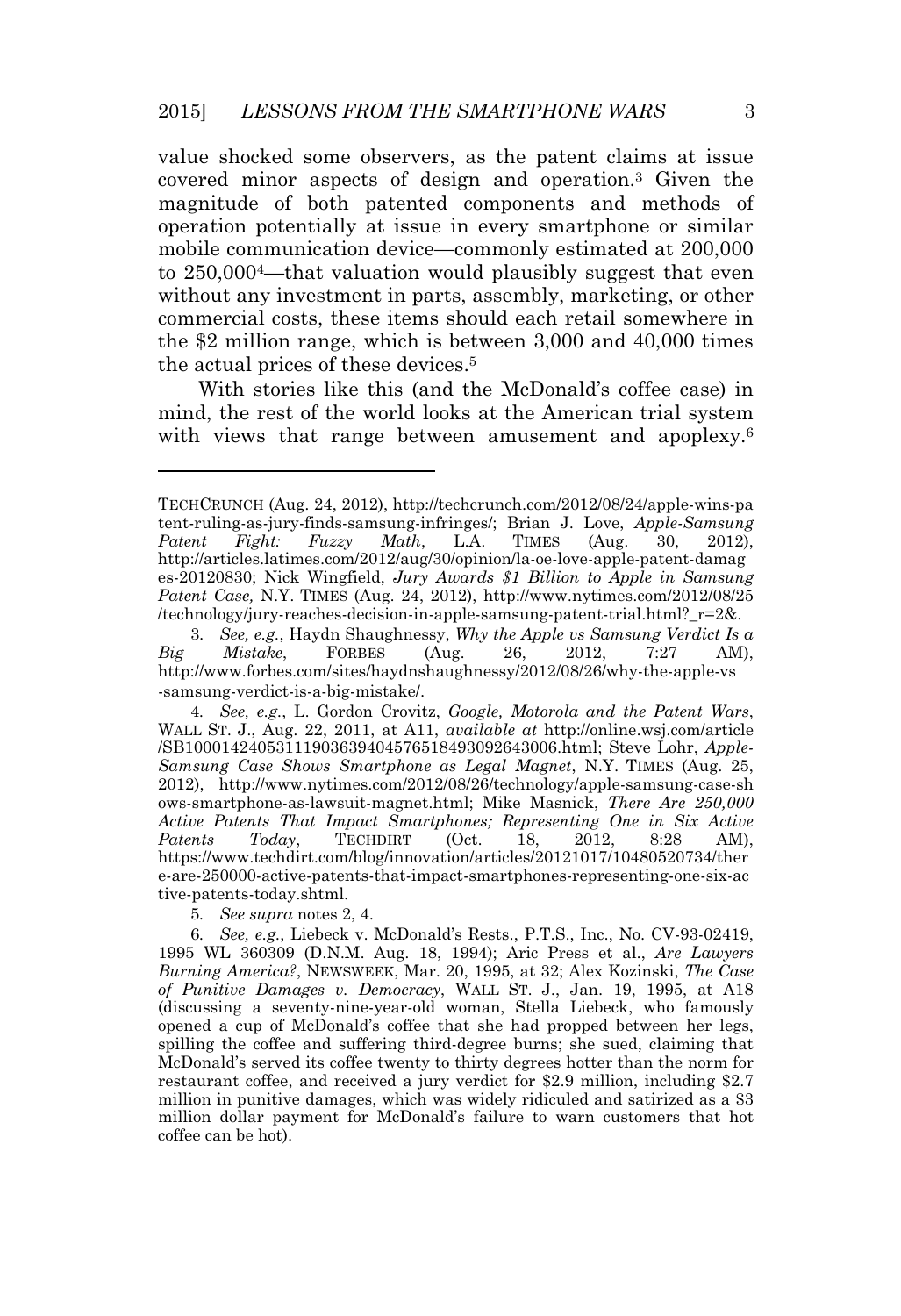value shocked some observers, as the patent claims at issue covered minor aspects of design and operation.[3] Given the magnitude of both patented components and methods of operation potentially at issue in every smartphone or similar mobile communication device—commonly estimated at 200,000 to 250,000[4]—that valuation would plausibly suggest that even without any investment in parts, assembly, marketing, or other commercial costs, these items should each retail somewhere in the $2 million range, which is between 3,000 and 40,000 times the actual prices of these devices.[5]

With stories like this (and the McDonald's coffee case) in mind, the rest of the world looks at the American trial system with views that range between amusement and apoplexy.[6]

---

TECHCRUNCH (Aug. 24, 2012), http://techcrunch.com/2012/08/24/apple-wins-patent-ruling-as-jury-finds-samsung-infringes/; Brian J. Love, *Apple-Samsung Patent Fight: Fuzzy Math*, L.A. TIMES (Aug. 30, 2012), http://articles.latimes.com/2012/aug/30/opinion/la-oe-love-apple-patent-damages-20120830; Nick Wingfield, *Jury Awards $1 Billion to Apple in Samsung Patent Case,* N.Y. TIMES (Aug. 24, 2012), http://www.nytimes.com/2012/08/25/technology/jury-reaches-decision-in-apple-samsung-patent-trial.html?_r=2&.

3. *See, e.g.*, Haydn Shaughnessy, *Why the Apple vs Samsung Verdict Is a Big Mistake*, FORBES (Aug. 26, 2012, 7:27 AM), http://www.forbes.com/sites/haydnshaughnessy/2012/08/26/why-the-apple-vs-samsung-verdict-is-a-big-mistake/.

4. *See, e.g.*, L. Gordon Crovitz, *Google, Motorola and the Patent Wars*, WALL ST. J., Aug. 22, 2011, at A11, *available at* http://online.wsj.com/article/SB10001424053111903639404576518493092643006.html; Steve Lohr, *Apple-Samsung Case Shows Smartphone as Legal Magnet*, N.Y. TIMES (Aug. 25, 2012), http://www.nytimes.com/2012/08/26/technology/apple-samsung-case-shows-smartphone-as-lawsuit-magnet.html; Mike Masnick, *There Are 250,000 Active Patents That Impact Smartphones; Representing One in Six Active Patents Today*, TECHDIRT (Oct. 18, 2012, 8:28 AM), https://www.techdirt.com/blog/innovation/articles/20121017/10480520734/there-are-250000-active-patents-that-impact-smartphones-representing-one-six-active-patents-today.shtml.

5. *See supra* notes 2, 4.

6. *See, e.g.*, Liebeck v. McDonald's Rests., P.T.S., Inc., No. CV-93-02419, 1995 WL 360309 (D.N.M. Aug. 18, 1994); Aric Press et al., *Are Lawyers Burning America?*, NEWSWEEK, Mar. 20, 1995, at 32; Alex Kozinski, *The Case of Punitive Damages v. Democracy*, WALL ST. J., Jan. 19, 1995, at A18 (discussing a seventy-nine-year-old woman, Stella Liebeck, who famously opened a cup of McDonald's coffee that she had propped between her legs, spilling the coffee and suffering third-degree burns; she sued, claiming that McDonald's served its coffee twenty to thirty degrees hotter than the norm for restaurant coffee, and received a jury verdict for $2.9 million, including $2.7 million in punitive damages, which was widely ridiculed and satirized as a $3 million dollar payment for McDonald's failure to warn customers that hot coffee can be hot).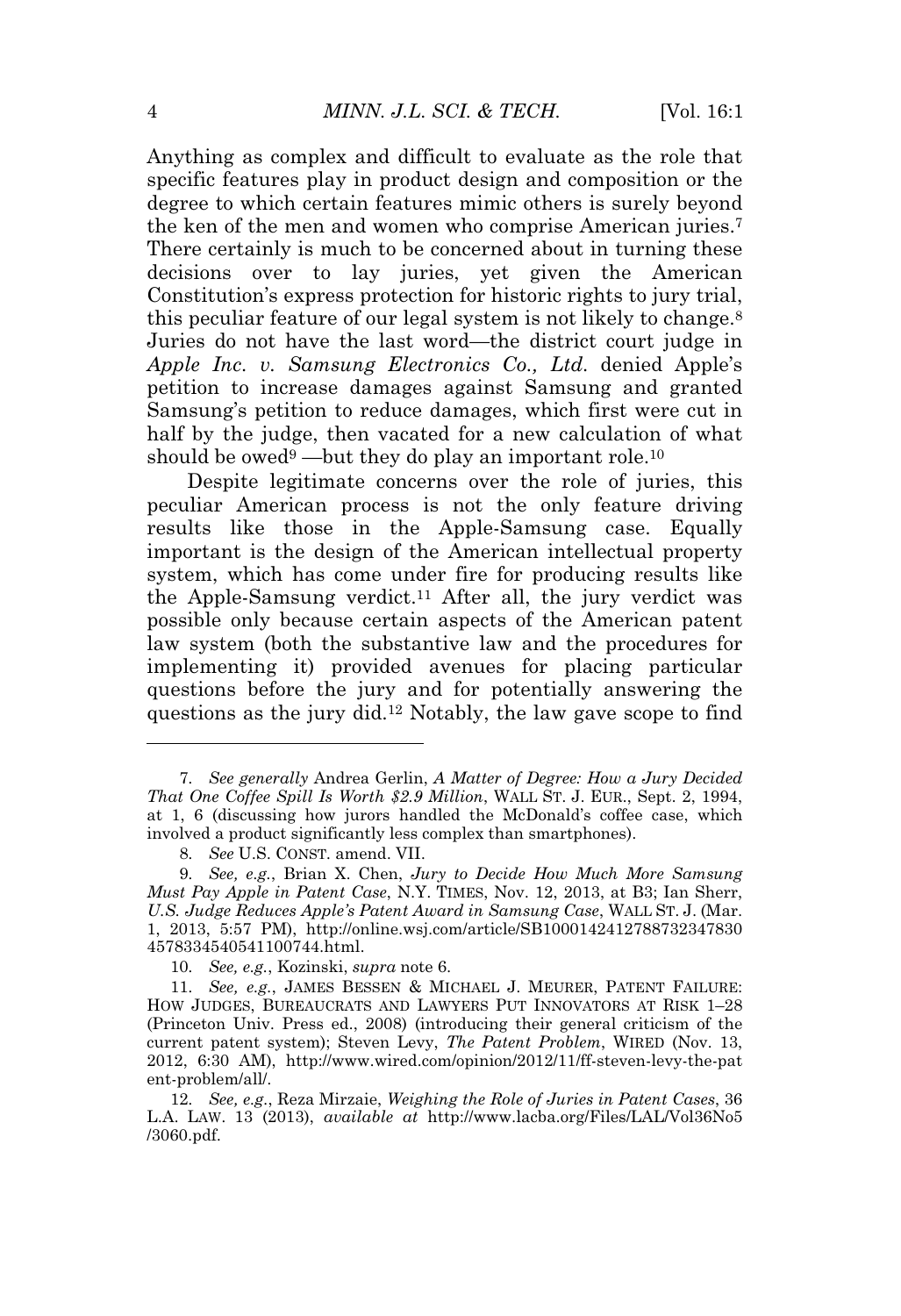Anything as complex and difficult to evaluate as the role that specific features play in product design and composition or the degree to which certain features mimic others is surely beyond the ken of the men and women who comprise American juries.[7] There certainly is much to be concerned about in turning these decisions over to lay juries, yet given the American Constitution's express protection for historic rights to jury trial, this peculiar feature of our legal system is not likely to change.[8] Juries do not have the last word—the district court judge in *Apple Inc. v. Samsung Electronics Co., Ltd.* denied Apple's petition to increase damages against Samsung and granted Samsung's petition to reduce damages, which first were cut in half by the judge, then vacated for a new calculation of what should be owed[9] —but they do play an important role.[10]

Despite legitimate concerns over the role of juries, this peculiar American process is not the only feature driving results like those in the Apple-Samsung case. Equally important is the design of the American intellectual property system, which has come under fire for producing results like the Apple-Samsung verdict.[11] After all, the jury verdict was possible only because certain aspects of the American patent law system (both the substantive law and the procedures for implementing it) provided avenues for placing particular questions before the jury and for potentially answering the questions as the jury did.[12] Notably, the law gave scope to find

---

7. *See generally* Andrea Gerlin, *A Matter of Degree: How a Jury Decided That One Coffee Spill Is Worth $2.9 Million*, WALL ST. J. EUR., Sept. 2, 1994, at 1, 6 (discussing how jurors handled the McDonald's coffee case, which involved a product significantly less complex than smartphones).

8. *See* U.S. CONST. amend. VII.

9. *See, e.g.*, Brian X. Chen, *Jury to Decide How Much More Samsung Must Pay Apple in Patent Case*, N.Y. TIMES, Nov. 12, 2013, at B3; Ian Sherr, *U.S. Judge Reduces Apple's Patent Award in Samsung Case*, WALL ST. J. (Mar. 1, 2013, 5:57 PM), http://online.wsj.com/article/SB10001424127887323478304578334540541100744.html.

10. *See, e.g.*, Kozinski, *supra* note 6.

11. *See, e.g.*, JAMES BESSEN & MICHAEL J. MEURER, PATENT FAILURE: HOW JUDGES, BUREAUCRATS AND LAWYERS PUT INNOVATORS AT RISK 1–28 (Princeton Univ. Press ed., 2008) (introducing their general criticism of the current patent system); Steven Levy, *The Patent Problem*, WIRED (Nov. 13, 2012, 6:30 AM), http://www.wired.com/opinion/2012/11/ff-steven-levy-the-patent-problem/all/.

12. *See, e.g.*, Reza Mirzaie, *Weighing the Role of Juries in Patent Cases*, 36 L.A. LAW. 13 (2013), *available at* http://www.lacba.org/Files/LAL/Vol36No5/3060.pdf.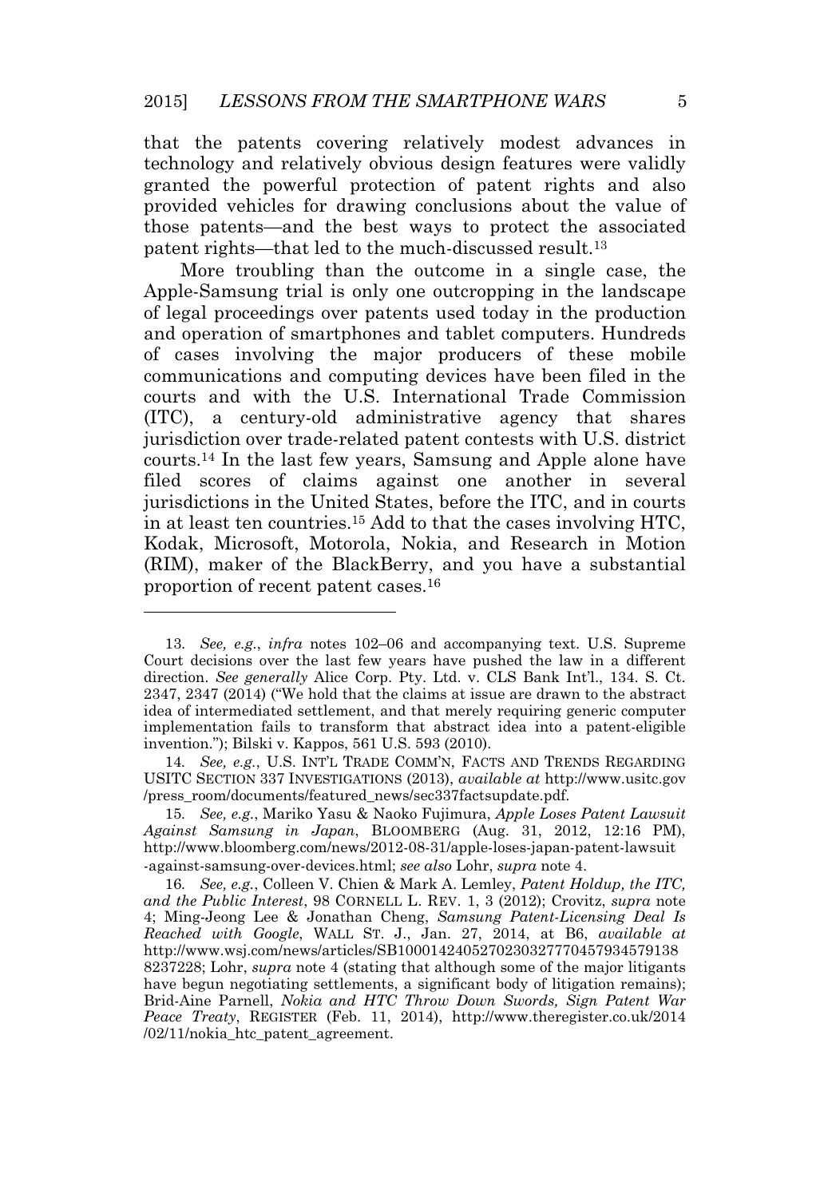that the patents covering relatively modest advances in technology and relatively obvious design features were validly granted the powerful protection of patent rights and also provided vehicles for drawing conclusions about the value of those patents—and the best ways to protect the associated patent rights—that led to the much-discussed result.[13]

More troubling than the outcome in a single case, the Apple-Samsung trial is only one outcropping in the landscape of legal proceedings over patents used today in the production and operation of smartphones and tablet computers. Hundreds of cases involving the major producers of these mobile communications and computing devices have been filed in the courts and with the U.S. International Trade Commission (ITC), a century-old administrative agency that shares jurisdiction over trade-related patent contests with U.S. district courts.[14] In the last few years, Samsung and Apple alone have filed scores of claims against one another in several jurisdictions in the United States, before the ITC, and in courts in at least ten countries.[15] Add to that the cases involving HTC, Kodak, Microsoft, Motorola, Nokia, and Research in Motion (RIM), maker of the BlackBerry, and you have a substantial proportion of recent patent cases.[16]

---

13. *See, e.g.*, *infra* notes 102–06 and accompanying text. U.S. Supreme Court decisions over the last few years have pushed the law in a different direction. *See generally* Alice Corp. Pty. Ltd. v. CLS Bank Int'l., 134. S. Ct. 2347, 2347 (2014) ("We hold that the claims at issue are drawn to the abstract idea of intermediated settlement, and that merely requiring generic computer implementation fails to transform that abstract idea into a patent-eligible invention."); Bilski v. Kappos, 561 U.S. 593 (2010).

14. *See, e.g.*, U.S. INT'L TRADE COMM'N, FACTS AND TRENDS REGARDING USITC SECTION 337 INVESTIGATIONS (2013), *available at* http://www.usitc.gov/press_room/documents/featured_news/sec337factsupdate.pdf.

15. *See, e.g.*, Mariko Yasu & Naoko Fujimura, *Apple Loses Patent Lawsuit Against Samsung in Japan*, BLOOMBERG (Aug. 31, 2012, 12:16 PM), http://www.bloomberg.com/news/2012-08-31/apple-loses-japan-patent-lawsuit-against-samsung-over-devices.html; *see also* Lohr, *supra* note 4.

16. *See, e.g.*, Colleen V. Chien & Mark A. Lemley, *Patent Holdup, the ITC, and the Public Interest*, 98 CORNELL L. REV. 1, 3 (2012); Crovitz, *supra* note 4; Ming-Jeong Lee & Jonathan Cheng, *Samsung Patent-Licensing Deal Is Reached with Google*, WALL ST. J., Jan. 27, 2014, at B6, *available at* http://www.wsj.com/news/articles/SB10001424052702303277704579341391388237228; Lohr, *supra* note 4 (stating that although some of the major litigants have begun negotiating settlements, a significant body of litigation remains); Brid-Aine Parnell, *Nokia and HTC Throw Down Swords, Sign Patent War Peace Treaty*, REGISTER (Feb. 11, 2014), http://www.theregister.co.uk/2014/02/11/nokia_htc_patent_agreement.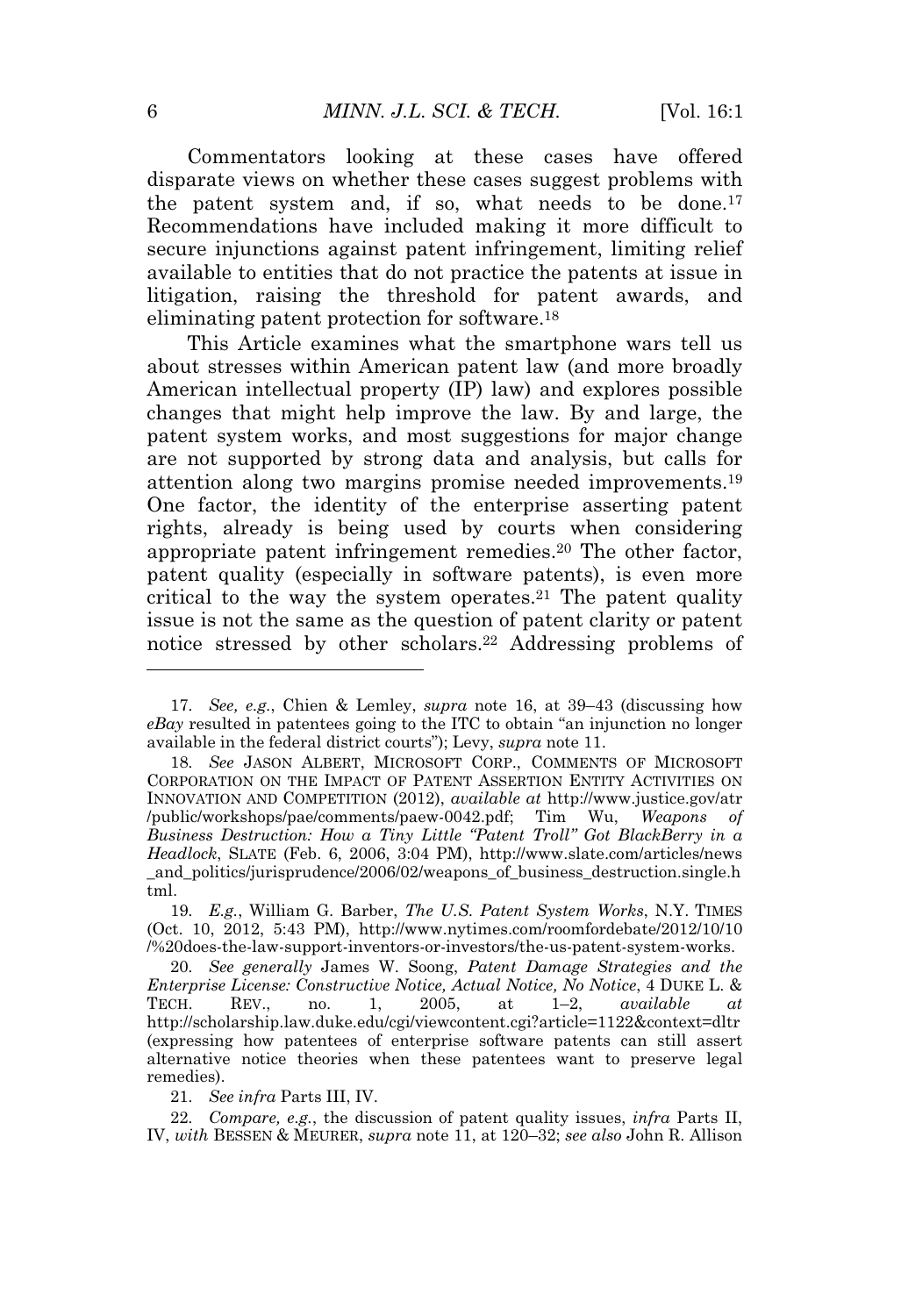Commentators looking at these cases have offered disparate views on whether these cases suggest problems with the patent system and, if so, what needs to be done.[17] Recommendations have included making it more difficult to secure injunctions against patent infringement, limiting relief available to entities that do not practice the patents at issue in litigation, raising the threshold for patent awards, and eliminating patent protection for software.[18]

This Article examines what the smartphone wars tell us about stresses within American patent law (and more broadly American intellectual property (IP) law) and explores possible changes that might help improve the law. By and large, the patent system works, and most suggestions for major change are not supported by strong data and analysis, but calls for attention along two margins promise needed improvements.[19] One factor, the identity of the enterprise asserting patent rights, already is being used by courts when considering appropriate patent infringement remedies.[20] The other factor, patent quality (especially in software patents), is even more critical to the way the system operates.[21] The patent quality issue is not the same as the question of patent clarity or patent notice stressed by other scholars.[22] Addressing problems of

---

17. *See, e.g.*, Chien & Lemley, *supra* note 16, at 39–43 (discussing how *eBay* resulted in patentees going to the ITC to obtain "an injunction no longer available in the federal district courts"); Levy, *supra* note 11.

18. *See* JASON ALBERT, MICROSOFT CORP., COMMENTS OF MICROSOFT CORPORATION ON THE IMPACT OF PATENT ASSERTION ENTITY ACTIVITIES ON INNOVATION AND COMPETITION (2012), *available at* http://www.justice.gov/atr/public/workshops/pae/comments/paew-0042.pdf; Tim Wu, *Weapons of Business Destruction: How a Tiny Little "Patent Troll" Got BlackBerry in a Headlock*, SLATE (Feb. 6, 2006, 3:04 PM), http://www.slate.com/articles/news_and_politics/jurisprudence/2006/02/weapons_of_business_destruction.single.html.

19. *E.g.*, William G. Barber, *The U.S. Patent System Works*, N.Y. TIMES (Oct. 10, 2012, 5:43 PM), http://www.nytimes.com/roomfordebate/2012/10/10/%20does-the-law-support-inventors-or-investors/the-us-patent-system-works.

20. *See generally* James W. Soong, *Patent Damage Strategies and the Enterprise License: Constructive Notice, Actual Notice, No Notice*, 4 DUKE L. & TECH. REV., no. 1, 2005, at 1–2, *available at* http://scholarship.law.duke.edu/cgi/viewcontent.cgi?article=1122&context=dltr (expressing how patentees of enterprise software patents can still assert alternative notice theories when these patentees want to preserve legal remedies).

21. *See infra* Parts III, IV.

22. *Compare, e.g.*, the discussion of patent quality issues, *infra* Parts II, IV, *with* BESSEN & MEURER, *supra* note 11, at 120–32; *see also* John R. Allison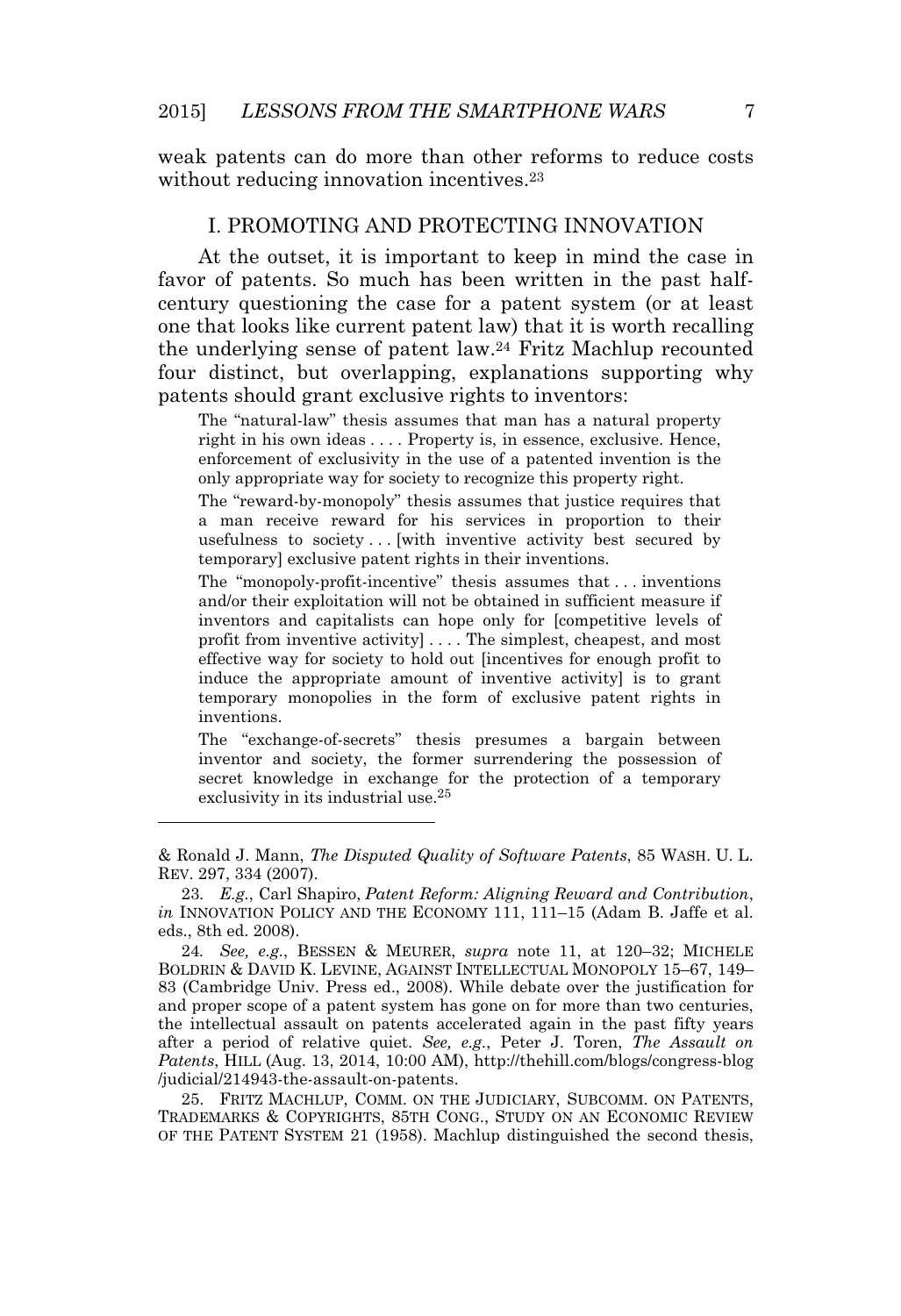weak patents can do more than other reforms to reduce costs without reducing innovation incentives.[23]

## I. PROMOTING AND PROTECTING INNOVATION

At the outset, it is important to keep in mind the case in favor of patents. So much has been written in the past half-century questioning the case for a patent system (or at least one that looks like current patent law) that it is worth recalling the underlying sense of patent law.[24] Fritz Machlup recounted four distinct, but overlapping, explanations supporting why patents should grant exclusive rights to inventors:

> The "natural-law" thesis assumes that man has a natural property right in his own ideas . . . . Property is, in essence, exclusive. Hence, enforcement of exclusivity in the use of a patented invention is the only appropriate way for society to recognize this property right.
>
> The "reward-by-monopoly" thesis assumes that justice requires that a man receive reward for his services in proportion to their usefulness to society . . . [with inventive activity best secured by temporary] exclusive patent rights in their inventions.
>
> The "monopoly-profit-incentive" thesis assumes that . . . inventions and/or their exploitation will not be obtained in sufficient measure if inventors and capitalists can hope only for [competitive levels of profit from inventive activity] . . . . The simplest, cheapest, and most effective way for society to hold out [incentives for enough profit to induce the appropriate amount of inventive activity] is to grant temporary monopolies in the form of exclusive patent rights in inventions.
>
> The "exchange-of-secrets" thesis presumes a bargain between inventor and society, the former surrendering the possession of secret knowledge in exchange for the protection of a temporary exclusivity in its industrial use.[25]

---

& Ronald J. Mann, *The Disputed Quality of Software Patents*, 85 WASH. U. L. REV. 297, 334 (2007).

23. *E.g.*, Carl Shapiro, *Patent Reform: Aligning Reward and Contribution*, *in* INNOVATION POLICY AND THE ECONOMY 111, 111–15 (Adam B. Jaffe et al. eds., 8th ed. 2008).

24. *See, e.g.*, BESSEN & MEURER, *supra* note 11, at 120–32; MICHELE BOLDRIN & DAVID K. LEVINE, AGAINST INTELLECTUAL MONOPOLY 15–67, 149–83 (Cambridge Univ. Press ed., 2008). While debate over the justification for and proper scope of a patent system has gone on for more than two centuries, the intellectual assault on patents accelerated again in the past fifty years after a period of relative quiet. *See, e.g.*, Peter J. Toren, *The Assault on Patents*, HILL (Aug. 13, 2014, 10:00 AM), http://thehill.com/blogs/congress-blog/judicial/214943-the-assault-on-patents.

25. FRITZ MACHLUP, COMM. ON THE JUDICIARY, SUBCOMM. ON PATENTS, TRADEMARKS & COPYRIGHTS, 85TH CONG., STUDY ON AN ECONOMIC REVIEW OF THE PATENT SYSTEM 21 (1958). Machlup distinguished the second thesis,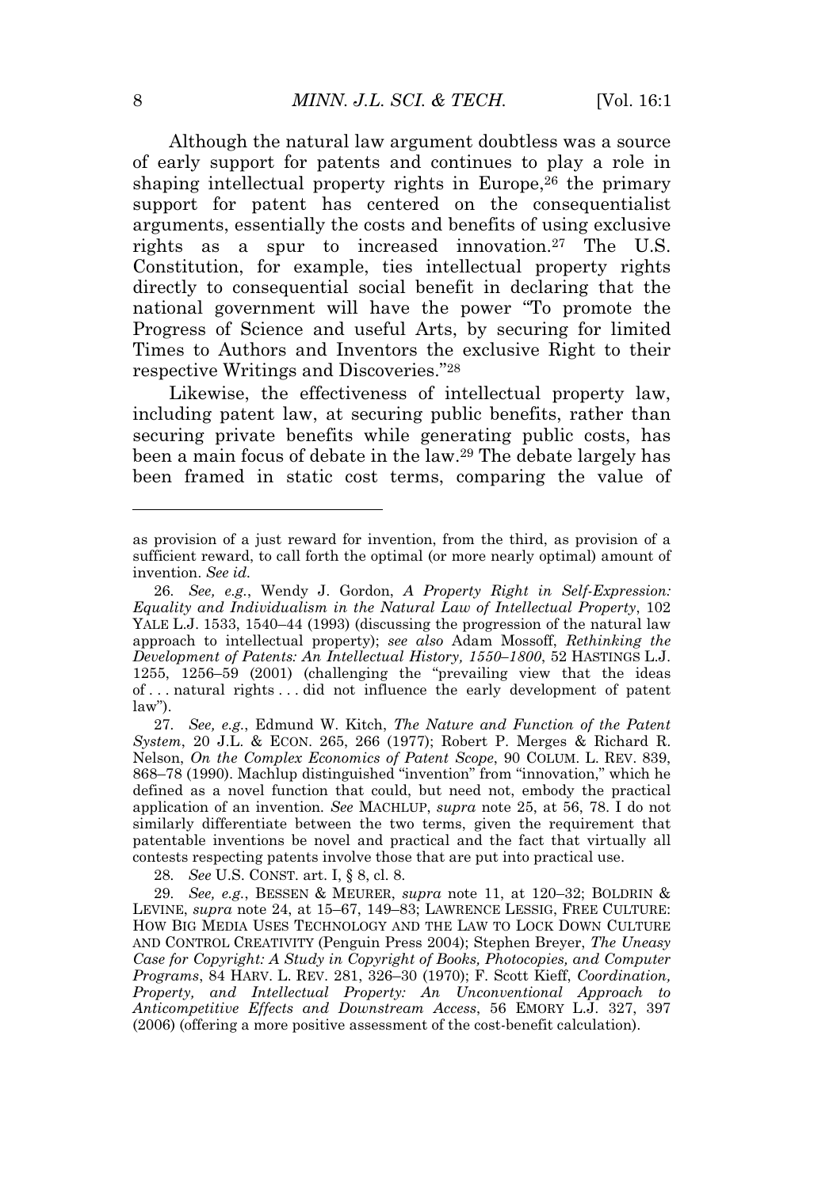Although the natural law argument doubtless was a source of early support for patents and continues to play a role in shaping intellectual property rights in Europe,[26] the primary support for patent has centered on the consequentialist arguments, essentially the costs and benefits of using exclusive rights as a spur to increased innovation.[27] The U.S. Constitution, for example, ties intellectual property rights directly to consequential social benefit in declaring that the national government will have the power "To promote the Progress of Science and useful Arts, by securing for limited Times to Authors and Inventors the exclusive Right to their respective Writings and Discoveries."[28]

Likewise, the effectiveness of intellectual property law, including patent law, at securing public benefits, rather than securing private benefits while generating public costs, has been a main focus of debate in the law.[29] The debate largely has been framed in static cost terms, comparing the value of

---

as provision of a just reward for invention, from the third, as provision of a sufficient reward, to call forth the optimal (or more nearly optimal) amount of invention. *See id.*

26. *See, e.g.*, Wendy J. Gordon, *A Property Right in Self-Expression: Equality and Individualism in the Natural Law of Intellectual Property*, 102 YALE L.J. 1533, 1540–44 (1993) (discussing the progression of the natural law approach to intellectual property); *see also* Adam Mossoff, *Rethinking the Development of Patents: An Intellectual History, 1550–1800*, 52 HASTINGS L.J. 1255, 1256–59 (2001) (challenging the "prevailing view that the ideas of . . . natural rights . . . did not influence the early development of patent law").

27. *See, e.g.*, Edmund W. Kitch, *The Nature and Function of the Patent System*, 20 J.L. & ECON. 265, 266 (1977); Robert P. Merges & Richard R. Nelson, *On the Complex Economics of Patent Scope*, 90 COLUM. L. REV. 839, 868–78 (1990). Machlup distinguished "invention" from "innovation," which he defined as a novel function that could, but need not, embody the practical application of an invention. *See* MACHLUP, *supra* note 25, at 56, 78. I do not similarly differentiate between the two terms, given the requirement that patentable inventions be novel and practical and the fact that virtually all contests respecting patents involve those that are put into practical use.

28. *See* U.S. CONST. art. I, § 8, cl. 8.

29. *See, e.g.*, BESSEN & MEURER, *supra* note 11, at 120–32; BOLDRIN & LEVINE, *supra* note 24, at 15–67, 149–83; LAWRENCE LESSIG, FREE CULTURE: HOW BIG MEDIA USES TECHNOLOGY AND THE LAW TO LOCK DOWN CULTURE AND CONTROL CREATIVITY (Penguin Press 2004); Stephen Breyer, *The Uneasy Case for Copyright: A Study in Copyright of Books, Photocopies, and Computer Programs*, 84 HARV. L. REV. 281, 326–30 (1970); F. Scott Kieff, *Coordination, Property, and Intellectual Property: An Unconventional Approach to Anticompetitive Effects and Downstream Access*, 56 EMORY L.J. 327, 397 (2006) (offering a more positive assessment of the cost-benefit calculation).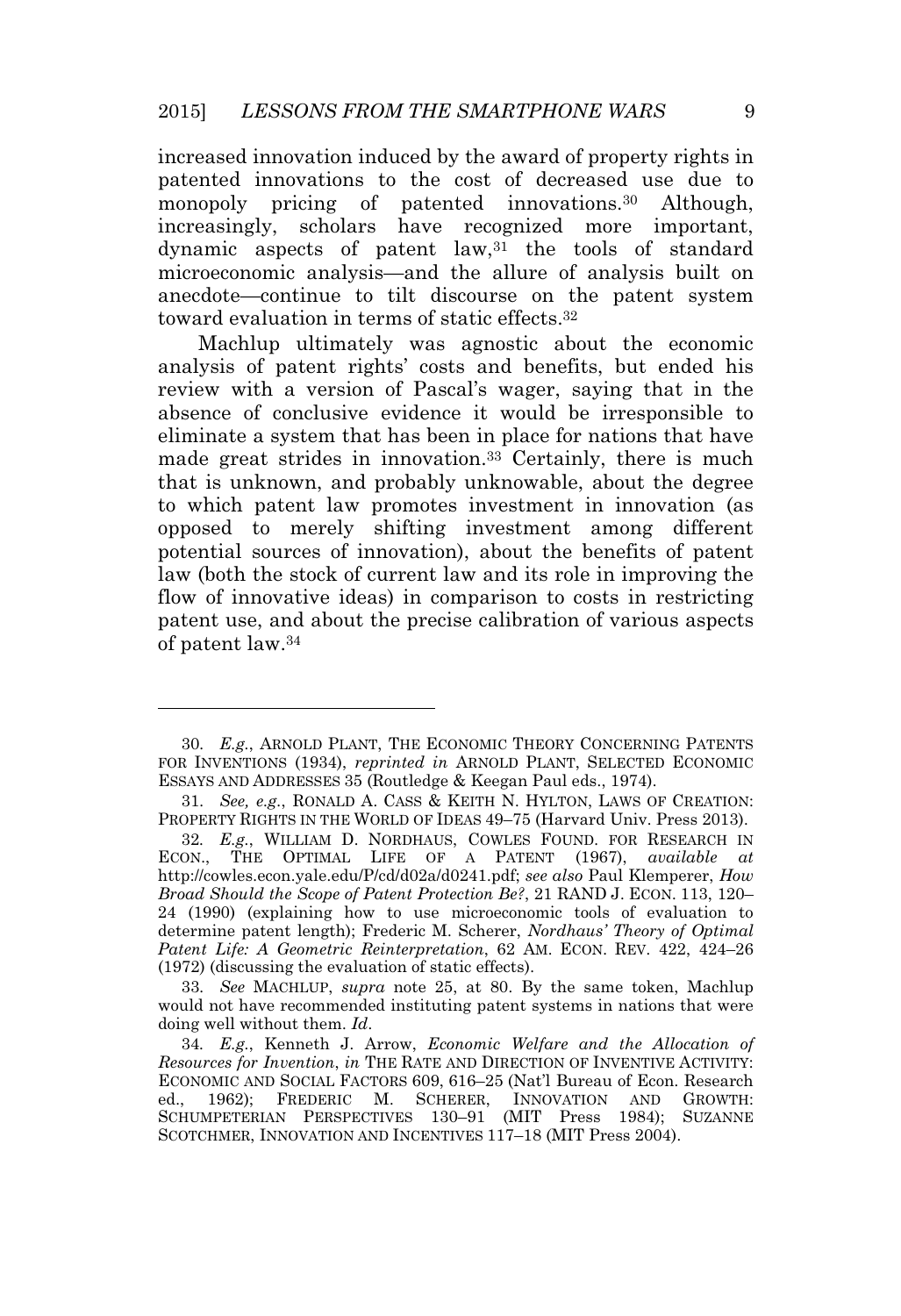increased innovation induced by the award of property rights in patented innovations to the cost of decreased use due to monopoly pricing of patented innovations.[30] Although, increasingly, scholars have recognized more important, dynamic aspects of patent law,[31] the tools of standard microeconomic analysis—and the allure of analysis built on anecdote—continue to tilt discourse on the patent system toward evaluation in terms of static effects.[32]

Machlup ultimately was agnostic about the economic analysis of patent rights' costs and benefits, but ended his review with a version of Pascal's wager, saying that in the absence of conclusive evidence it would be irresponsible to eliminate a system that has been in place for nations that have made great strides in innovation.[33] Certainly, there is much that is unknown, and probably unknowable, about the degree to which patent law promotes investment in innovation (as opposed to merely shifting investment among different potential sources of innovation), about the benefits of patent law (both the stock of current law and its role in improving the flow of innovative ideas) in comparison to costs in restricting patent use, and about the precise calibration of various aspects of patent law.[34]

---

30. *E.g.*, ARNOLD PLANT, THE ECONOMIC THEORY CONCERNING PATENTS FOR INVENTIONS (1934), *reprinted in* ARNOLD PLANT, SELECTED ECONOMIC ESSAYS AND ADDRESSES 35 (Routledge & Keegan Paul eds., 1974).

31. *See, e.g.*, RONALD A. CASS & KEITH N. HYLTON, LAWS OF CREATION: PROPERTY RIGHTS IN THE WORLD OF IDEAS 49–75 (Harvard Univ. Press 2013).

32. *E.g.*, WILLIAM D. NORDHAUS, COWLES FOUND. FOR RESEARCH IN ECON., THE OPTIMAL LIFE OF A PATENT (1967), *available at* http://cowles.econ.yale.edu/P/cd/d02a/d0241.pdf; *see also* Paul Klemperer, *How Broad Should the Scope of Patent Protection Be?*, 21 RAND J. ECON. 113, 120–24 (1990) (explaining how to use microeconomic tools of evaluation to determine patent length); Frederic M. Scherer, *Nordhaus' Theory of Optimal Patent Life: A Geometric Reinterpretation*, 62 AM. ECON. REV. 422, 424–26 (1972) (discussing the evaluation of static effects).

33. *See* MACHLUP, *supra* note 25, at 80. By the same token, Machlup would not have recommended instituting patent systems in nations that were doing well without them. *Id.*

34. *E.g.*, Kenneth J. Arrow, *Economic Welfare and the Allocation of Resources for Invention*, *in* THE RATE AND DIRECTION OF INVENTIVE ACTIVITY: ECONOMIC AND SOCIAL FACTORS 609, 616–25 (Nat'l Bureau of Econ. Research ed., 1962); FREDERIC M. SCHERER, INNOVATION AND GROWTH: SCHUMPETERIAN PERSPECTIVES 130–91 (MIT Press 1984); SUZANNE SCOTCHMER, INNOVATION AND INCENTIVES 117–18 (MIT Press 2004).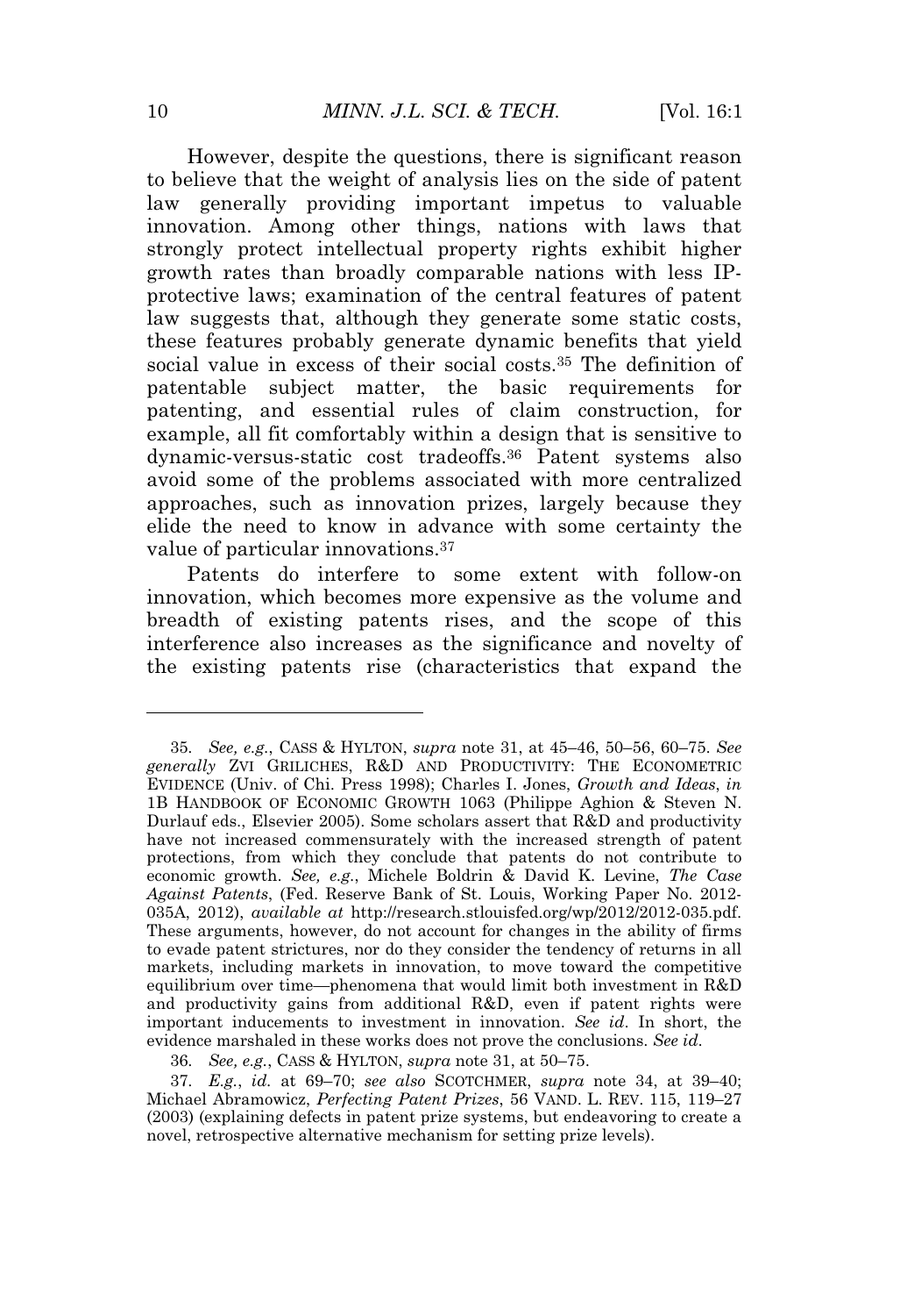However, despite the questions, there is significant reason to believe that the weight of analysis lies on the side of patent law generally providing important impetus to valuable innovation. Among other things, nations with laws that strongly protect intellectual property rights exhibit higher growth rates than broadly comparable nations with less IP-protective laws; examination of the central features of patent law suggests that, although they generate some static costs, these features probably generate dynamic benefits that yield social value in excess of their social costs.[35] The definition of patentable subject matter, the basic requirements for patenting, and essential rules of claim construction, for example, all fit comfortably within a design that is sensitive to dynamic-versus-static cost tradeoffs.[36] Patent systems also avoid some of the problems associated with more centralized approaches, such as innovation prizes, largely because they elide the need to know in advance with some certainty the value of particular innovations.[37]

Patents do interfere to some extent with follow-on innovation, which becomes more expensive as the volume and breadth of existing patents rises, and the scope of this interference also increases as the significance and novelty of the existing patents rise (characteristics that expand the

---

35. *See, e.g.*, CASS & HYLTON, *supra* note 31, at 45–46, 50–56, 60–75. *See generally* ZVI GRILICHES, R&D AND PRODUCTIVITY: THE ECONOMETRIC EVIDENCE (Univ. of Chi. Press 1998); Charles I. Jones, *Growth and Ideas*, *in* 1B HANDBOOK OF ECONOMIC GROWTH 1063 (Philippe Aghion & Steven N. Durlauf eds., Elsevier 2005). Some scholars assert that R&D and productivity have not increased commensurately with the increased strength of patent protections, from which they conclude that patents do not contribute to economic growth. *See, e.g.*, Michele Boldrin & David K. Levine, *The Case Against Patents*, (Fed. Reserve Bank of St. Louis, Working Paper No. 2012-035A, 2012), *available at* http://research.stlouisfed.org/wp/2012/2012-035.pdf. These arguments, however, do not account for changes in the ability of firms to evade patent strictures, nor do they consider the tendency of returns in all markets, including markets in innovation, to move toward the competitive equilibrium over time—phenomena that would limit both investment in R&D and productivity gains from additional R&D, even if patent rights were important inducements to investment in innovation. *See id*. In short, the evidence marshaled in these works does not prove the conclusions. *See id*.

36. *See, e.g.*, CASS & HYLTON, *supra* note 31, at 50–75.

37. *E.g.*, *id.* at 69–70; *see also* SCOTCHMER, *supra* note 34, at 39–40; Michael Abramowicz, *Perfecting Patent Prizes*, 56 VAND. L. REV. 115, 119–27 (2003) (explaining defects in patent prize systems, but endeavoring to create a novel, retrospective alternative mechanism for setting prize levels).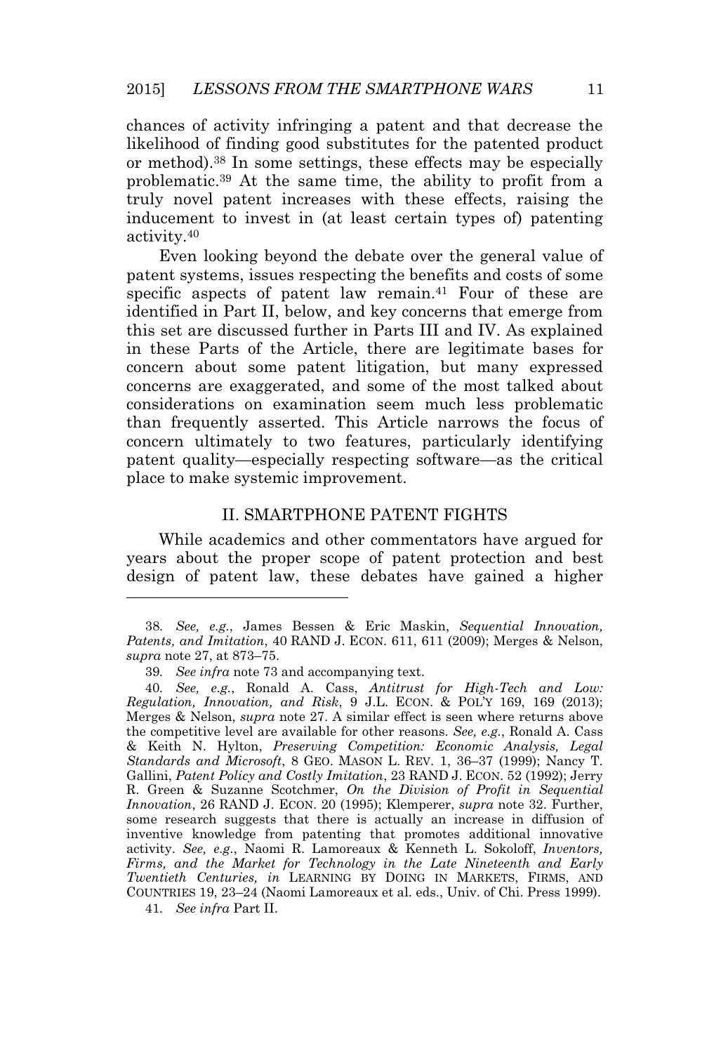chances of activity infringing a patent and that decrease the likelihood of finding good substitutes for the patented product or method).[38] In some settings, these effects may be especially problematic.[39] At the same time, the ability to profit from a truly novel patent increases with these effects, raising the inducement to invest in (at least certain types of) patenting activity.[40]

Even looking beyond the debate over the general value of patent systems, issues respecting the benefits and costs of some specific aspects of patent law remain.[41] Four of these are identified in Part II, below, and key concerns that emerge from this set are discussed further in Parts III and IV. As explained in these Parts of the Article, there are legitimate bases for concern about some patent litigation, but many expressed concerns are exaggerated, and some of the most talked about considerations on examination seem much less problematic than frequently asserted. This Article narrows the focus of concern ultimately to two features, particularly identifying patent quality—especially respecting software—as the critical place to make systemic improvement.

## II. SMARTPHONE PATENT FIGHTS

While academics and other commentators have argued for years about the proper scope of patent protection and best design of patent law, these debates have gained a higher

---

38. *See, e.g.*, James Bessen & Eric Maskin, *Sequential Innovation, Patents, and Imitation*, 40 RAND J. ECON. 611, 611 (2009); Merges & Nelson, *supra* note 27, at 873–75.

39. *See infra* note 73 and accompanying text.

40. *See, e.g.*, Ronald A. Cass, *Antitrust for High-Tech and Low: Regulation, Innovation, and Risk*, 9 J.L. ECON. & POL'Y 169, 169 (2013); Merges & Nelson, *supra* note 27. A similar effect is seen where returns above the competitive level are available for other reasons. *See, e.g.*, Ronald A. Cass & Keith N. Hylton, *Preserving Competition: Economic Analysis, Legal Standards and Microsoft*, 8 GEO. MASON L. REV. 1, 36–37 (1999); Nancy T. Gallini, *Patent Policy and Costly Imitation*, 23 RAND J. ECON. 52 (1992); Jerry R. Green & Suzanne Scotchmer, *On the Division of Profit in Sequential Innovation*, 26 RAND J. ECON. 20 (1995); Klemperer, *supra* note 32. Further, some research suggests that there is actually an increase in diffusion of inventive knowledge from patenting that promotes additional innovative activity. *See, e.g.*, Naomi R. Lamoreaux & Kenneth L. Sokoloff, *Inventors, Firms, and the Market for Technology in the Late Nineteenth and Early Twentieth Centuries, in* LEARNING BY DOING IN MARKETS, FIRMS, AND COUNTRIES 19, 23–24 (Naomi Lamoreaux et al. eds., Univ. of Chi. Press 1999).

41. *See infra* Part II.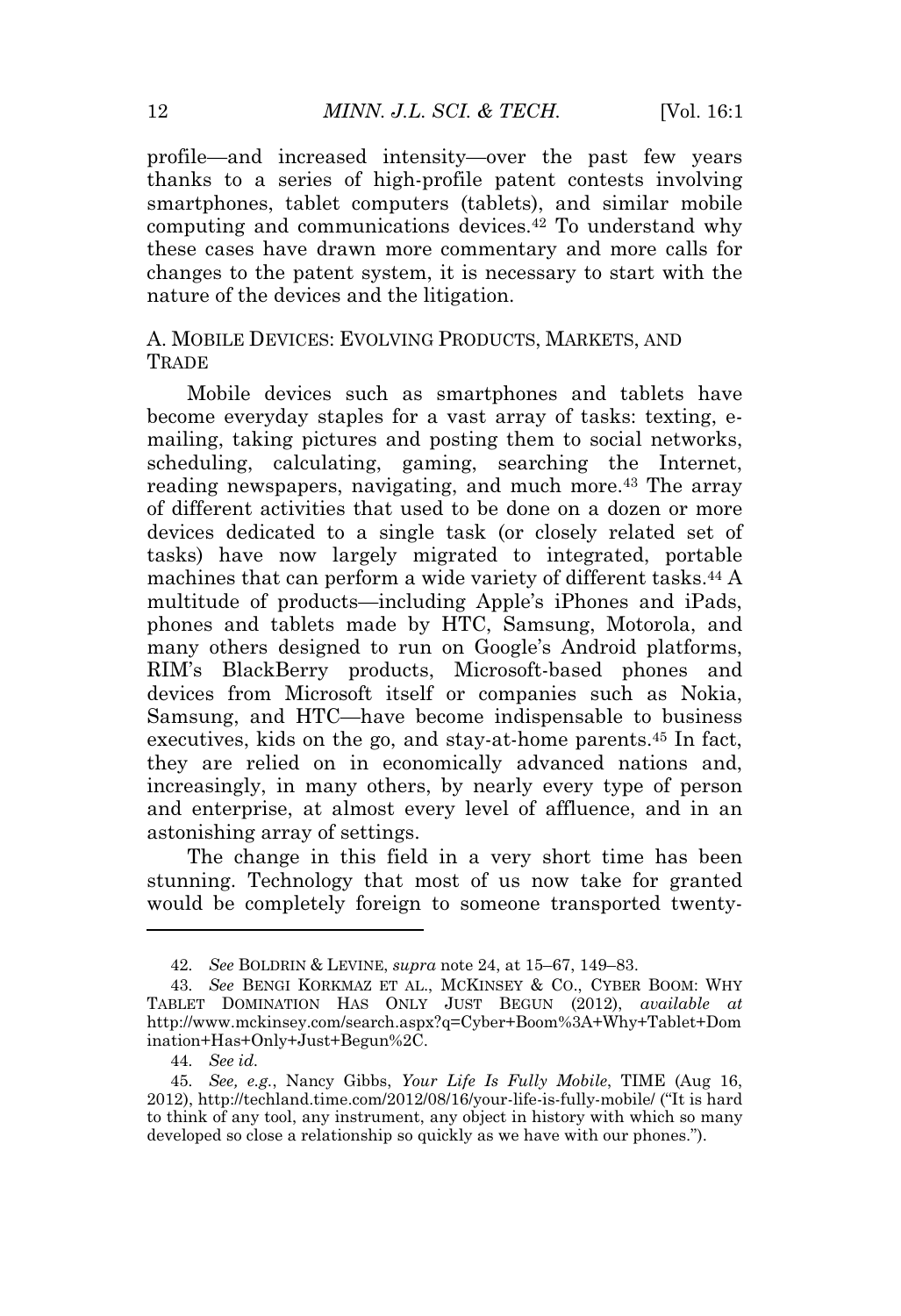profile—and increased intensity—over the past few years thanks to a series of high-profile patent contests involving smartphones, tablet computers (tablets), and similar mobile computing and communications devices.[42] To understand why these cases have drawn more commentary and more calls for changes to the patent system, it is necessary to start with the nature of the devices and the litigation.

### A. Mobile Devices: Evolving Products, Markets, and Trade

Mobile devices such as smartphones and tablets have become everyday staples for a vast array of tasks: texting, e-mailing, taking pictures and posting them to social networks, scheduling, calculating, gaming, searching the Internet, reading newspapers, navigating, and much more.[43] The array of different activities that used to be done on a dozen or more devices dedicated to a single task (or closely related set of tasks) have now largely migrated to integrated, portable machines that can perform a wide variety of different tasks.[44] A multitude of products—including Apple's iPhones and iPads, phones and tablets made by HTC, Samsung, Motorola, and many others designed to run on Google's Android platforms, RIM's BlackBerry products, Microsoft-based phones and devices from Microsoft itself or companies such as Nokia, Samsung, and HTC—have become indispensable to business executives, kids on the go, and stay-at-home parents.[45] In fact, they are relied on in economically advanced nations and, increasingly, in many others, by nearly every type of person and enterprise, at almost every level of affluence, and in an astonishing array of settings.

The change in this field in a very short time has been stunning. Technology that most of us now take for granted would be completely foreign to someone transported twenty-

---

42. *See* BOLDRIN & LEVINE, *supra* note 24, at 15–67, 149–83.

43. *See* BENGI KORKMAZ ET AL., MCKINSEY & CO., CYBER BOOM: WHY TABLET DOMINATION HAS ONLY JUST BEGUN (2012), *available at* http://www.mckinsey.com/search.aspx?q=Cyber+Boom%3A+Why+Tablet+Domination+Has+Only+Just+Begun%2C.

44. *See id.*

45. *See, e.g.*, Nancy Gibbs, *Your Life Is Fully Mobile*, TIME (Aug 16, 2012), http://techland.time.com/2012/08/16/your-life-is-fully-mobile/ ("It is hard to think of any tool, any instrument, any object in history with which so many developed so close a relationship so quickly as we have with our phones.").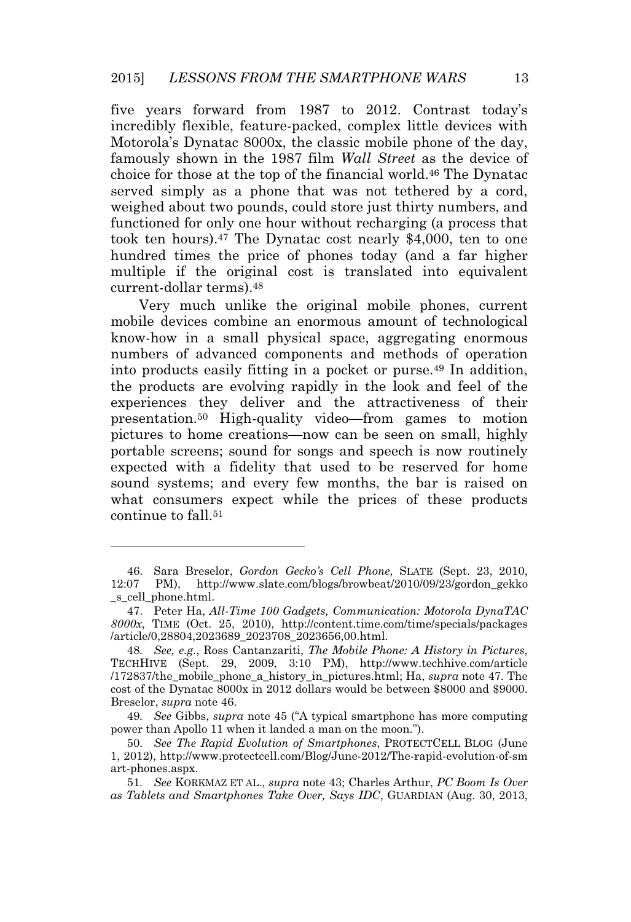five years forward from 1987 to 2012. Contrast today's incredibly flexible, feature-packed, complex little devices with Motorola's Dynatac 8000x, the classic mobile phone of the day, famously shown in the 1987 film *Wall Street* as the device of choice for those at the top of the financial world.[46] The Dynatac served simply as a phone that was not tethered by a cord, weighed about two pounds, could store just thirty numbers, and functioned for only one hour without recharging (a process that took ten hours).[47] The Dynatac cost nearly $4,000, ten to one hundred times the price of phones today (and a far higher multiple if the original cost is translated into equivalent current-dollar terms).[48]

Very much unlike the original mobile phones, current mobile devices combine an enormous amount of technological know-how in a small physical space, aggregating enormous numbers of advanced components and methods of operation into products easily fitting in a pocket or purse.[49] In addition, the products are evolving rapidly in the look and feel of the experiences they deliver and the attractiveness of their presentation.[50] High-quality video—from games to motion pictures to home creations—now can be seen on small, highly portable screens; sound for songs and speech is now routinely expected with a fidelity that used to be reserved for home sound systems; and every few months, the bar is raised on what consumers expect while the prices of these products continue to fall.[51]

---

46. Sara Breselor, *Gordon Gecko's Cell Phone*, SLATE (Sept. 23, 2010, 12:07 PM), http://www.slate.com/blogs/browbeat/2010/09/23/gordon_gekko_s_cell_phone.html.

47. Peter Ha, *All-Time 100 Gadgets, Communication: Motorola DynaTAC 8000x*, TIME (Oct. 25, 2010), http://content.time.com/time/specials/packages/article/0,28804,2023689_2023708_2023656,00.html.

48. *See, e.g.*, Ross Cantanzariti, *The Mobile Phone: A History in Pictures*, TECHHIVE (Sept. 29, 2009, 3:10 PM), http://www.techhive.com/article/172837/the_mobile_phone_a_history_in_pictures.html; Ha, *supra* note 47. The cost of the Dynatac 8000x in 2012 dollars would be between $8000 and $9000. Breselor, *supra* note 46.

49. *See* Gibbs, *supra* note 45 ("A typical smartphone has more computing power than Apollo 11 when it landed a man on the moon.").

50. *See The Rapid Evolution of Smartphones*, PROTECTCELL BLOG (June 1, 2012), http://www.protectcell.com/Blog/June-2012/The-rapid-evolution-of-smart-phones.aspx.

51. *See* KORKMAZ ET AL., *supra* note 43; Charles Arthur, *PC Boom Is Over as Tablets and Smartphones Take Over, Says IDC*, GUARDIAN (Aug. 30, 2013,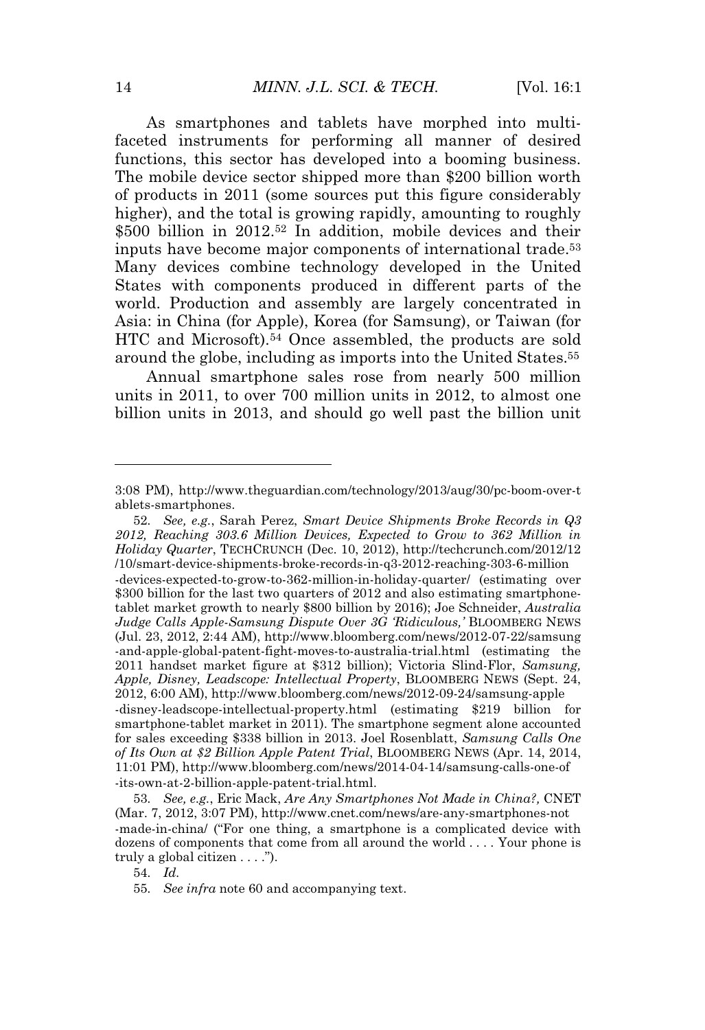As smartphones and tablets have morphed into multi-faceted instruments for performing all manner of desired functions, this sector has developed into a booming business. The mobile device sector shipped more than $200 billion worth of products in 2011 (some sources put this figure considerably higher), and the total is growing rapidly, amounting to roughly $500 billion in 2012.[52] In addition, mobile devices and their inputs have become major components of international trade.[53] Many devices combine technology developed in the United States with components produced in different parts of the world. Production and assembly are largely concentrated in Asia: in China (for Apple), Korea (for Samsung), or Taiwan (for HTC and Microsoft).[54] Once assembled, the products are sold around the globe, including as imports into the United States.[55]

Annual smartphone sales rose from nearly 500 million units in 2011, to over 700 million units in 2012, to almost one billion units in 2013, and should go well past the billion unit

---

3:08 PM), http://www.theguardian.com/technology/2013/aug/30/pc-boom-over-tablets-smartphones.

52. *See, e.g.*, Sarah Perez, *Smart Device Shipments Broke Records in Q3 2012, Reaching 303.6 Million Devices, Expected to Grow to 362 Million in Holiday Quarter*, TECHCRUNCH (Dec. 10, 2012), http://techcrunch.com/2012/12/10/smart-device-shipments-broke-records-in-q3-2012-reaching-303-6-million-devices-expected-to-grow-to-362-million-in-holiday-quarter/ (estimating over $300 billion for the last two quarters of 2012 and also estimating smartphone-tablet market growth to nearly $800 billion by 2016); Joe Schneider, *Australia Judge Calls Apple-Samsung Dispute Over 3G 'Ridiculous,'* BLOOMBERG NEWS (Jul. 23, 2012, 2:44 AM), http://www.bloomberg.com/news/2012-07-22/samsung-and-apple-global-patent-fight-moves-to-australia-trial.html (estimating the 2011 handset market figure at $312 billion); Victoria Slind-Flor, *Samsung, Apple, Disney, Leadscope: Intellectual Property*, BLOOMBERG NEWS (Sept. 24, 2012, 6:00 AM), http://www.bloomberg.com/news/2012-09-24/samsung-apple-disney-leadscope-intellectual-property.html (estimating $219 billion for smartphone-tablet market in 2011). The smartphone segment alone accounted for sales exceeding $338 billion in 2013. Joel Rosenblatt, *Samsung Calls One of Its Own at $2 Billion Apple Patent Trial*, BLOOMBERG NEWS (Apr. 14, 2014, 11:01 PM), http://www.bloomberg.com/news/2014-04-14/samsung-calls-one-of-its-own-at-2-billion-apple-patent-trial.html.

53. *See, e.g.*, Eric Mack, *Are Any Smartphones Not Made in China?,* CNET (Mar. 7, 2012, 3:07 PM), http://www.cnet.com/news/are-any-smartphones-not-made-in-china/ ("For one thing, a smartphone is a complicated device with dozens of components that come from all around the world . . . . Your phone is truly a global citizen . . . .").

54. *Id.*

55. *See infra* note 60 and accompanying text.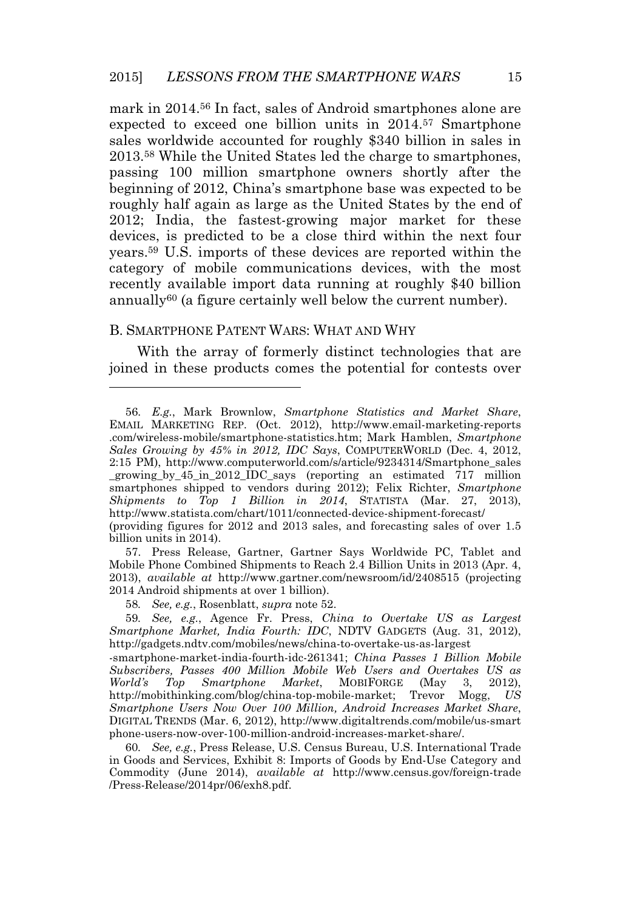mark in 2014.[56] In fact, sales of Android smartphones alone are expected to exceed one billion units in 2014.[57] Smartphone sales worldwide accounted for roughly $340 billion in sales in 2013.[58] While the United States led the charge to smartphones, passing 100 million smartphone owners shortly after the beginning of 2012, China's smartphone base was expected to be roughly half again as large as the United States by the end of 2012; India, the fastest-growing major market for these devices, is predicted to be a close third within the next four years.[59] U.S. imports of these devices are reported within the category of mobile communications devices, with the most recently available import data running at roughly $40 billion annually[60] (a figure certainly well below the current number).

### B. SMARTPHONE PATENT WARS: WHAT AND WHY

With the array of formerly distinct technologies that are joined in these products comes the potential for contests over

---

56. *E.g.*, Mark Brownlow, *Smartphone Statistics and Market Share*, EMAIL MARKETING REP. (Oct. 2012), http://www.email-marketing-reports.com/wireless-mobile/smartphone-statistics.htm; Mark Hamblen, *Smartphone Sales Growing by 45% in 2012, IDC Says*, COMPUTERWORLD (Dec. 4, 2012, 2:15 PM), http://www.computerworld.com/s/article/9234314/Smartphone_sales_growing_by_45_in_2012_IDC_says (reporting an estimated 717 million smartphones shipped to vendors during 2012); Felix Richter, *Smartphone Shipments to Top 1 Billion in 2014*, STATISTA (Mar. 27, 2013), http://www.statista.com/chart/1011/connected-device-shipment-forecast/ (providing figures for 2012 and 2013 sales, and forecasting sales of over 1.5 billion units in 2014).

57. Press Release, Gartner, Gartner Says Worldwide PC, Tablet and Mobile Phone Combined Shipments to Reach 2.4 Billion Units in 2013 (Apr. 4, 2013), *available at* http://www.gartner.com/newsroom/id/2408515 (projecting 2014 Android shipments at over 1 billion).

58. *See, e.g.*, Rosenblatt, *supra* note 52.

59. *See, e.g.*, Agence Fr. Press, *China to Overtake US as Largest Smartphone Market, India Fourth: IDC*, NDTV GADGETS (Aug. 31, 2012), http://gadgets.ndtv.com/mobiles/news/china-to-overtake-us-as-largest-smartphone-market-india-fourth-idc-261341; *China Passes 1 Billion Mobile Subscribers, Passes 400 Million Mobile Web Users and Overtakes US as World's Top Smartphone Market*, MOBIFORGE (May 3, 2012), http://mobithinking.com/blog/china-top-mobile-market; Trevor Mogg, *US Smartphone Users Now Over 100 Million, Android Increases Market Share*, DIGITAL TRENDS (Mar. 6, 2012), http://www.digitaltrends.com/mobile/us-smartphone-users-now-over-100-million-android-increases-market-share/.

60. *See, e.g.*, Press Release, U.S. Census Bureau, U.S. International Trade in Goods and Services, Exhibit 8: Imports of Goods by End-Use Category and Commodity (June 2014), *available at* http://www.census.gov/foreign-trade/Press-Release/2014pr/06/exh8.pdf.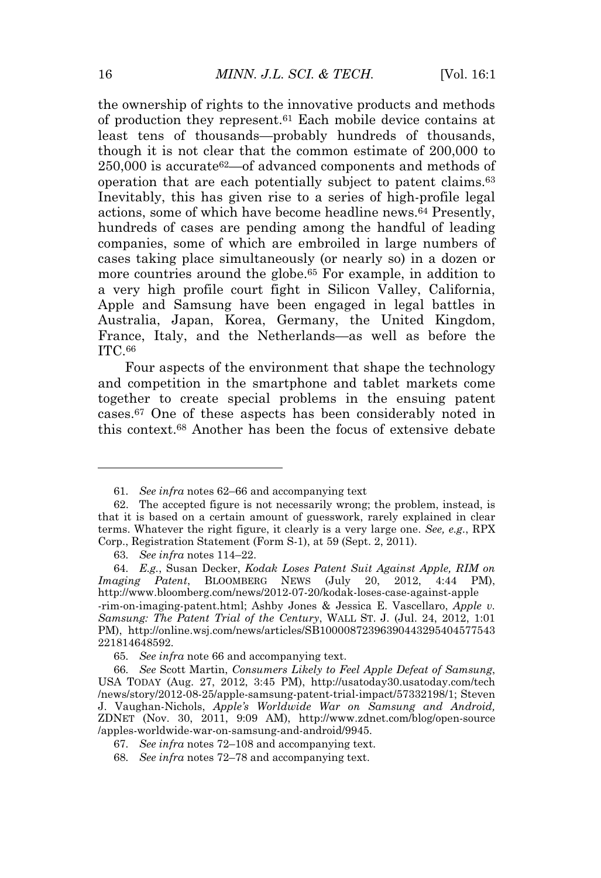the ownership of rights to the innovative products and methods of production they represent.[61] Each mobile device contains at least tens of thousands—probably hundreds of thousands, though it is not clear that the common estimate of 200,000 to 250,000 is accurate[62]—of advanced components and methods of operation that are each potentially subject to patent claims.[63] Inevitably, this has given rise to a series of high-profile legal actions, some of which have become headline news.[64] Presently, hundreds of cases are pending among the handful of leading companies, some of which are embroiled in large numbers of cases taking place simultaneously (or nearly so) in a dozen or more countries around the globe.[65] For example, in addition to a very high profile court fight in Silicon Valley, California, Apple and Samsung have been engaged in legal battles in Australia, Japan, Korea, Germany, the United Kingdom, France, Italy, and the Netherlands—as well as before the ITC.[66]

Four aspects of the environment that shape the technology and competition in the smartphone and tablet markets come together to create special problems in the ensuing patent cases.[67] One of these aspects has been considerably noted in this context.[68] Another has been the focus of extensive debate

---

61. *See infra* notes 62–66 and accompanying text

62. The accepted figure is not necessarily wrong; the problem, instead, is that it is based on a certain amount of guesswork, rarely explained in clear terms. Whatever the right figure, it clearly is a very large one. *See, e.g.*, RPX Corp., Registration Statement (Form S-1), at 59 (Sept. 2, 2011).

63. *See infra* notes 114–22.

64. *E.g.*, Susan Decker, *Kodak Loses Patent Suit Against Apple, RIM on Imaging Patent*, BLOOMBERG NEWS (July 20, 2012, 4:44 PM), http://www.bloomberg.com/news/2012-07-20/kodak-loses-case-against-apple-rim-on-imaging-patent.html; Ashby Jones & Jessica E. Vascellaro, *Apple v. Samsung: The Patent Trial of the Century*, WALL ST. J. (Jul. 24, 2012, 1:01 PM), http://online.wsj.com/news/articles/SB10000872396390443295404577543221814648592.

65. *See infra* note 66 and accompanying text.

66. *See* Scott Martin, *Consumers Likely to Feel Apple Defeat of Samsung*, USA TODAY (Aug. 27, 2012, 3:45 PM), http://usatoday30.usatoday.com/tech/news/story/2012-08-25/apple-samsung-patent-trial-impact/57332198/1; Steven J. Vaughan-Nichols, *Apple's Worldwide War on Samsung and Android,* ZDNET (Nov. 30, 2011, 9:09 AM), http://www.zdnet.com/blog/open-source/apples-worldwide-war-on-samsung-and-android/9945.

67. *See infra* notes 72–108 and accompanying text.

68. *See infra* notes 72–78 and accompanying text.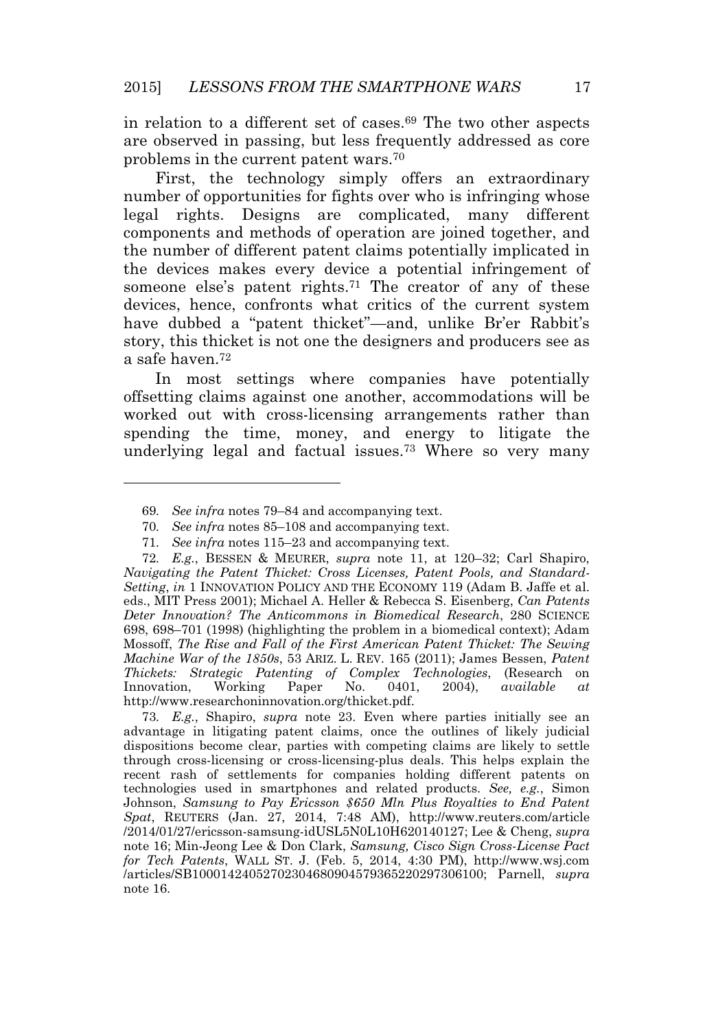in relation to a different set of cases.[69] The two other aspects are observed in passing, but less frequently addressed as core problems in the current patent wars.[70]

First, the technology simply offers an extraordinary number of opportunities for fights over who is infringing whose legal rights. Designs are complicated, many different components and methods of operation are joined together, and the number of different patent claims potentially implicated in the devices makes every device a potential infringement of someone else's patent rights.[71] The creator of any of these devices, hence, confronts what critics of the current system have dubbed a "patent thicket"—and, unlike Br'er Rabbit's story, this thicket is not one the designers and producers see as a safe haven.[72]

In most settings where companies have potentially offsetting claims against one another, accommodations will be worked out with cross-licensing arrangements rather than spending the time, money, and energy to litigate the underlying legal and factual issues.[73] Where so very many

---

69. *See infra* notes 79–84 and accompanying text.

70. *See infra* notes 85–108 and accompanying text.

71. *See infra* notes 115–23 and accompanying text.

72. *E.g.*, BESSEN & MEURER, *supra* note 11, at 120–32; Carl Shapiro, *Navigating the Patent Thicket: Cross Licenses, Patent Pools, and Standard-Setting*, *in* 1 INNOVATION POLICY AND THE ECONOMY 119 (Adam B. Jaffe et al. eds., MIT Press 2001); Michael A. Heller & Rebecca S. Eisenberg, *Can Patents Deter Innovation? The Anticommons in Biomedical Research*, 280 SCIENCE 698, 698–701 (1998) (highlighting the problem in a biomedical context); Adam Mossoff, *The Rise and Fall of the First American Patent Thicket: The Sewing Machine War of the 1850s*, 53 ARIZ. L. REV. 165 (2011); James Bessen, *Patent Thickets: Strategic Patenting of Complex Technologies*, (Research on Innovation, Working Paper No. 0401, 2004), *available at* http://www.researchoninnovation.org/thicket.pdf.

73. *E.g.*, Shapiro, *supra* note 23. Even where parties initially see an advantage in litigating patent claims, once the outlines of likely judicial dispositions become clear, parties with competing claims are likely to settle through cross-licensing or cross-licensing-plus deals. This helps explain the recent rash of settlements for companies holding different patents on technologies used in smartphones and related products. *See, e.g.*, Simon Johnson, *Samsung to Pay Ericsson $650 Mln Plus Royalties to End Patent Spat*, REUTERS (Jan. 27, 2014, 7:48 AM), http://www.reuters.com/article/2014/01/27/ericsson-samsung-idUSL5N0L10H620140127; Lee & Cheng, *supra* note 16; Min-Jeong Lee & Don Clark, *Samsung, Cisco Sign Cross-License Pact for Tech Patents*, WALL ST. J. (Feb. 5, 2014, 4:30 PM), http://www.wsj.com/articles/SB10001424052702304680904579365220297306100; Parnell, *supra* note 16.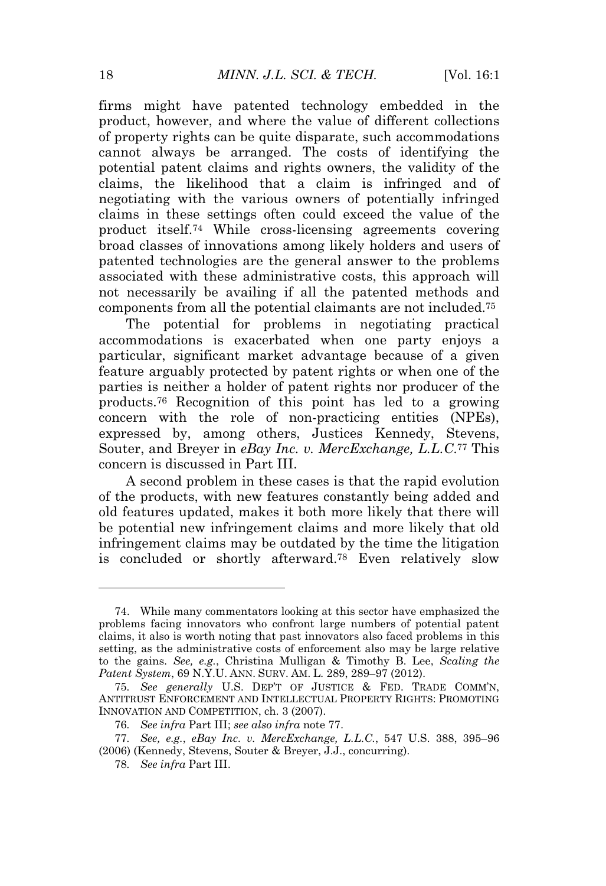firms might have patented technology embedded in the product, however, and where the value of different collections of property rights can be quite disparate, such accommodations cannot always be arranged. The costs of identifying the potential patent claims and rights owners, the validity of the claims, the likelihood that a claim is infringed and of negotiating with the various owners of potentially infringed claims in these settings often could exceed the value of the product itself.[74] While cross-licensing agreements covering broad classes of innovations among likely holders and users of patented technologies are the general answer to the problems associated with these administrative costs, this approach will not necessarily be availing if all the patented methods and components from all the potential claimants are not included.[75]

The potential for problems in negotiating practical accommodations is exacerbated when one party enjoys a particular, significant market advantage because of a given feature arguably protected by patent rights or when one of the parties is neither a holder of patent rights nor producer of the products.[76] Recognition of this point has led to a growing concern with the role of non-practicing entities (NPEs), expressed by, among others, Justices Kennedy, Stevens, Souter, and Breyer in *eBay Inc. v. MercExchange, L.L.C.*[77] This concern is discussed in Part III.

A second problem in these cases is that the rapid evolution of the products, with new features constantly being added and old features updated, makes it both more likely that there will be potential new infringement claims and more likely that old infringement claims may be outdated by the time the litigation is concluded or shortly afterward.[78] Even relatively slow

---

74. While many commentators looking at this sector have emphasized the problems facing innovators who confront large numbers of potential patent claims, it also is worth noting that past innovators also faced problems in this setting, as the administrative costs of enforcement also may be large relative to the gains. *See, e.g.*, Christina Mulligan & Timothy B. Lee, *Scaling the Patent System*, 69 N.Y.U. ANN. SURV. AM. L. 289, 289–97 (2012).

75. *See generally* U.S. DEP'T OF JUSTICE & FED. TRADE COMM'N, ANTITRUST ENFORCEMENT AND INTELLECTUAL PROPERTY RIGHTS: PROMOTING INNOVATION AND COMPETITION, ch. 3 (2007).

76. *See infra* Part III; *see also infra* note 77.

77. *See, e.g.*, *eBay Inc. v. MercExchange, L.L.C.*, 547 U.S. 388, 395–96 (2006) (Kennedy, Stevens, Souter & Breyer, J.J., concurring).

78. *See infra* Part III.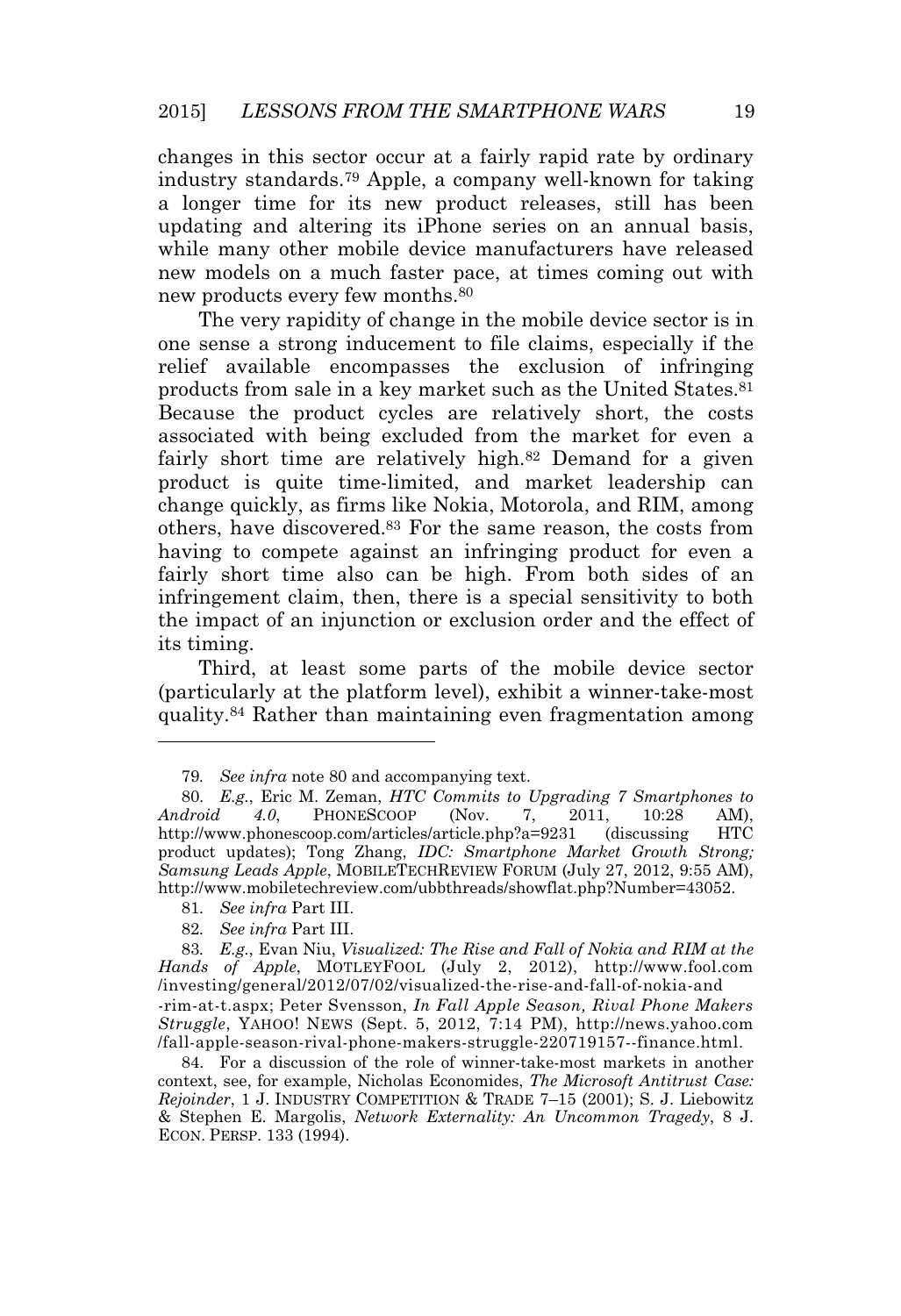changes in this sector occur at a fairly rapid rate by ordinary industry standards.[79] Apple, a company well-known for taking a longer time for its new product releases, still has been updating and altering its iPhone series on an annual basis, while many other mobile device manufacturers have released new models on a much faster pace, at times coming out with new products every few months.[80]

The very rapidity of change in the mobile device sector is in one sense a strong inducement to file claims, especially if the relief available encompasses the exclusion of infringing products from sale in a key market such as the United States.[81] Because the product cycles are relatively short, the costs associated with being excluded from the market for even a fairly short time are relatively high.[82] Demand for a given product is quite time-limited, and market leadership can change quickly, as firms like Nokia, Motorola, and RIM, among others, have discovered.[83] For the same reason, the costs from having to compete against an infringing product for even a fairly short time also can be high. From both sides of an infringement claim, then, there is a special sensitivity to both the impact of an injunction or exclusion order and the effect of its timing.

Third, at least some parts of the mobile device sector (particularly at the platform level), exhibit a winner-take-most quality.[84] Rather than maintaining even fragmentation among

---

79. *See infra* note 80 and accompanying text.

80. *E.g.*, Eric M. Zeman, *HTC Commits to Upgrading 7 Smartphones to Android 4.0*, PHONESCOOP (Nov. 7, 2011, 10:28 AM), http://www.phonescoop.com/articles/article.php?a=9231 (discussing HTC product updates); Tong Zhang, *IDC: Smartphone Market Growth Strong; Samsung Leads Apple*, MOBILETECHREVIEW FORUM (July 27, 2012, 9:55 AM), http://www.mobiletechreview.com/ubbthreads/showflat.php?Number=43052.

81. *See infra* Part III.

82. *See infra* Part III.

83. *E.g.*, Evan Niu, *Visualized: The Rise and Fall of Nokia and RIM at the Hands of Apple*, MOTLEYFOOL (July 2, 2012), http://www.fool.com/investing/general/2012/07/02/visualized-the-rise-and-fall-of-nokia-and-rim-at-t.aspx; Peter Svensson, *In Fall Apple Season, Rival Phone Makers Struggle*, YAHOO! NEWS (Sept. 5, 2012, 7:14 PM), http://news.yahoo.com/fall-apple-season-rival-phone-makers-struggle-220719157--finance.html.

84. For a discussion of the role of winner-take-most markets in another context, see, for example, Nicholas Economides, *The Microsoft Antitrust Case: Rejoinder*, 1 J. INDUSTRY COMPETITION & TRADE 7–15 (2001); S. J. Liebowitz & Stephen E. Margolis, *Network Externality: An Uncommon Tragedy*, 8 J. ECON. PERSP. 133 (1994).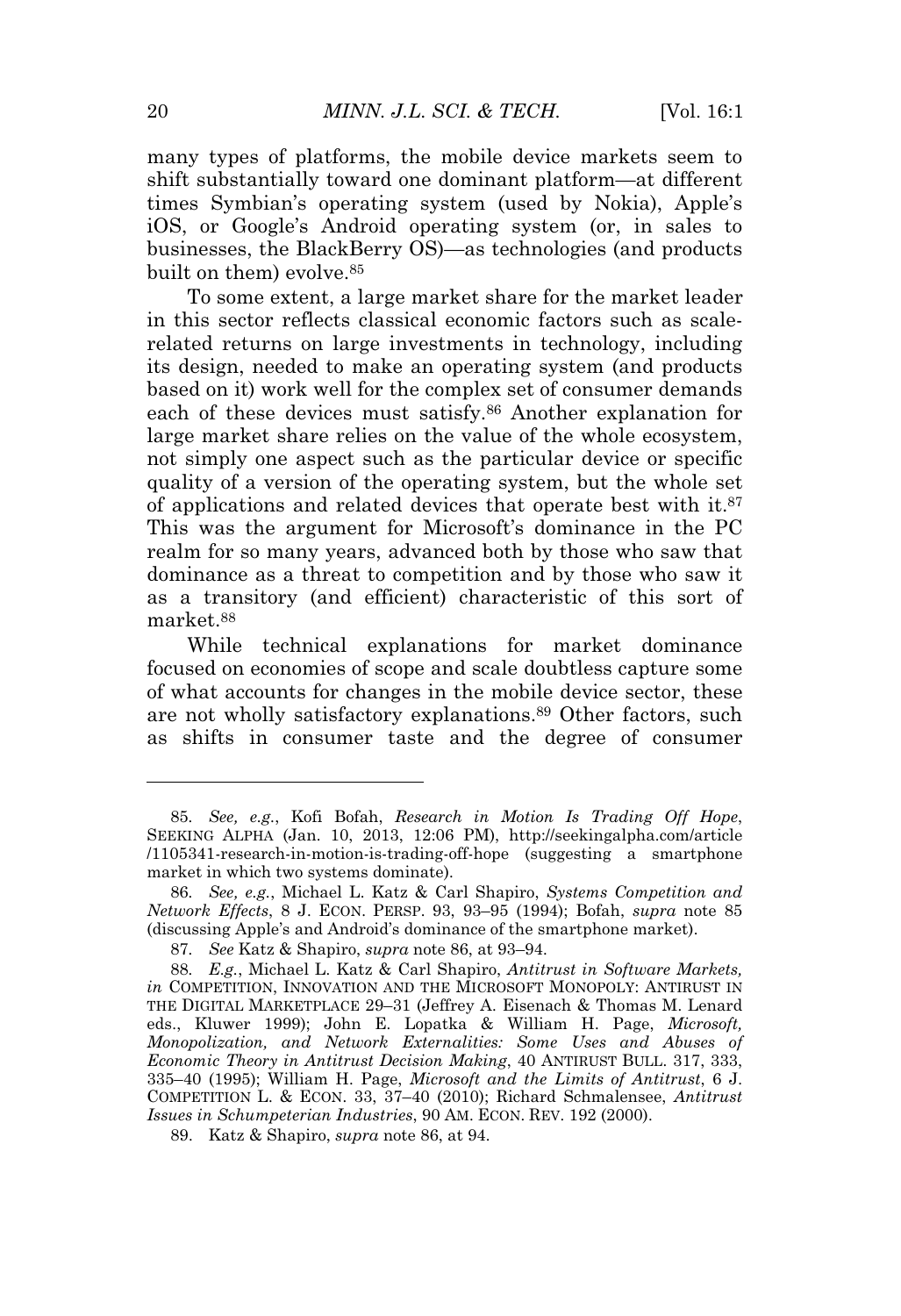many types of platforms, the mobile device markets seem to shift substantially toward one dominant platform—at different times Symbian's operating system (used by Nokia), Apple's iOS, or Google's Android operating system (or, in sales to businesses, the BlackBerry OS)—as technologies (and products built on them) evolve.[85]

To some extent, a large market share for the market leader in this sector reflects classical economic factors such as scale-related returns on large investments in technology, including its design, needed to make an operating system (and products based on it) work well for the complex set of consumer demands each of these devices must satisfy.[86] Another explanation for large market share relies on the value of the whole ecosystem, not simply one aspect such as the particular device or specific quality of a version of the operating system, but the whole set of applications and related devices that operate best with it.[87] This was the argument for Microsoft's dominance in the PC realm for so many years, advanced both by those who saw that dominance as a threat to competition and by those who saw it as a transitory (and efficient) characteristic of this sort of market.[88]

While technical explanations for market dominance focused on economies of scope and scale doubtless capture some of what accounts for changes in the mobile device sector, these are not wholly satisfactory explanations.[89] Other factors, such as shifts in consumer taste and the degree of consumer

---

85. *See, e.g.*, Kofi Bofah, *Research in Motion Is Trading Off Hope*, SEEKING ALPHA (Jan. 10, 2013, 12:06 PM), http://seekingalpha.com/article/1105341-research-in-motion-is-trading-off-hope (suggesting a smartphone market in which two systems dominate).

86. *See, e.g.*, Michael L. Katz & Carl Shapiro, *Systems Competition and Network Effects*, 8 J. ECON. PERSP. 93, 93–95 (1994); Bofah, *supra* note 85 (discussing Apple's and Android's dominance of the smartphone market).

87. *See* Katz & Shapiro, *supra* note 86, at 93–94.

88. *E.g.*, Michael L. Katz & Carl Shapiro, *Antitrust in Software Markets*, *in* COMPETITION, INNOVATION AND THE MICROSOFT MONOPOLY: ANTITRUST IN THE DIGITAL MARKETPLACE 29–31 (Jeffrey A. Eisenach & Thomas M. Lenard eds., Kluwer 1999); John E. Lopatka & William H. Page, *Microsoft, Monopolization, and Network Externalities: Some Uses and Abuses of Economic Theory in Antitrust Decision Making*, 40 ANTIRUST BULL. 317, 333, 335–40 (1995); William H. Page, *Microsoft and the Limits of Antitrust*, 6 J. COMPETITION L. & ECON. 33, 37–40 (2010); Richard Schmalensee, *Antitrust Issues in Schumpeterian Industries*, 90 AM. ECON. REV. 192 (2000).

89. Katz & Shapiro, *supra* note 86, at 94.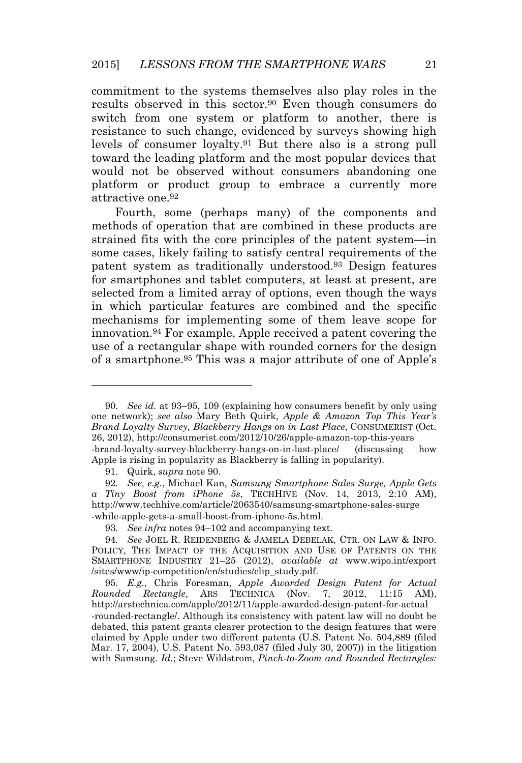commitment to the systems themselves also play roles in the results observed in this sector.[90] Even though consumers do switch from one system or platform to another, there is resistance to such change, evidenced by surveys showing high levels of consumer loyalty.[91] But there also is a strong pull toward the leading platform and the most popular devices that would not be observed without consumers abandoning one platform or product group to embrace a currently more attractive one.[92]

Fourth, some (perhaps many) of the components and methods of operation that are combined in these products are strained fits with the core principles of the patent system—in some cases, likely failing to satisfy central requirements of the patent system as traditionally understood.[93] Design features for smartphones and tablet computers, at least at present, are selected from a limited array of options, even though the ways in which particular features are combined and the specific mechanisms for implementing some of them leave scope for innovation.[94] For example, Apple received a patent covering the use of a rectangular shape with rounded corners for the design of a smartphone.[95] This was a major attribute of one of Apple's

---

90. *See id.* at 93–95, 109 (explaining how consumers benefit by only using one network); *see also* Mary Beth Quirk, *Apple & Amazon Top This Year's Brand Loyalty Survey, Blackberry Hangs on in Last Place*, CONSUMERIST (Oct. 26, 2012), http://consumerist.com/2012/10/26/apple-amazon-top-this-years-brand-loyalty-survey-blackberry-hangs-on-in-last-place/ (discussing how Apple is rising in popularity as Blackberry is falling in popularity).

91. Quirk, *supra* note 90.

92. *See, e.g.*, Michael Kan, *Samsung Smartphone Sales Surge, Apple Gets a Tiny Boost from iPhone 5s*, TECHHIVE (Nov. 14, 2013, 2:10 AM), http://www.techhive.com/article/2063540/samsung-smartphone-sales-surge-while-apple-gets-a-small-boost-from-iphone-5s.html.

93. *See infra* notes 94–102 and accompanying text.

94. *See* JOEL R. REIDENBERG & JAMELA DEBELAK, CTR. ON LAW & INFO. POLICY, THE IMPACT OF THE ACQUISITION AND USE OF PATENTS ON THE SMARTPHONE INDUSTRY 21–25 (2012), *available at* www.wipo.int/export/sites/www/ip-competition/en/studies/clip_study.pdf.

95. *E.g.*, Chris Foresman, *Apple Awarded Design Patent for Actual Rounded Rectangle*, ARS TECHNICA (Nov. 7, 2012, 11:15 AM), http://arstechnica.com/apple/2012/11/apple-awarded-design-patent-for-actual-rounded-rectangle/. Although its consistency with patent law will no doubt be debated, this patent grants clearer protection to the design features that were claimed by Apple under two different patents (U.S. Patent No. 504,889 (filed Mar. 17, 2004), U.S. Patent No. 593,087 (filed July 30, 2007)) in the litigation with Samsung. *Id.*; Steve Wildstrom, *Pinch-to-Zoom and Rounded Rectangles:*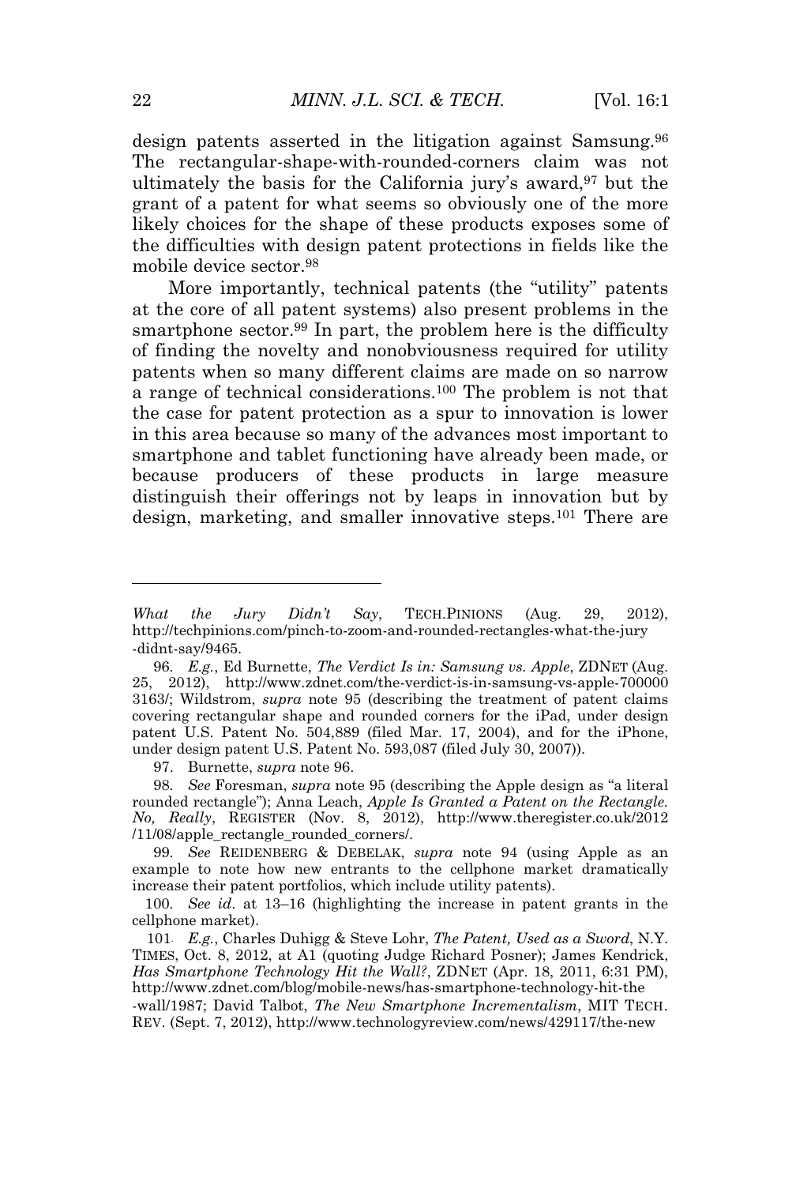design patents asserted in the litigation against Samsung.[96] The rectangular-shape-with-rounded-corners claim was not ultimately the basis for the California jury's award,[97] but the grant of a patent for what seems so obviously one of the more likely choices for the shape of these products exposes some of the difficulties with design patent protections in fields like the mobile device sector.[98]

More importantly, technical patents (the "utility" patents at the core of all patent systems) also present problems in the smartphone sector.[99] In part, the problem here is the difficulty of finding the novelty and nonobviousness required for utility patents when so many different claims are made on so narrow a range of technical considerations.[100] The problem is not that the case for patent protection as a spur to innovation is lower in this area because so many of the advances most important to smartphone and tablet functioning have already been made, or because producers of these products in large measure distinguish their offerings not by leaps in innovation but by design, marketing, and smaller innovative steps.[101] There are

---

*What the Jury Didn't Say*, TECH.PINIONS (Aug. 29, 2012), http://techpinions.com/pinch-to-zoom-and-rounded-rectangles-what-the-jury-didnt-say/9465.

96. *E.g.*, Ed Burnette, *The Verdict Is in: Samsung vs. Apple*, ZDNET (Aug. 25, 2012), http://www.zdnet.com/the-verdict-is-in-samsung-vs-apple-7000003163/; Wildstrom, *supra* note 95 (describing the treatment of patent claims covering rectangular shape and rounded corners for the iPad, under design patent U.S. Patent No. 504,889 (filed Mar. 17, 2004), and for the iPhone, under design patent U.S. Patent No. 593,087 (filed July 30, 2007)).

97. Burnette, *supra* note 96.

98. *See* Foresman, *supra* note 95 (describing the Apple design as "a literal rounded rectangle"); Anna Leach, *Apple Is Granted a Patent on the Rectangle. No, Really*, REGISTER (Nov. 8, 2012), http://www.theregister.co.uk/2012/11/08/apple_rectangle_rounded_corners/.

99. *See* REIDENBERG & DEBELAK, *supra* note 94 (using Apple as an example to note how new entrants to the cellphone market dramatically increase their patent portfolios, which include utility patents).

100. *See id*. at 13–16 (highlighting the increase in patent grants in the cellphone market).

101. *E.g.*, Charles Duhigg & Steve Lohr, *The Patent, Used as a Sword*, N.Y. TIMES, Oct. 8, 2012, at A1 (quoting Judge Richard Posner); James Kendrick, *Has Smartphone Technology Hit the Wall?*, ZDNET (Apr. 18, 2011, 6:31 PM), http://www.zdnet.com/blog/mobile-news/has-smartphone-technology-hit-the-wall/1987; David Talbot, *The New Smartphone Incrementalism*, MIT TECH. REV. (Sept. 7, 2012), http://www.technologyreview.com/news/429117/the-new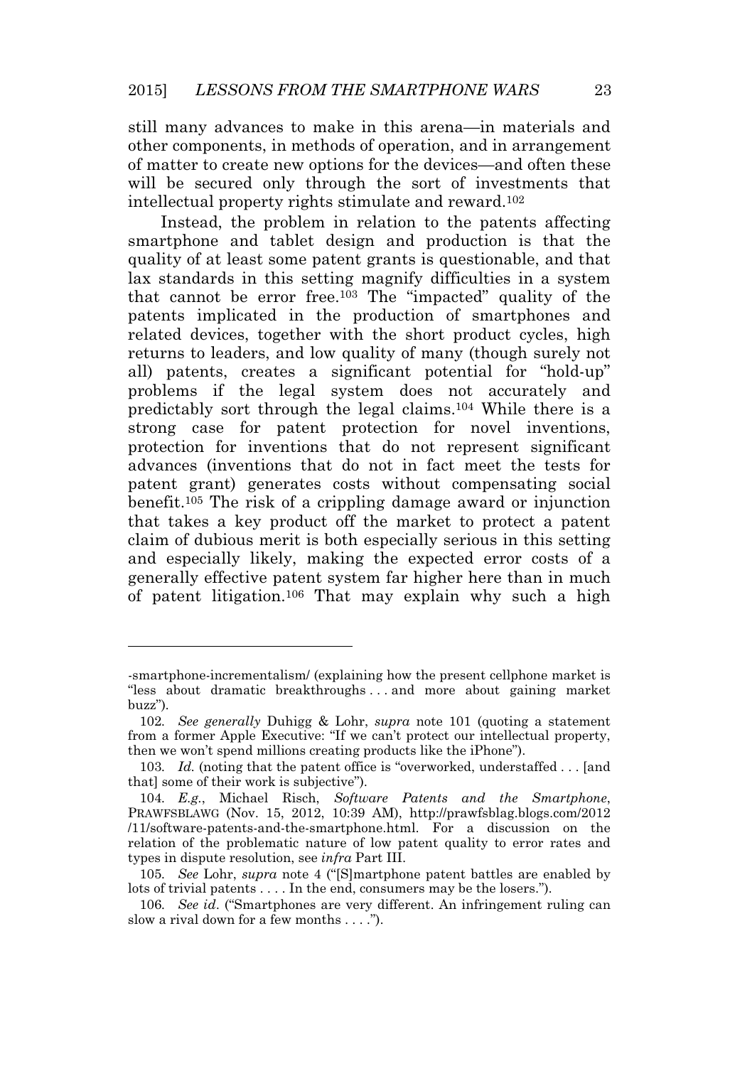still many advances to make in this arena—in materials and other components, in methods of operation, and in arrangement of matter to create new options for the devices—and often these will be secured only through the sort of investments that intellectual property rights stimulate and reward.[102]

Instead, the problem in relation to the patents affecting smartphone and tablet design and production is that the quality of at least some patent grants is questionable, and that lax standards in this setting magnify difficulties in a system that cannot be error free.[103] The "impacted" quality of the patents implicated in the production of smartphones and related devices, together with the short product cycles, high returns to leaders, and low quality of many (though surely not all) patents, creates a significant potential for "hold-up" problems if the legal system does not accurately and predictably sort through the legal claims.[104] While there is a strong case for patent protection for novel inventions, protection for inventions that do not represent significant advances (inventions that do not in fact meet the tests for patent grant) generates costs without compensating social benefit.[105] The risk of a crippling damage award or injunction that takes a key product off the market to protect a patent claim of dubious merit is both especially serious in this setting and especially likely, making the expected error costs of a generally effective patent system far higher here than in much of patent litigation.[106] That may explain why such a high

---

-smartphone-incrementalism/ (explaining how the present cellphone market is "less about dramatic breakthroughs . . . and more about gaining market buzz").

102. *See generally* Duhigg & Lohr, *supra* note 101 (quoting a statement from a former Apple Executive: "If we can't protect our intellectual property, then we won't spend millions creating products like the iPhone").

103. *Id.* (noting that the patent office is "overworked, understaffed . . . [and that] some of their work is subjective").

104. *E.g.*, Michael Risch, *Software Patents and the Smartphone*, PRAWFSBLAWG (Nov. 15, 2012, 10:39 AM), http://prawfsblag.blogs.com/2012/11/software-patents-and-the-smartphone.html. For a discussion on the relation of the problematic nature of low patent quality to error rates and types in dispute resolution, see *infra* Part III.

105. *See* Lohr, *supra* note 4 ("[S]martphone patent battles are enabled by lots of trivial patents . . . . In the end, consumers may be the losers.").

106. *See id*. ("Smartphones are very different. An infringement ruling can slow a rival down for a few months . . . .").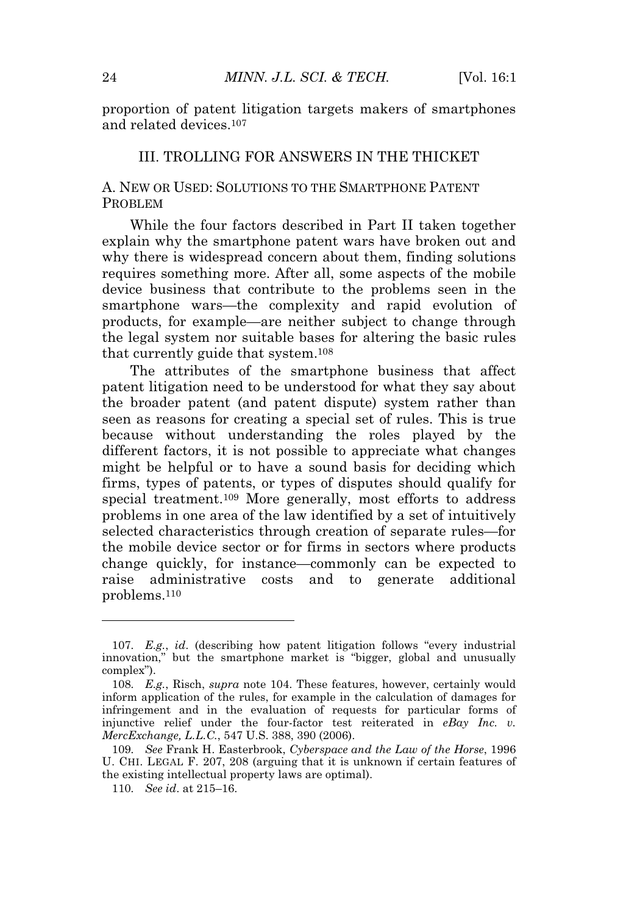proportion of patent litigation targets makers of smartphones and related devices.[107]

## III. TROLLING FOR ANSWERS IN THE THICKET

### A. NEW OR USED: SOLUTIONS TO THE SMARTPHONE PATENT PROBLEM

While the four factors described in Part II taken together explain why the smartphone patent wars have broken out and why there is widespread concern about them, finding solutions requires something more. After all, some aspects of the mobile device business that contribute to the problems seen in the smartphone wars—the complexity and rapid evolution of products, for example—are neither subject to change through the legal system nor suitable bases for altering the basic rules that currently guide that system.[108]

The attributes of the smartphone business that affect patent litigation need to be understood for what they say about the broader patent (and patent dispute) system rather than seen as reasons for creating a special set of rules. This is true because without understanding the roles played by the different factors, it is not possible to appreciate what changes might be helpful or to have a sound basis for deciding which firms, types of patents, or types of disputes should qualify for special treatment.[109] More generally, most efforts to address problems in one area of the law identified by a set of intuitively selected characteristics through creation of separate rules—for the mobile device sector or for firms in sectors where products change quickly, for instance—commonly can be expected to raise administrative costs and to generate additional problems.[110]

---

107. *E.g.*, *id*. (describing how patent litigation follows "every industrial innovation," but the smartphone market is "bigger, global and unusually complex").

108. *E.g.*, Risch, *supra* note 104. These features, however, certainly would inform application of the rules, for example in the calculation of damages for infringement and in the evaluation of requests for particular forms of injunctive relief under the four-factor test reiterated in *eBay Inc. v. MercExchange, L.L.C.*, 547 U.S. 388, 390 (2006).

109. *See* Frank H. Easterbrook, *Cyberspace and the Law of the Horse*, 1996 U. CHI. LEGAL F. 207, 208 (arguing that it is unknown if certain features of the existing intellectual property laws are optimal).

110. *See id*. at 215–16.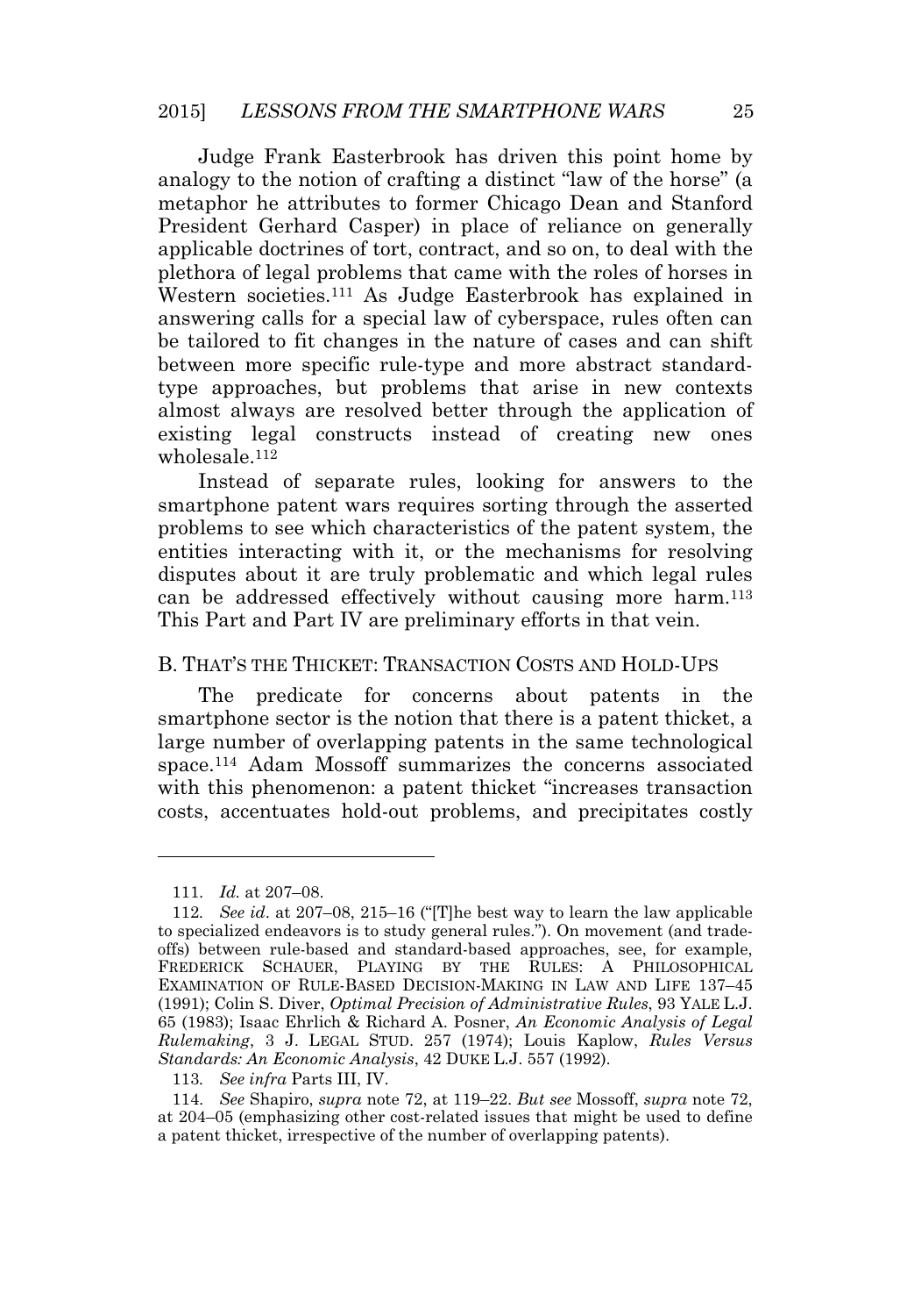Judge Frank Easterbrook has driven this point home by analogy to the notion of crafting a distinct "law of the horse" (a metaphor he attributes to former Chicago Dean and Stanford President Gerhard Casper) in place of reliance on generally applicable doctrines of tort, contract, and so on, to deal with the plethora of legal problems that came with the roles of horses in Western societies.[111] As Judge Easterbrook has explained in answering calls for a special law of cyberspace, rules often can be tailored to fit changes in the nature of cases and can shift between more specific rule-type and more abstract standard-type approaches, but problems that arise in new contexts almost always are resolved better through the application of existing legal constructs instead of creating new ones wholesale.[112]

Instead of separate rules, looking for answers to the smartphone patent wars requires sorting through the asserted problems to see which characteristics of the patent system, the entities interacting with it, or the mechanisms for resolving disputes about it are truly problematic and which legal rules can be addressed effectively without causing more harm.[113] This Part and Part IV are preliminary efforts in that vein.

### B. THAT'S THE THICKET: TRANSACTION COSTS AND HOLD-UPS

The predicate for concerns about patents in the smartphone sector is the notion that there is a patent thicket, a large number of overlapping patents in the same technological space.[114] Adam Mossoff summarizes the concerns associated with this phenomenon: a patent thicket "increases transaction costs, accentuates hold-out problems, and precipitates costly

---

111. *Id.* at 207–08.

112. *See id*. at 207–08, 215–16 ("[T]he best way to learn the law applicable to specialized endeavors is to study general rules."). On movement (and trade-offs) between rule-based and standard-based approaches, see, for example, FREDERICK SCHAUER, PLAYING BY THE RULES: A PHILOSOPHICAL EXAMINATION OF RULE-BASED DECISION-MAKING IN LAW AND LIFE 137–45 (1991); Colin S. Diver, *Optimal Precision of Administrative Rules*, 93 YALE L.J. 65 (1983); Isaac Ehrlich & Richard A. Posner, *An Economic Analysis of Legal Rulemaking*, 3 J. LEGAL STUD. 257 (1974); Louis Kaplow, *Rules Versus Standards: An Economic Analysis*, 42 DUKE L.J. 557 (1992).

113. *See infra* Parts III, IV.

114. *See* Shapiro, *supra* note 72, at 119–22. *But see* Mossoff, *supra* note 72, at 204–05 (emphasizing other cost-related issues that might be used to define a patent thicket, irrespective of the number of overlapping patents).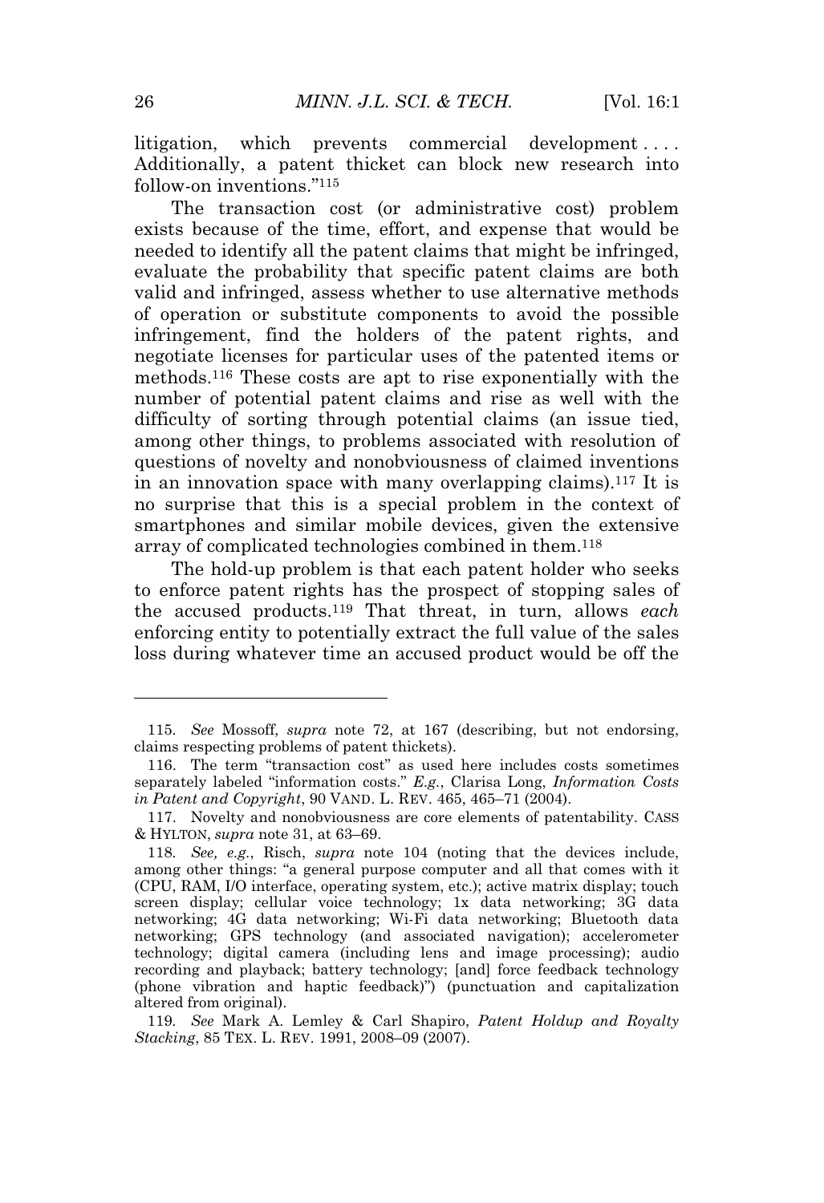litigation, which prevents commercial development . . . . Additionally, a patent thicket can block new research into follow-on inventions."[115]

The transaction cost (or administrative cost) problem exists because of the time, effort, and expense that would be needed to identify all the patent claims that might be infringed, evaluate the probability that specific patent claims are both valid and infringed, assess whether to use alternative methods of operation or substitute components to avoid the possible infringement, find the holders of the patent rights, and negotiate licenses for particular uses of the patented items or methods.[116] These costs are apt to rise exponentially with the number of potential patent claims and rise as well with the difficulty of sorting through potential claims (an issue tied, among other things, to problems associated with resolution of questions of novelty and nonobviousness of claimed inventions in an innovation space with many overlapping claims).[117] It is no surprise that this is a special problem in the context of smartphones and similar mobile devices, given the extensive array of complicated technologies combined in them.[118]

The hold-up problem is that each patent holder who seeks to enforce patent rights has the prospect of stopping sales of the accused products.[119] That threat, in turn, allows *each* enforcing entity to potentially extract the full value of the sales loss during whatever time an accused product would be off the

---

115. *See* Mossoff, *supra* note 72, at 167 (describing, but not endorsing, claims respecting problems of patent thickets).

116. The term "transaction cost" as used here includes costs sometimes separately labeled "information costs." *E.g.*, Clarisa Long, *Information Costs in Patent and Copyright*, 90 VAND. L. REV. 465, 465–71 (2004).

117. Novelty and nonobviousness are core elements of patentability. CASS & HYLTON, *supra* note 31, at 63–69.

118. *See, e.g.*, Risch, *supra* note 104 (noting that the devices include, among other things: "a general purpose computer and all that comes with it (CPU, RAM, I/O interface, operating system, etc.); active matrix display; touch screen display; cellular voice technology; 1x data networking; 3G data networking; 4G data networking; Wi-Fi data networking; Bluetooth data networking; GPS technology (and associated navigation); accelerometer technology; digital camera (including lens and image processing); audio recording and playback; battery technology; [and] force feedback technology (phone vibration and haptic feedback)") (punctuation and capitalization altered from original).

119. *See* Mark A. Lemley & Carl Shapiro, *Patent Holdup and Royalty Stacking*, 85 TEX. L. REV. 1991, 2008–09 (2007).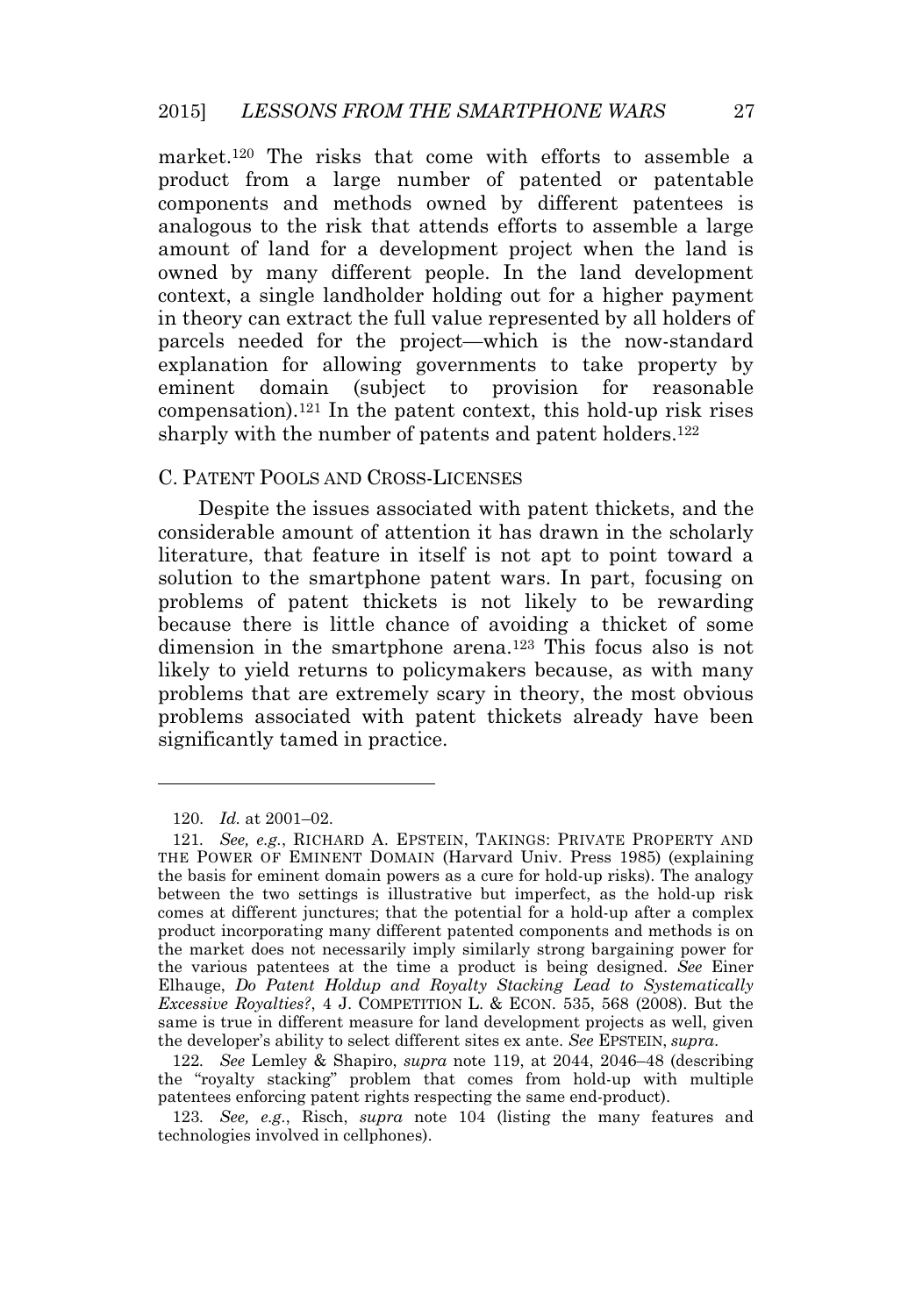market.[120] The risks that come with efforts to assemble a product from a large number of patented or patentable components and methods owned by different patentees is analogous to the risk that attends efforts to assemble a large amount of land for a development project when the land is owned by many different people. In the land development context, a single landholder holding out for a higher payment in theory can extract the full value represented by all holders of parcels needed for the project—which is the now-standard explanation for allowing governments to take property by eminent domain (subject to provision for reasonable compensation).[121] In the patent context, this hold-up risk rises sharply with the number of patents and patent holders.[122]

### C. PATENT POOLS AND CROSS-LICENSES

Despite the issues associated with patent thickets, and the considerable amount of attention it has drawn in the scholarly literature, that feature in itself is not apt to point toward a solution to the smartphone patent wars. In part, focusing on problems of patent thickets is not likely to be rewarding because there is little chance of avoiding a thicket of some dimension in the smartphone arena.[123] This focus also is not likely to yield returns to policymakers because, as with many problems that are extremely scary in theory, the most obvious problems associated with patent thickets already have been significantly tamed in practice.

---

120. *Id.* at 2001–02.

121. *See, e.g.*, RICHARD A. EPSTEIN, TAKINGS: PRIVATE PROPERTY AND THE POWER OF EMINENT DOMAIN (Harvard Univ. Press 1985) (explaining the basis for eminent domain powers as a cure for hold-up risks). The analogy between the two settings is illustrative but imperfect, as the hold-up risk comes at different junctures; that the potential for a hold-up after a complex product incorporating many different patented components and methods is on the market does not necessarily imply similarly strong bargaining power for the various patentees at the time a product is being designed. *See* Einer Elhauge, *Do Patent Holdup and Royalty Stacking Lead to Systematically Excessive Royalties?*, 4 J. COMPETITION L. & ECON. 535, 568 (2008). But the same is true in different measure for land development projects as well, given the developer's ability to select different sites ex ante. *See* EPSTEIN, *supra*.

122. *See* Lemley & Shapiro, *supra* note 119, at 2044, 2046–48 (describing the "royalty stacking" problem that comes from hold-up with multiple patentees enforcing patent rights respecting the same end-product).

123. *See, e.g.*, Risch, *supra* note 104 (listing the many features and technologies involved in cellphones).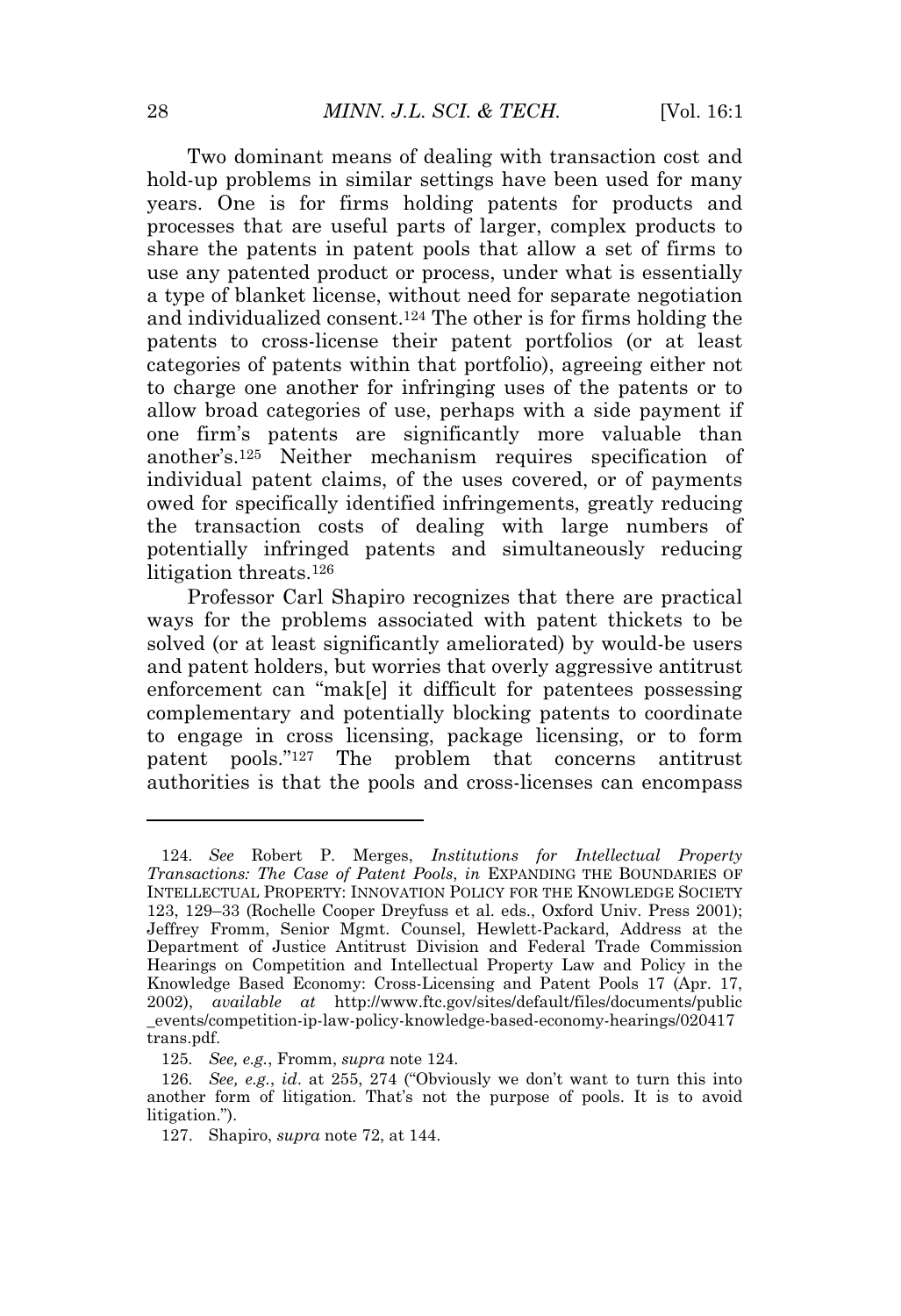Two dominant means of dealing with transaction cost and hold-up problems in similar settings have been used for many years. One is for firms holding patents for products and processes that are useful parts of larger, complex products to share the patents in patent pools that allow a set of firms to use any patented product or process, under what is essentially a type of blanket license, without need for separate negotiation and individualized consent.[124] The other is for firms holding the patents to cross-license their patent portfolios (or at least categories of patents within that portfolio), agreeing either not to charge one another for infringing uses of the patents or to allow broad categories of use, perhaps with a side payment if one firm's patents are significantly more valuable than another's.[125] Neither mechanism requires specification of individual patent claims, of the uses covered, or of payments owed for specifically identified infringements, greatly reducing the transaction costs of dealing with large numbers of potentially infringed patents and simultaneously reducing litigation threats.[126]

Professor Carl Shapiro recognizes that there are practical ways for the problems associated with patent thickets to be solved (or at least significantly ameliorated) by would-be users and patent holders, but worries that overly aggressive antitrust enforcement can "mak[e] it difficult for patentees possessing complementary and potentially blocking patents to coordinate to engage in cross licensing, package licensing, or to form patent pools."[127] The problem that concerns antitrust authorities is that the pools and cross-licenses can encompass

---

124. *See* Robert P. Merges, *Institutions for Intellectual Property Transactions: The Case of Patent Pools*, *in* EXPANDING THE BOUNDARIES OF INTELLECTUAL PROPERTY: INNOVATION POLICY FOR THE KNOWLEDGE SOCIETY 123, 129–33 (Rochelle Cooper Dreyfuss et al. eds., Oxford Univ. Press 2001); Jeffrey Fromm, Senior Mgmt. Counsel, Hewlett-Packard, Address at the Department of Justice Antitrust Division and Federal Trade Commission Hearings on Competition and Intellectual Property Law and Policy in the Knowledge Based Economy: Cross-Licensing and Patent Pools 17 (Apr. 17, 2002), *available at* http://www.ftc.gov/sites/default/files/documents/public_events/competition-ip-law-policy-knowledge-based-economy-hearings/020417trans.pdf.

125. *See, e.g.*, Fromm, *supra* note 124.

126. *See, e.g.*, *id*. at 255, 274 ("Obviously we don't want to turn this into another form of litigation. That's not the purpose of pools. It is to avoid litigation.").

127. Shapiro, *supra* note 72, at 144.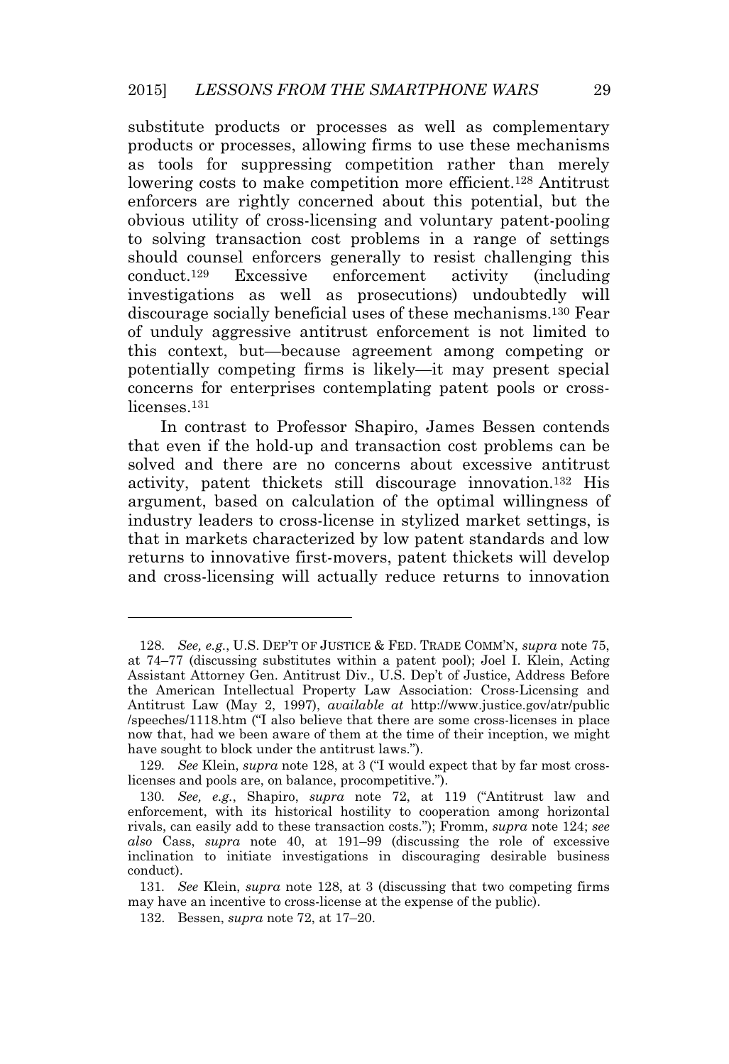substitute products or processes as well as complementary products or processes, allowing firms to use these mechanisms as tools for suppressing competition rather than merely lowering costs to make competition more efficient.[128] Antitrust enforcers are rightly concerned about this potential, but the obvious utility of cross-licensing and voluntary patent-pooling to solving transaction cost problems in a range of settings should counsel enforcers generally to resist challenging this conduct.[129] Excessive enforcement activity (including investigations as well as prosecutions) undoubtedly will discourage socially beneficial uses of these mechanisms.[130] Fear of unduly aggressive antitrust enforcement is not limited to this context, but—because agreement among competing or potentially competing firms is likely—it may present special concerns for enterprises contemplating patent pools or cross-licenses.[131]

In contrast to Professor Shapiro, James Bessen contends that even if the hold-up and transaction cost problems can be solved and there are no concerns about excessive antitrust activity, patent thickets still discourage innovation.[132] His argument, based on calculation of the optimal willingness of industry leaders to cross-license in stylized market settings, is that in markets characterized by low patent standards and low returns to innovative first-movers, patent thickets will develop and cross-licensing will actually reduce returns to innovation

---

128. *See, e.g.*, U.S. DEP'T OF JUSTICE & FED. TRADE COMM'N, *supra* note 75, at 74–77 (discussing substitutes within a patent pool); Joel I. Klein, Acting Assistant Attorney Gen. Antitrust Div., U.S. Dep't of Justice, Address Before the American Intellectual Property Law Association: Cross-Licensing and Antitrust Law (May 2, 1997), *available at* http://www.justice.gov/atr/public/speeches/1118.htm ("I also believe that there are some cross-licenses in place now that, had we been aware of them at the time of their inception, we might have sought to block under the antitrust laws.").

129. *See* Klein, *supra* note 128, at 3 ("I would expect that by far most cross-licenses and pools are, on balance, procompetitive.").

130. *See, e.g.*, Shapiro, *supra* note 72, at 119 ("Antitrust law and enforcement, with its historical hostility to cooperation among horizontal rivals, can easily add to these transaction costs."); Fromm, *supra* note 124; *see also* Cass, *supra* note 40, at 191–99 (discussing the role of excessive inclination to initiate investigations in discouraging desirable business conduct).

131. *See* Klein, *supra* note 128, at 3 (discussing that two competing firms may have an incentive to cross-license at the expense of the public).

132. Bessen, *supra* note 72, at 17–20.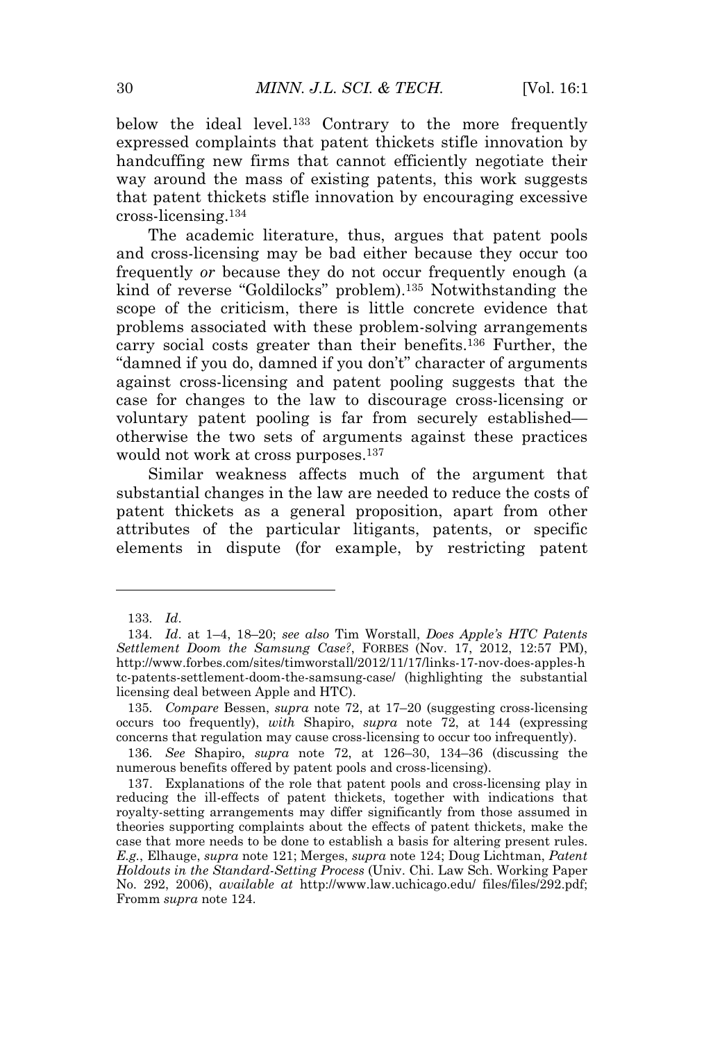below the ideal level.[133] Contrary to the more frequently expressed complaints that patent thickets stifle innovation by handcuffing new firms that cannot efficiently negotiate their way around the mass of existing patents, this work suggests that patent thickets stifle innovation by encouraging excessive cross-licensing.[134]

The academic literature, thus, argues that patent pools and cross-licensing may be bad either because they occur too frequently *or* because they do not occur frequently enough (a kind of reverse "Goldilocks" problem).[135] Notwithstanding the scope of the criticism, there is little concrete evidence that problems associated with these problem-solving arrangements carry social costs greater than their benefits.[136] Further, the "damned if you do, damned if you don't" character of arguments against cross-licensing and patent pooling suggests that the case for changes to the law to discourage cross-licensing or voluntary patent pooling is far from securely established—otherwise the two sets of arguments against these practices would not work at cross purposes.[137]

Similar weakness affects much of the argument that substantial changes in the law are needed to reduce the costs of patent thickets as a general proposition, apart from other attributes of the particular litigants, patents, or specific elements in dispute (for example, by restricting patent

---

133. *Id*.

134. *Id*. at 1–4, 18–20; *see also* Tim Worstall, *Does Apple's HTC Patents Settlement Doom the Samsung Case?*, FORBES (Nov. 17, 2012, 12:57 PM), http://www.forbes.com/sites/timworstall/2012/11/17/links-17-nov-does-apples-htc-patents-settlement-doom-the-samsung-case/ (highlighting the substantial licensing deal between Apple and HTC).

135. *Compare* Bessen, *supra* note 72, at 17–20 (suggesting cross-licensing occurs too frequently), *with* Shapiro, *supra* note 72, at 144 (expressing concerns that regulation may cause cross-licensing to occur too infrequently).

136. *See* Shapiro, *supra* note 72, at 126–30, 134–36 (discussing the numerous benefits offered by patent pools and cross-licensing).

137. Explanations of the role that patent pools and cross-licensing play in reducing the ill-effects of patent thickets, together with indications that royalty-setting arrangements may differ significantly from those assumed in theories supporting complaints about the effects of patent thickets, make the case that more needs to be done to establish a basis for altering present rules. *E.g.*, Elhauge, *supra* note 121; Merges, *supra* note 124; Doug Lichtman, *Patent Holdouts in the Standard-Setting Process* (Univ. Chi. Law Sch. Working Paper No. 292, 2006), *available at* http://www.law.uchicago.edu/ files/files/292.pdf; Fromm *supra* note 124.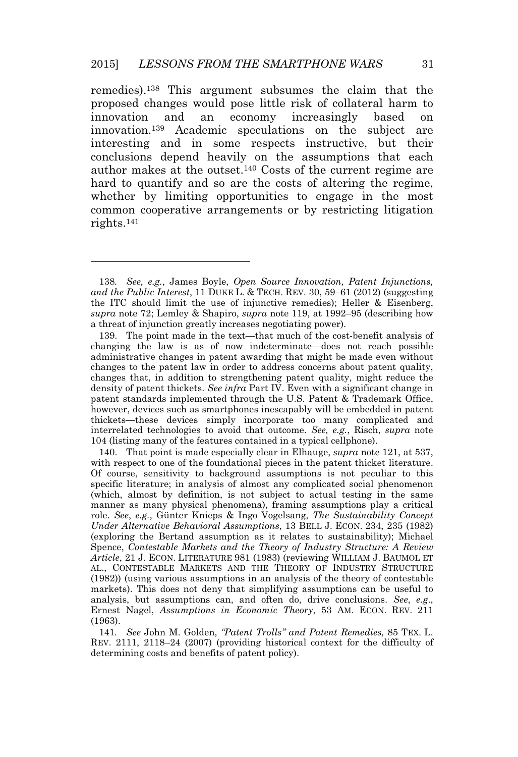remedies).[138] This argument subsumes the claim that the proposed changes would pose little risk of collateral harm to innovation and an economy increasingly based on innovation.[139] Academic speculations on the subject are interesting and in some respects instructive, but their conclusions depend heavily on the assumptions that each author makes at the outset.[140] Costs of the current regime are hard to quantify and so are the costs of altering the regime, whether by limiting opportunities to engage in the most common cooperative arrangements or by restricting litigation rights.[141]

---

138. *See, e.g.*, James Boyle, *Open Source Innovation, Patent Injunctions, and the Public Interest*, 11 DUKE L. & TECH. REV. 30, 59–61 (2012) (suggesting the ITC should limit the use of injunctive remedies); Heller & Eisenberg, *supra* note 72; Lemley & Shapiro, *supra* note 119, at 1992–95 (describing how a threat of injunction greatly increases negotiating power).

139. The point made in the text—that much of the cost-benefit analysis of changing the law is as of now indeterminate—does not reach possible administrative changes in patent awarding that might be made even without changes to the patent law in order to address concerns about patent quality, changes that, in addition to strengthening patent quality, might reduce the density of patent thickets. *See infra* Part IV. Even with a significant change in patent standards implemented through the U.S. Patent & Trademark Office, however, devices such as smartphones inescapably will be embedded in patent thickets—these devices simply incorporate too many complicated and interrelated technologies to avoid that outcome. *See, e.g.*, Risch, *supra* note 104 (listing many of the features contained in a typical cellphone).

140. That point is made especially clear in Elhauge, *supra* note 121, at 537, with respect to one of the foundational pieces in the patent thicket literature. Of course, sensitivity to background assumptions is not peculiar to this specific literature; in analysis of almost any complicated social phenomenon (which, almost by definition, is not subject to actual testing in the same manner as many physical phenomena), framing assumptions play a critical role. *See*, *e.g.*, Günter Knieps & Ingo Vogelsang, *The Sustainability Concept Under Alternative Behavioral Assumptions*, 13 BELL J. ECON. 234, 235 (1982) (exploring the Bertand assumption as it relates to sustainability); Michael Spence, *Contestable Markets and the Theory of Industry Structure: A Review Article*, 21 J. ECON. LITERATURE 981 (1983) (reviewing WILLIAM J. BAUMOL ET AL., CONTESTABLE MARKETS AND THE THEORY OF INDUSTRY STRUCTURE (1982)) (using various assumptions in an analysis of the theory of contestable markets). This does not deny that simplifying assumptions can be useful to analysis, but assumptions can, and often do, drive conclusions. *See*, *e.g.*, Ernest Nagel, *Assumptions in Economic Theory*, 53 AM. ECON. REV. 211 (1963).

141. *See* John M. Golden, *"Patent Trolls" and Patent Remedies,* 85 TEX. L. REV. 2111, 2118–24 (2007) (providing historical context for the difficulty of determining costs and benefits of patent policy).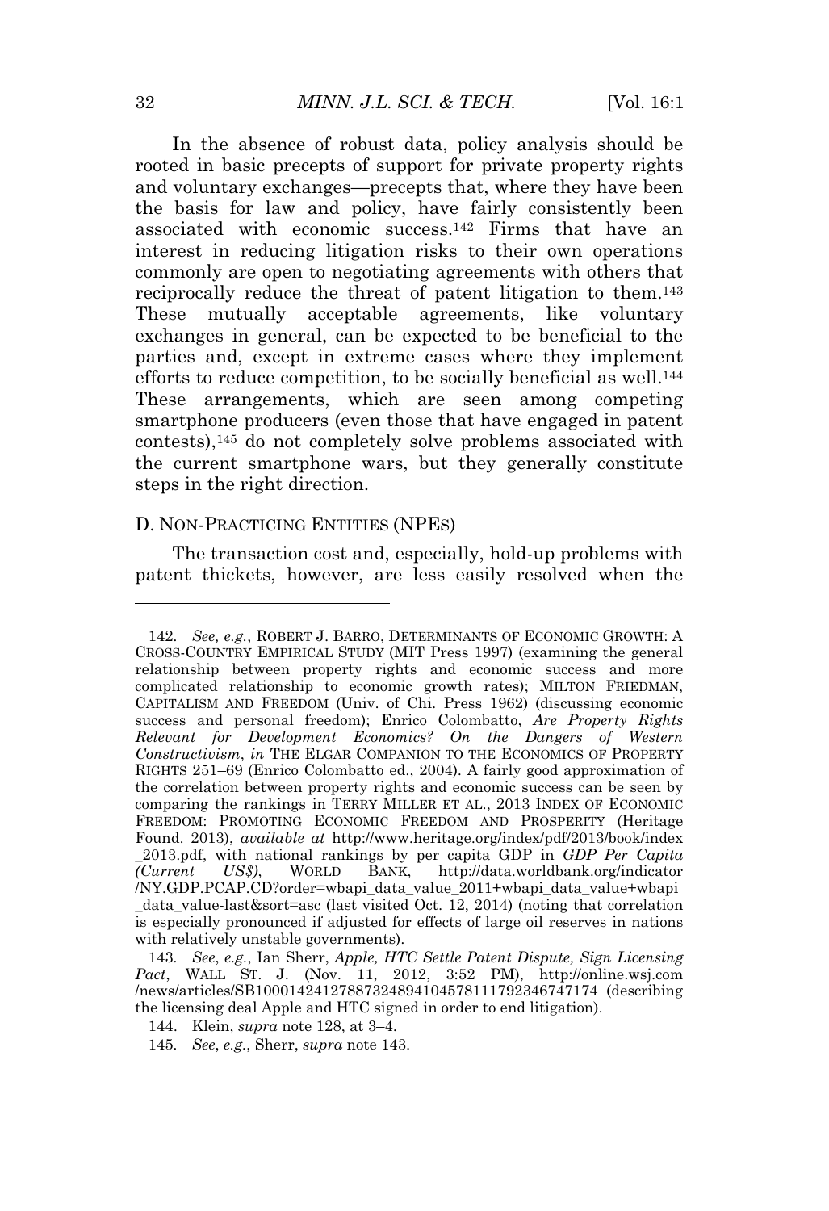In the absence of robust data, policy analysis should be rooted in basic precepts of support for private property rights and voluntary exchanges—precepts that, where they have been the basis for law and policy, have fairly consistently been associated with economic success.[142] Firms that have an interest in reducing litigation risks to their own operations commonly are open to negotiating agreements with others that reciprocally reduce the threat of patent litigation to them.[143] These mutually acceptable agreements, like voluntary exchanges in general, can be expected to be beneficial to the parties and, except in extreme cases where they implement efforts to reduce competition, to be socially beneficial as well.[144] These arrangements, which are seen among competing smartphone producers (even those that have engaged in patent contests),[145] do not completely solve problems associated with the current smartphone wars, but they generally constitute steps in the right direction.

### D. NON-PRACTICING ENTITIES (NPES)

The transaction cost and, especially, hold-up problems with patent thickets, however, are less easily resolved when the

---

142. *See, e.g.*, ROBERT J. BARRO, DETERMINANTS OF ECONOMIC GROWTH: A CROSS-COUNTRY EMPIRICAL STUDY (MIT Press 1997) (examining the general relationship between property rights and economic success and more complicated relationship to economic growth rates); MILTON FRIEDMAN, CAPITALISM AND FREEDOM (Univ. of Chi. Press 1962) (discussing economic success and personal freedom); Enrico Colombatto, *Are Property Rights Relevant for Development Economics? On the Dangers of Western Constructivism*, *in* THE ELGAR COMPANION TO THE ECONOMICS OF PROPERTY RIGHTS 251–69 (Enrico Colombatto ed., 2004). A fairly good approximation of the correlation between property rights and economic success can be seen by comparing the rankings in TERRY MILLER ET AL., 2013 INDEX OF ECONOMIC FREEDOM: PROMOTING ECONOMIC FREEDOM AND PROSPERITY (Heritage Found. 2013), *available at* http://www.heritage.org/index/pdf/2013/book/index_2013.pdf, with national rankings by per capita GDP in *GDP Per Capita (Current US$)*, WORLD BANK, http://data.worldbank.org/indicator/NY.GDP.PCAP.CD?order=wbapi_data_value_2011+wbapi_data_value+wbapi_data_value-last&sort=asc (last visited Oct. 12, 2014) (noting that correlation is especially pronounced if adjusted for effects of large oil reserves in nations with relatively unstable governments).

143. *See*, *e.g.*, Ian Sherr, *Apple, HTC Settle Patent Dispute, Sign Licensing Pact*, WALL ST. J. (Nov. 11, 2012, 3:52 PM), http://online.wsj.com/news/articles/SB10001424127887324894104578111792346747174 (describing the licensing deal Apple and HTC signed in order to end litigation).

144. Klein, *supra* note 128, at 3–4.

145. *See*, *e.g.*, Sherr, *supra* note 143.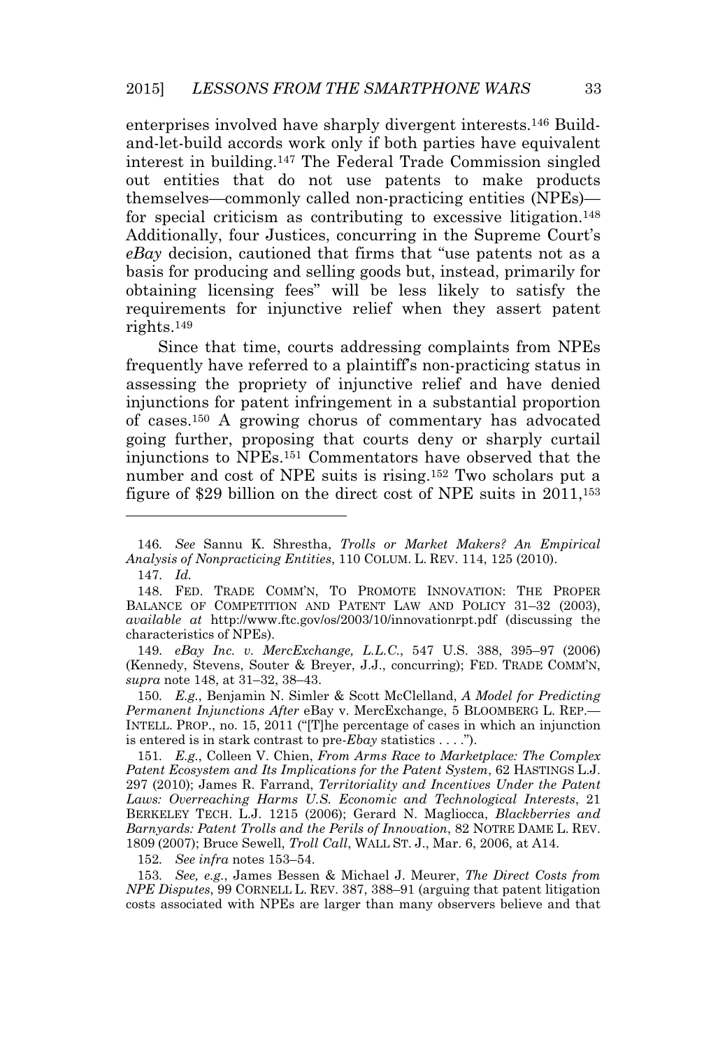enterprises involved have sharply divergent interests.[146] Build-and-let-build accords work only if both parties have equivalent interest in building.[147] The Federal Trade Commission singled out entities that do not use patents to make products themselves—commonly called non-practicing entities (NPEs)—for special criticism as contributing to excessive litigation.[148] Additionally, four Justices, concurring in the Supreme Court's *eBay* decision, cautioned that firms that "use patents not as a basis for producing and selling goods but, instead, primarily for obtaining licensing fees" will be less likely to satisfy the requirements for injunctive relief when they assert patent rights.[149]

Since that time, courts addressing complaints from NPEs frequently have referred to a plaintiff's non-practicing status in assessing the propriety of injunctive relief and have denied injunctions for patent infringement in a substantial proportion of cases.[150] A growing chorus of commentary has advocated going further, proposing that courts deny or sharply curtail injunctions to NPEs.[151] Commentators have observed that the number and cost of NPE suits is rising.[152] Two scholars put a figure of $29 billion on the direct cost of NPE suits in 2011,[153]

---

146. *See* Sannu K. Shrestha, *Trolls or Market Makers? An Empirical Analysis of Nonpracticing Entities*, 110 COLUM. L. REV. 114, 125 (2010).

147. *Id.*

148. FED. TRADE COMM'N, TO PROMOTE INNOVATION: THE PROPER BALANCE OF COMPETITION AND PATENT LAW AND POLICY 31–32 (2003), *available at* http://www.ftc.gov/os/2003/10/innovationrpt.pdf (discussing the characteristics of NPEs).

149. *eBay Inc. v. MercExchange, L.L.C.*, 547 U.S. 388, 395–97 (2006) (Kennedy, Stevens, Souter & Breyer, J.J., concurring); FED. TRADE COMM'N, *supra* note 148, at 31–32, 38–43.

150. *E.g.*, Benjamin N. Simler & Scott McClelland, *A Model for Predicting Permanent Injunctions After* eBay v. MercExchange, 5 BLOOMBERG L. REP.—INTELL. PROP., no. 15, 2011 ("[T]he percentage of cases in which an injunction is entered is in stark contrast to pre-*Ebay* statistics . . . .").

151. *E.g.*, Colleen V. Chien, *From Arms Race to Marketplace: The Complex Patent Ecosystem and Its Implications for the Patent System*, 62 HASTINGS L.J. 297 (2010); James R. Farrand, *Territoriality and Incentives Under the Patent Laws: Overreaching Harms U.S. Economic and Technological Interests*, 21 BERKELEY TECH. L.J. 1215 (2006); Gerard N. Magliocca, *Blackberries and Barnyards: Patent Trolls and the Perils of Innovation*, 82 NOTRE DAME L. REV. 1809 (2007); Bruce Sewell, *Troll Call*, WALL ST. J., Mar. 6, 2006, at A14.

152. *See infra* notes 153–54.

153. *See, e.g.*, James Bessen & Michael J. Meurer, *The Direct Costs from NPE Disputes*, 99 CORNELL L. REV. 387, 388–91 (arguing that patent litigation costs associated with NPEs are larger than many observers believe and that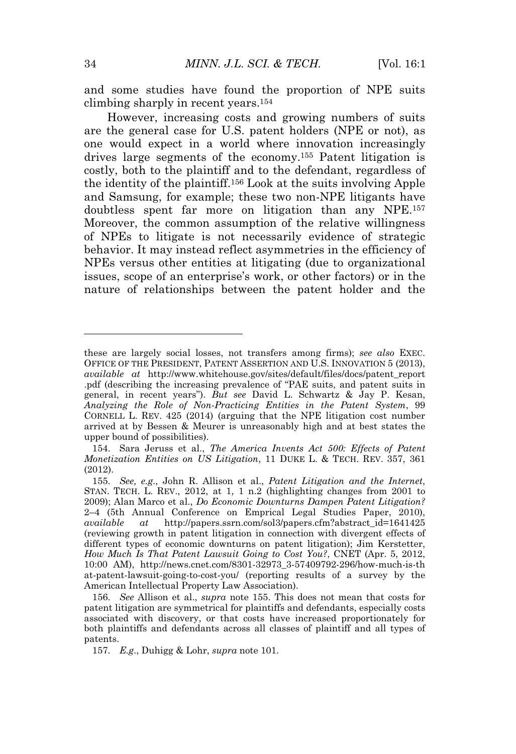and some studies have found the proportion of NPE suits climbing sharply in recent years.[154]

However, increasing costs and growing numbers of suits are the general case for U.S. patent holders (NPE or not), as one would expect in a world where innovation increasingly drives large segments of the economy.[155] Patent litigation is costly, both to the plaintiff and to the defendant, regardless of the identity of the plaintiff.[156] Look at the suits involving Apple and Samsung, for example; these two non-NPE litigants have doubtless spent far more on litigation than any NPE.[157] Moreover, the common assumption of the relative willingness of NPEs to litigate is not necessarily evidence of strategic behavior. It may instead reflect asymmetries in the efficiency of NPEs versus other entities at litigating (due to organizational issues, scope of an enterprise's work, or other factors) or in the nature of relationships between the patent holder and the

---

these are largely social losses, not transfers among firms); *see also* EXEC. OFFICE OF THE PRESIDENT, PATENT ASSERTION AND U.S. INNOVATION 5 (2013), *available at* http://www.whitehouse.gov/sites/default/files/docs/patent_report.pdf (describing the increasing prevalence of "PAE suits, and patent suits in general, in recent years"). *But see* David L. Schwartz & Jay P. Kesan, *Analyzing the Role of Non-Practicing Entities in the Patent System*, 99 CORNELL L. REV. 425 (2014) (arguing that the NPE litigation cost number arrived at by Bessen & Meurer is unreasonably high and at best states the upper bound of possibilities).

154. Sara Jeruss et al., *The America Invents Act 500: Effects of Patent Monetization Entities on US Litigation*, 11 DUKE L. & TECH. REV. 357, 361 (2012).

155. *See, e.g.*, John R. Allison et al., *Patent Litigation and the Internet*, STAN. TECH. L. REV., 2012, at 1, 1 n.2 (highlighting changes from 2001 to 2009); Alan Marco et al., *Do Economic Downturns Dampen Patent Litigation?* 2–4 (5th Annual Conference on Emprical Legal Studies Paper, 2010), *available at* http://papers.ssrn.com/sol3/papers.cfm?abstract_id=1641425 (reviewing growth in patent litigation in connection with divergent effects of different types of economic downturns on patent litigation); Jim Kerstetter, *How Much Is That Patent Lawsuit Going to Cost You?*, CNET (Apr. 5, 2012, 10:00 AM), http://news.cnet.com/8301-32973_3-57409792-296/how-much-is-that-patent-lawsuit-going-to-cost-you/ (reporting results of a survey by the American Intellectual Property Law Association).

156. *See* Allison et al., *supra* note 155. This does not mean that costs for patent litigation are symmetrical for plaintiffs and defendants, especially costs associated with discovery, or that costs have increased proportionately for both plaintiffs and defendants across all classes of plaintiff and all types of patents.

157. *E.g.*, Duhigg & Lohr, *supra* note 101.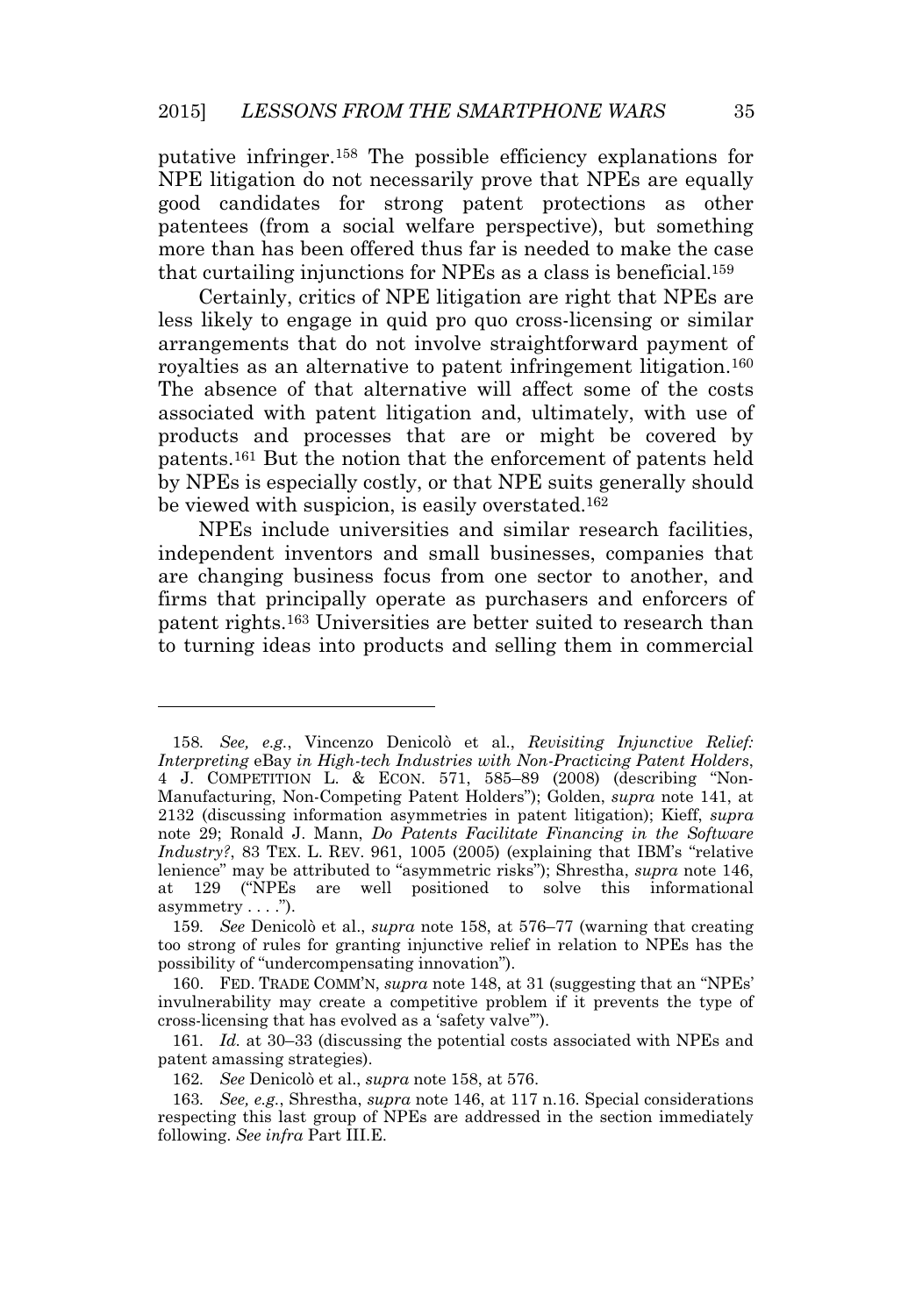putative infringer.[158] The possible efficiency explanations for NPE litigation do not necessarily prove that NPEs are equally good candidates for strong patent protections as other patentees (from a social welfare perspective), but something more than has been offered thus far is needed to make the case that curtailing injunctions for NPEs as a class is beneficial.[159]

Certainly, critics of NPE litigation are right that NPEs are less likely to engage in quid pro quo cross-licensing or similar arrangements that do not involve straightforward payment of royalties as an alternative to patent infringement litigation.[160] The absence of that alternative will affect some of the costs associated with patent litigation and, ultimately, with use of products and processes that are or might be covered by patents.[161] But the notion that the enforcement of patents held by NPEs is especially costly, or that NPE suits generally should be viewed with suspicion, is easily overstated.[162]

NPEs include universities and similar research facilities, independent inventors and small businesses, companies that are changing business focus from one sector to another, and firms that principally operate as purchasers and enforcers of patent rights.[163] Universities are better suited to research than to turning ideas into products and selling them in commercial

---

158. *See, e.g.*, Vincenzo Denicolò et al., *Revisiting Injunctive Relief: Interpreting* eBay *in High-tech Industries with Non-Practicing Patent Holders*, 4 J. COMPETITION L. & ECON. 571, 585–89 (2008) (describing "Non-Manufacturing, Non-Competing Patent Holders"); Golden, *supra* note 141, at 2132 (discussing information asymmetries in patent litigation); Kieff, *supra* note 29; Ronald J. Mann, *Do Patents Facilitate Financing in the Software Industry?*, 83 TEX. L. REV. 961, 1005 (2005) (explaining that IBM's "relative lenience" may be attributed to "asymmetric risks"); Shrestha, *supra* note 146, at 129 ("NPEs are well positioned to solve this informational asymmetry . . . .").

159. *See* Denicolò et al., *supra* note 158, at 576–77 (warning that creating too strong of rules for granting injunctive relief in relation to NPEs has the possibility of "undercompensating innovation").

160. FED. TRADE COMM'N, *supra* note 148, at 31 (suggesting that an "NPEs' invulnerability may create a competitive problem if it prevents the type of cross-licensing that has evolved as a 'safety valve'").

161. *Id.* at 30–33 (discussing the potential costs associated with NPEs and patent amassing strategies).

162. *See* Denicolò et al., *supra* note 158, at 576.

163. *See, e.g.*, Shrestha, *supra* note 146, at 117 n.16. Special considerations respecting this last group of NPEs are addressed in the section immediately following. *See infra* Part III.E.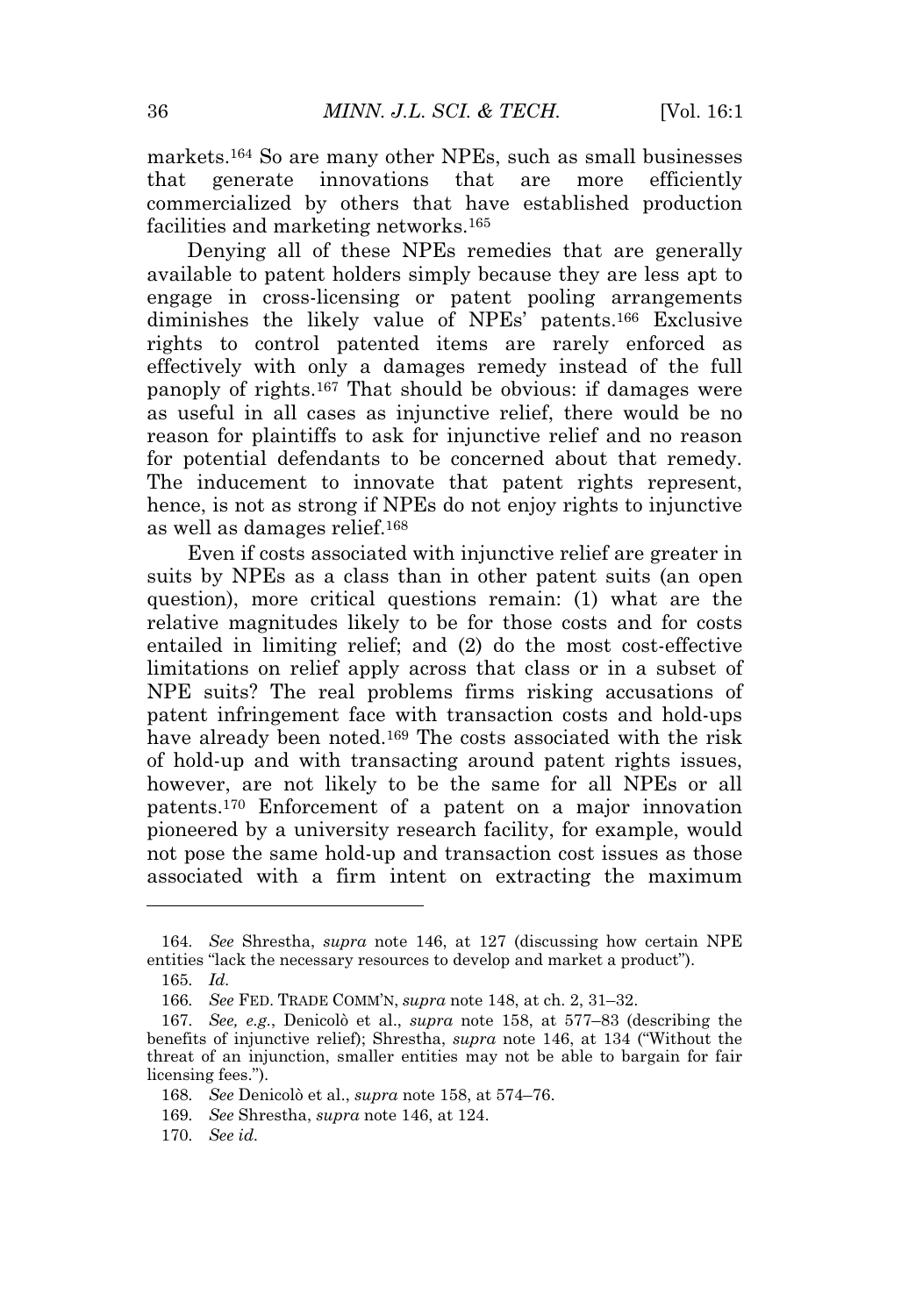markets.[164] So are many other NPEs, such as small businesses that generate innovations that are more efficiently commercialized by others that have established production facilities and marketing networks.[165]

Denying all of these NPEs remedies that are generally available to patent holders simply because they are less apt to engage in cross-licensing or patent pooling arrangements diminishes the likely value of NPEs' patents.[166] Exclusive rights to control patented items are rarely enforced as effectively with only a damages remedy instead of the full panoply of rights.[167] That should be obvious: if damages were as useful in all cases as injunctive relief, there would be no reason for plaintiffs to ask for injunctive relief and no reason for potential defendants to be concerned about that remedy. The inducement to innovate that patent rights represent, hence, is not as strong if NPEs do not enjoy rights to injunctive as well as damages relief.[168]

Even if costs associated with injunctive relief are greater in suits by NPEs as a class than in other patent suits (an open question), more critical questions remain: (1) what are the relative magnitudes likely to be for those costs and for costs entailed in limiting relief; and (2) do the most cost-effective limitations on relief apply across that class or in a subset of NPE suits? The real problems firms risking accusations of patent infringement face with transaction costs and hold-ups have already been noted.[169] The costs associated with the risk of hold-up and with transacting around patent rights issues, however, are not likely to be the same for all NPEs or all patents.[170] Enforcement of a patent on a major innovation pioneered by a university research facility, for example, would not pose the same hold-up and transaction cost issues as those associated with a firm intent on extracting the maximum

---

164. *See* Shrestha, *supra* note 146, at 127 (discussing how certain NPE entities "lack the necessary resources to develop and market a product").

165. *Id.*

166. *See* FED. TRADE COMM'N, *supra* note 148, at ch. 2, 31–32.

167. *See, e.g.*, Denicolò et al., *supra* note 158, at 577–83 (describing the benefits of injunctive relief); Shrestha, *supra* note 146, at 134 ("Without the threat of an injunction, smaller entities may not be able to bargain for fair licensing fees.").

168. *See* Denicolò et al., *supra* note 158, at 574–76.

169. *See* Shrestha, *supra* note 146, at 124.

170. *See id.*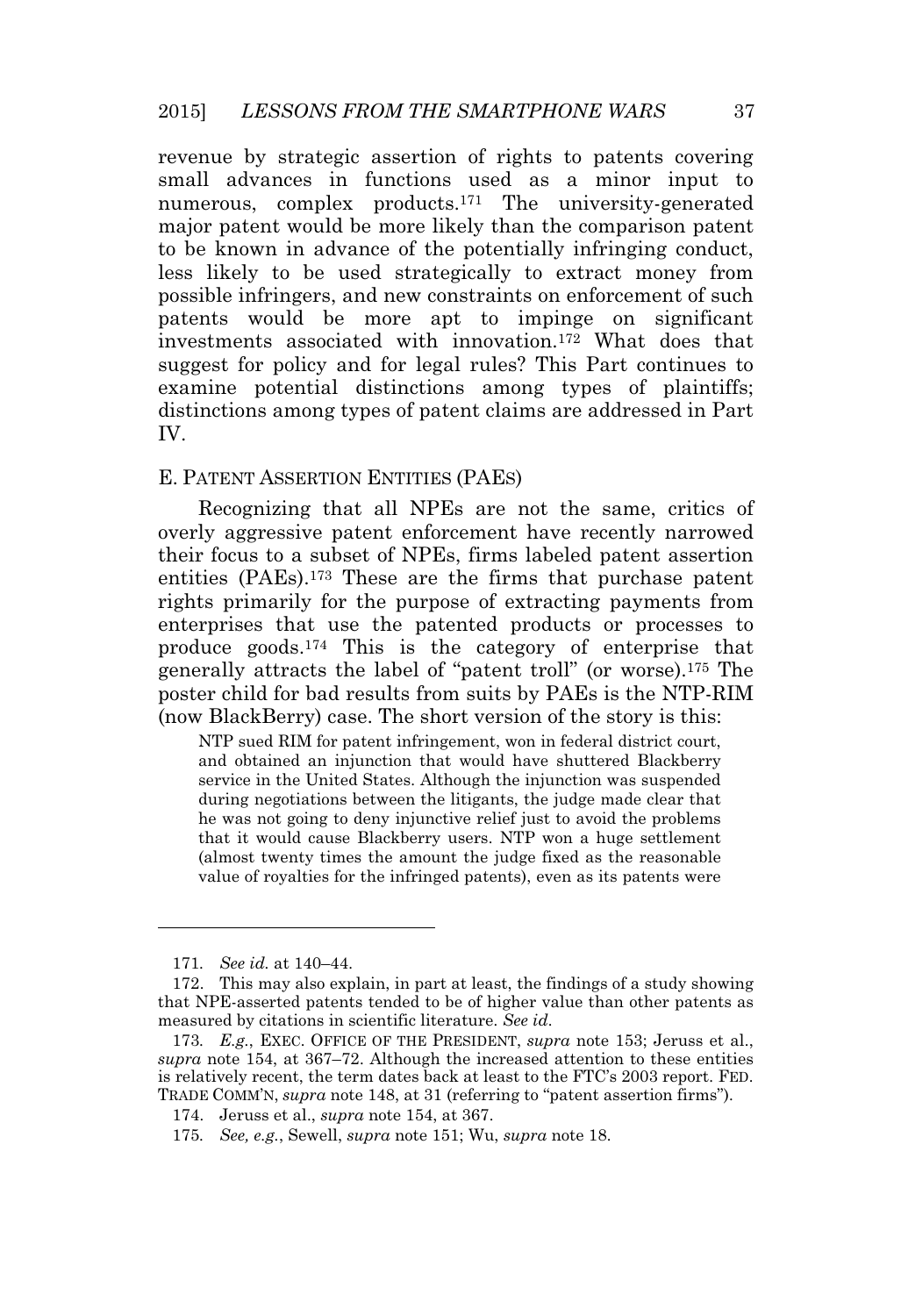revenue by strategic assertion of rights to patents covering small advances in functions used as a minor input to numerous, complex products.[171] The university-generated major patent would be more likely than the comparison patent to be known in advance of the potentially infringing conduct, less likely to be used strategically to extract money from possible infringers, and new constraints on enforcement of such patents would be more apt to impinge on significant investments associated with innovation.[172] What does that suggest for policy and for legal rules? This Part continues to examine potential distinctions among types of plaintiffs; distinctions among types of patent claims are addressed in Part IV.

### E. Patent Assertion Entities (PAEs)

Recognizing that all NPEs are not the same, critics of overly aggressive patent enforcement have recently narrowed their focus to a subset of NPEs, firms labeled patent assertion entities (PAEs).[173] These are the firms that purchase patent rights primarily for the purpose of extracting payments from enterprises that use the patented products or processes to produce goods.[174] This is the category of enterprise that generally attracts the label of "patent troll" (or worse).[175] The poster child for bad results from suits by PAEs is the NTP-RIM (now BlackBerry) case. The short version of the story is this:

> NTP sued RIM for patent infringement, won in federal district court, and obtained an injunction that would have shuttered Blackberry service in the United States. Although the injunction was suspended during negotiations between the litigants, the judge made clear that he was not going to deny injunctive relief just to avoid the problems that it would cause Blackberry users. NTP won a huge settlement (almost twenty times the amount the judge fixed as the reasonable value of royalties for the infringed patents), even as its patents were

---

171. *See id.* at 140–44.

172. This may also explain, in part at least, the findings of a study showing that NPE-asserted patents tended to be of higher value than other patents as measured by citations in scientific literature. *See id.*

173. *E.g.*, Exec. Office of the President, *supra* note 153; Jeruss et al., *supra* note 154, at 367–72. Although the increased attention to these entities is relatively recent, the term dates back at least to the FTC's 2003 report. Fed. Trade Comm'n, *supra* note 148, at 31 (referring to "patent assertion firms").

174. Jeruss et al., *supra* note 154, at 367.

175. *See, e.g.*, Sewell, *supra* note 151; Wu, *supra* note 18.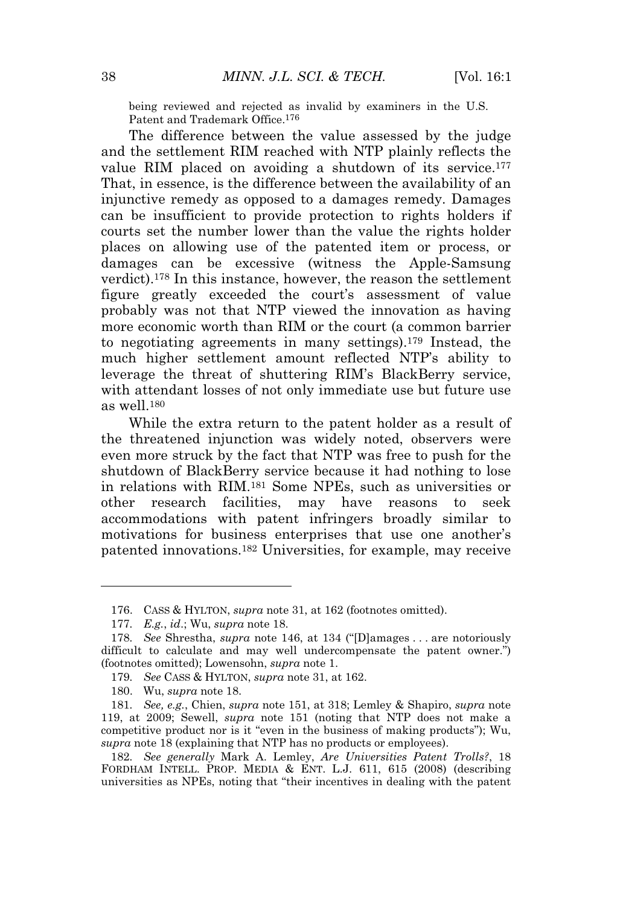being reviewed and rejected as invalid by examiners in the U.S. Patent and Trademark Office.[176]

The difference between the value assessed by the judge and the settlement RIM reached with NTP plainly reflects the value RIM placed on avoiding a shutdown of its service.[177] That, in essence, is the difference between the availability of an injunctive remedy as opposed to a damages remedy. Damages can be insufficient to provide protection to rights holders if courts set the number lower than the value the rights holder places on allowing use of the patented item or process, or damages can be excessive (witness the Apple-Samsung verdict).[178] In this instance, however, the reason the settlement figure greatly exceeded the court's assessment of value probably was not that NTP viewed the innovation as having more economic worth than RIM or the court (a common barrier to negotiating agreements in many settings).[179] Instead, the much higher settlement amount reflected NTP's ability to leverage the threat of shuttering RIM's BlackBerry service, with attendant losses of not only immediate use but future use as well.[180]

While the extra return to the patent holder as a result of the threatened injunction was widely noted, observers were even more struck by the fact that NTP was free to push for the shutdown of BlackBerry service because it had nothing to lose in relations with RIM.[181] Some NPEs, such as universities or other research facilities, may have reasons to seek accommodations with patent infringers broadly similar to motivations for business enterprises that use one another's patented innovations.[182] Universities, for example, may receive

---

176. CASS & HYLTON, *supra* note 31, at 162 (footnotes omitted).

177. *E.g.*, *id.*; Wu, *supra* note 18.

178. *See* Shrestha, *supra* note 146, at 134 ("[D]amages . . . are notoriously difficult to calculate and may well undercompensate the patent owner.") (footnotes omitted); Lowensohn, *supra* note 1.

179. *See* CASS & HYLTON, *supra* note 31, at 162.

180. Wu, *supra* note 18.

181. *See, e.g.*, Chien, *supra* note 151, at 318; Lemley & Shapiro, *supra* note 119, at 2009; Sewell, *supra* note 151 (noting that NTP does not make a competitive product nor is it "even in the business of making products"); Wu, *supra* note 18 (explaining that NTP has no products or employees).

182. *See generally* Mark A. Lemley, *Are Universities Patent Trolls?*, 18 FORDHAM INTELL. PROP. MEDIA & ENT. L.J. 611, 615 (2008) (describing universities as NPEs, noting that "their incentives in dealing with the patent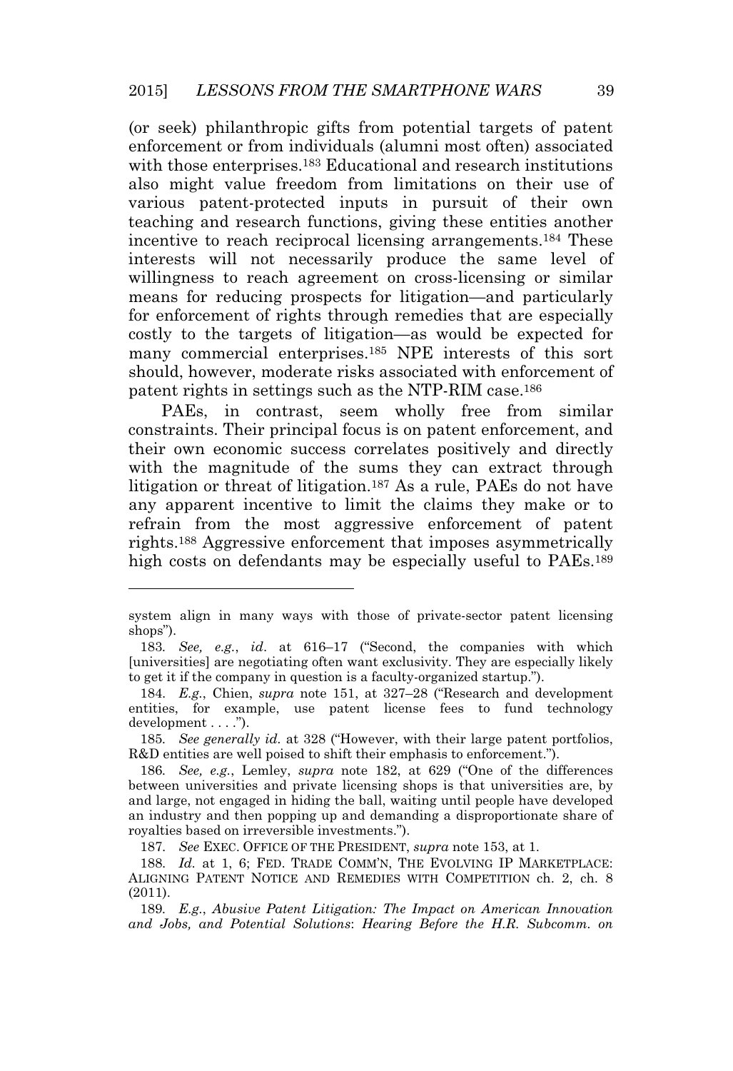(or seek) philanthropic gifts from potential targets of patent enforcement or from individuals (alumni most often) associated with those enterprises.[183] Educational and research institutions also might value freedom from limitations on their use of various patent-protected inputs in pursuit of their own teaching and research functions, giving these entities another incentive to reach reciprocal licensing arrangements.[184] These interests will not necessarily produce the same level of willingness to reach agreement on cross-licensing or similar means for reducing prospects for litigation—and particularly for enforcement of rights through remedies that are especially costly to the targets of litigation—as would be expected for many commercial enterprises.[185] NPE interests of this sort should, however, moderate risks associated with enforcement of patent rights in settings such as the NTP-RIM case.[186]

PAEs, in contrast, seem wholly free from similar constraints. Their principal focus is on patent enforcement, and their own economic success correlates positively and directly with the magnitude of the sums they can extract through litigation or threat of litigation.[187] As a rule, PAEs do not have any apparent incentive to limit the claims they make or to refrain from the most aggressive enforcement of patent rights.[188] Aggressive enforcement that imposes asymmetrically high costs on defendants may be especially useful to PAEs.[189]

---

system align in many ways with those of private-sector patent licensing shops").

183. *See, e.g.*, *id*. at 616–17 ("Second, the companies with which [universities] are negotiating often want exclusivity. They are especially likely to get it if the company in question is a faculty-organized startup.").

184. *E.g.*, Chien, *supra* note 151, at 327–28 ("Research and development entities, for example, use patent license fees to fund technology development . . . .").

185. *See generally id.* at 328 ("However, with their large patent portfolios, R&D entities are well poised to shift their emphasis to enforcement.").

186. *See, e.g.*, Lemley, *supra* note 182, at 629 ("One of the differences between universities and private licensing shops is that universities are, by and large, not engaged in hiding the ball, waiting until people have developed an industry and then popping up and demanding a disproportionate share of royalties based on irreversible investments.").

187. *See* EXEC. OFFICE OF THE PRESIDENT, *supra* note 153, at 1.

188. *Id.* at 1, 6; FED. TRADE COMM'N, THE EVOLVING IP MARKETPLACE: ALIGNING PATENT NOTICE AND REMEDIES WITH COMPETITION ch. 2, ch. 8 (2011).

189. *E.g.*, *Abusive Patent Litigation: The Impact on American Innovation and Jobs, and Potential Solutions*: *Hearing Before the H.R. Subcomm. on*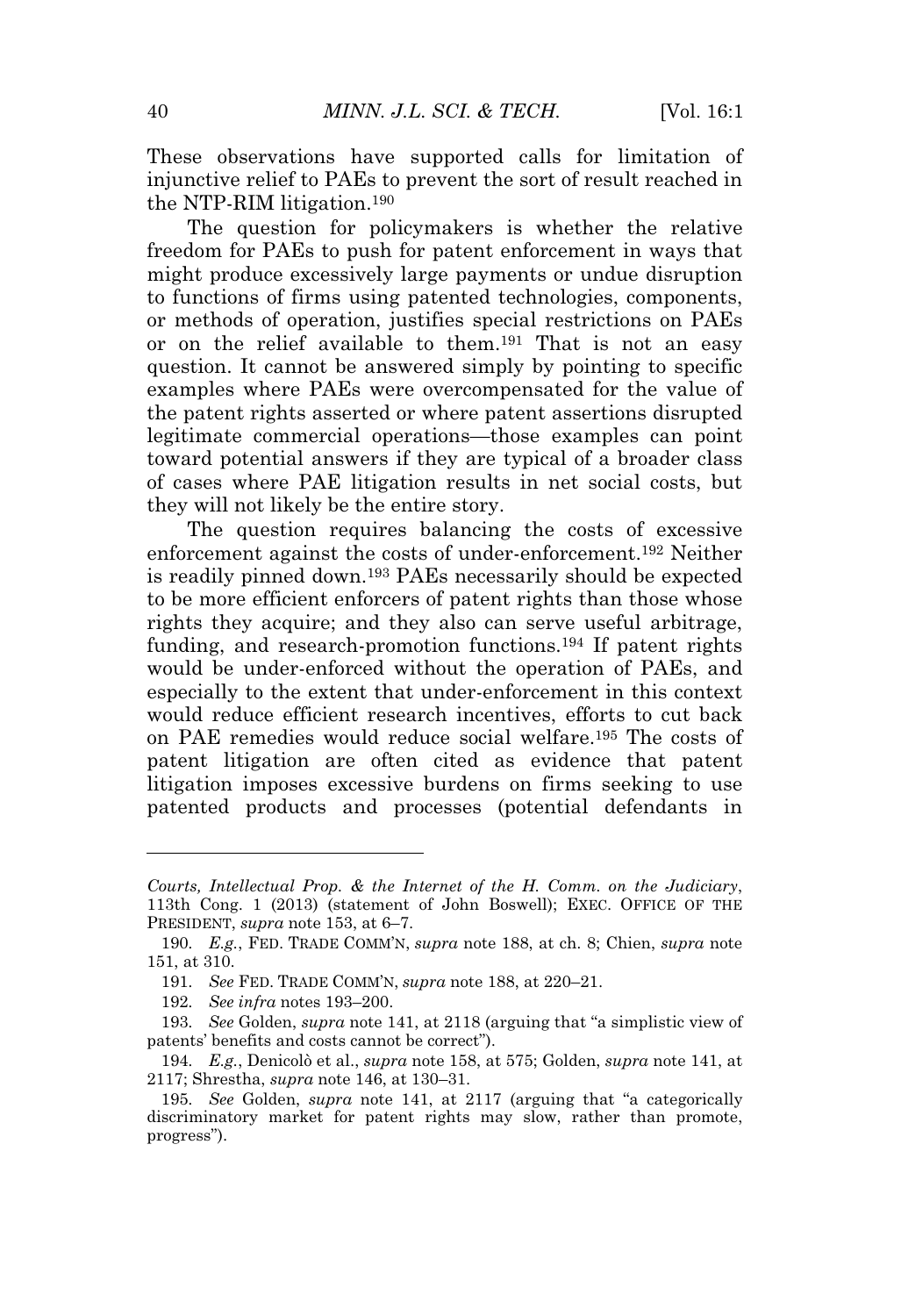These observations have supported calls for limitation of injunctive relief to PAEs to prevent the sort of result reached in the NTP-RIM litigation.[190]

The question for policymakers is whether the relative freedom for PAEs to push for patent enforcement in ways that might produce excessively large payments or undue disruption to functions of firms using patented technologies, components, or methods of operation, justifies special restrictions on PAEs or on the relief available to them.[191] That is not an easy question. It cannot be answered simply by pointing to specific examples where PAEs were overcompensated for the value of the patent rights asserted or where patent assertions disrupted legitimate commercial operations—those examples can point toward potential answers if they are typical of a broader class of cases where PAE litigation results in net social costs, but they will not likely be the entire story.

The question requires balancing the costs of excessive enforcement against the costs of under-enforcement.[192] Neither is readily pinned down.[193] PAEs necessarily should be expected to be more efficient enforcers of patent rights than those whose rights they acquire; and they also can serve useful arbitrage, funding, and research-promotion functions.[194] If patent rights would be under-enforced without the operation of PAEs, and especially to the extent that under-enforcement in this context would reduce efficient research incentives, efforts to cut back on PAE remedies would reduce social welfare.[195] The costs of patent litigation are often cited as evidence that patent litigation imposes excessive burdens on firms seeking to use patented products and processes (potential defendants in

---

*Courts, Intellectual Prop. & the Internet of the H. Comm. on the Judiciary*, 113th Cong. 1 (2013) (statement of John Boswell); EXEC. OFFICE OF THE PRESIDENT, *supra* note 153, at 6–7.

190. *E.g.*, FED. TRADE COMM'N, *supra* note 188, at ch. 8; Chien, *supra* note 151, at 310.

191. *See* FED. TRADE COMM'N, *supra* note 188, at 220–21.

192. *See infra* notes 193–200.

193. *See* Golden, *supra* note 141, at 2118 (arguing that "a simplistic view of patents' benefits and costs cannot be correct").

194. *E.g.*, Denicolò et al., *supra* note 158, at 575; Golden, *supra* note 141, at 2117; Shrestha, *supra* note 146, at 130–31.

195. *See* Golden, *supra* note 141, at 2117 (arguing that "a categorically discriminatory market for patent rights may slow, rather than promote, progress").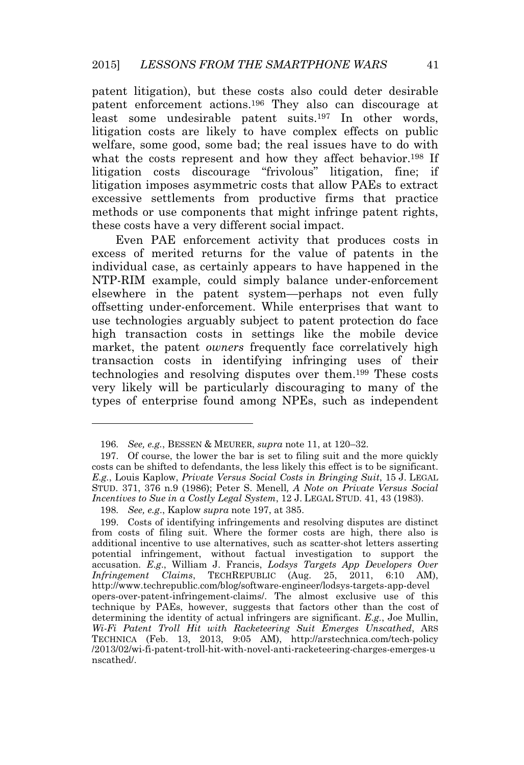patent litigation), but these costs also could deter desirable patent enforcement actions.[196] They also can discourage at least some undesirable patent suits.[197] In other words, litigation costs are likely to have complex effects on public welfare, some good, some bad; the real issues have to do with what the costs represent and how they affect behavior.[198] If litigation costs discourage "frivolous" litigation, fine; if litigation imposes asymmetric costs that allow PAEs to extract excessive settlements from productive firms that practice methods or use components that might infringe patent rights, these costs have a very different social impact.

Even PAE enforcement activity that produces costs in excess of merited returns for the value of patents in the individual case, as certainly appears to have happened in the NTP-RIM example, could simply balance under-enforcement elsewhere in the patent system—perhaps not even fully offsetting under-enforcement. While enterprises that want to use technologies arguably subject to patent protection do face high transaction costs in settings like the mobile device market, the patent *owners* frequently face correlatively high transaction costs in identifying infringing uses of their technologies and resolving disputes over them.[199] These costs very likely will be particularly discouraging to many of the types of enterprise found among NPEs, such as independent

---

196. *See, e.g.*, BESSEN & MEURER, *supra* note 11, at 120–32.

197. Of course, the lower the bar is set to filing suit and the more quickly costs can be shifted to defendants, the less likely this effect is to be significant. *E.g.*, Louis Kaplow, *Private Versus Social Costs in Bringing Suit*, 15 J. LEGAL STUD. 371, 376 n.9 (1986); Peter S. Menell*, A Note on Private Versus Social Incentives to Sue in a Costly Legal System*, 12 J. LEGAL STUD. 41, 43 (1983).

198. *See, e.g.*, Kaplow *supra* note 197, at 385.

199. Costs of identifying infringements and resolving disputes are distinct from costs of filing suit. Where the former costs are high, there also is additional incentive to use alternatives, such as scatter-shot letters asserting potential infringement, without factual investigation to support the accusation. *E.g.*, William J. Francis, *Lodsys Targets App Developers Over Infringement Claims*, TECHREPUBLIC (Aug. 25, 2011, 6:10 AM), http://www.techrepublic.com/blog/software-engineer/lodsys-targets-app-developers-over-patent-infringement-claims/. The almost exclusive use of this technique by PAEs, however, suggests that factors other than the cost of determining the identity of actual infringers are significant. *E.g.*, Joe Mullin, *Wi-Fi Patent Troll Hit with Racketeering Suit Emerges Unscathed*, ARS TECHNICA (Feb. 13, 2013, 9:05 AM), http://arstechnica.com/tech-policy/2013/02/wi-fi-patent-troll-hit-with-novel-anti-racketeering-charges-emerges-unscathed/.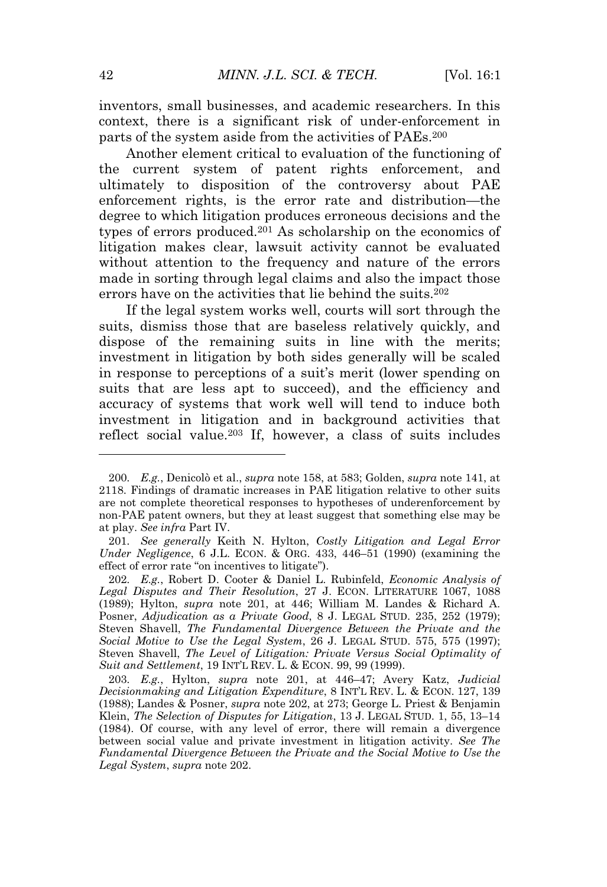inventors, small businesses, and academic researchers. In this context, there is a significant risk of under-enforcement in parts of the system aside from the activities of PAEs.[200]

Another element critical to evaluation of the functioning of the current system of patent rights enforcement, and ultimately to disposition of the controversy about PAE enforcement rights, is the error rate and distribution—the degree to which litigation produces erroneous decisions and the types of errors produced.[201] As scholarship on the economics of litigation makes clear, lawsuit activity cannot be evaluated without attention to the frequency and nature of the errors made in sorting through legal claims and also the impact those errors have on the activities that lie behind the suits.[202]

If the legal system works well, courts will sort through the suits, dismiss those that are baseless relatively quickly, and dispose of the remaining suits in line with the merits; investment in litigation by both sides generally will be scaled in response to perceptions of a suit's merit (lower spending on suits that are less apt to succeed), and the efficiency and accuracy of systems that work well will tend to induce both investment in litigation and in background activities that reflect social value.[203] If, however, a class of suits includes

---

200. *E.g.*, Denicolò et al., *supra* note 158, at 583; Golden, *supra* note 141, at 2118. Findings of dramatic increases in PAE litigation relative to other suits are not complete theoretical responses to hypotheses of underenforcement by non-PAE patent owners, but they at least suggest that something else may be at play. *See infra* Part IV.

201. *See generally* Keith N. Hylton, *Costly Litigation and Legal Error Under Negligence*, 6 J.L. ECON. & ORG. 433, 446–51 (1990) (examining the effect of error rate "on incentives to litigate").

202. *E.g.*, Robert D. Cooter & Daniel L. Rubinfeld, *Economic Analysis of Legal Disputes and Their Resolution*, 27 J. ECON. LITERATURE 1067, 1088 (1989); Hylton, *supra* note 201, at 446; William M. Landes & Richard A. Posner, *Adjudication as a Private Good*, 8 J. LEGAL STUD. 235, 252 (1979); Steven Shavell, *The Fundamental Divergence Between the Private and the Social Motive to Use the Legal System*, 26 J. LEGAL STUD. 575, 575 (1997); Steven Shavell, *The Level of Litigation: Private Versus Social Optimality of Suit and Settlement*, 19 INT'L REV. L. & ECON. 99, 99 (1999).

203. *E.g.*, Hylton, *supra* note 201, at 446–47; Avery Katz, *Judicial Decisionmaking and Litigation Expenditure*, 8 INT'L REV. L. & ECON. 127, 139 (1988); Landes & Posner, *supra* note 202, at 273; George L. Priest & Benjamin Klein, *The Selection of Disputes for Litigation*, 13 J. LEGAL STUD. 1, 55, 13–14 (1984). Of course, with any level of error, there will remain a divergence between social value and private investment in litigation activity. *See The Fundamental Divergence Between the Private and the Social Motive to Use the Legal System*, *supra* note 202.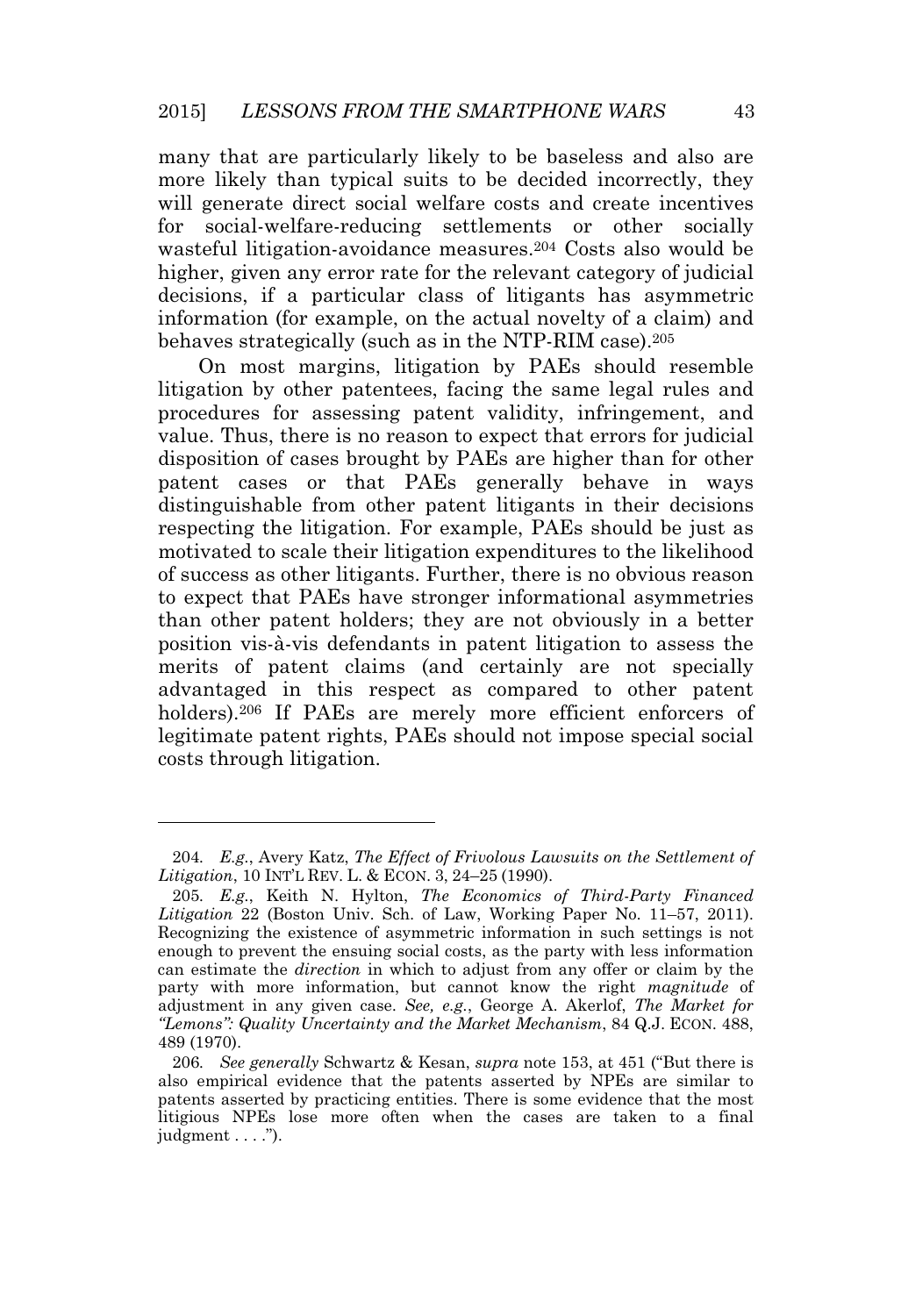many that are particularly likely to be baseless and also are more likely than typical suits to be decided incorrectly, they will generate direct social welfare costs and create incentives for social-welfare-reducing settlements or other socially wasteful litigation-avoidance measures.[204] Costs also would be higher, given any error rate for the relevant category of judicial decisions, if a particular class of litigants has asymmetric information (for example, on the actual novelty of a claim) and behaves strategically (such as in the NTP-RIM case).[205]

On most margins, litigation by PAEs should resemble litigation by other patentees, facing the same legal rules and procedures for assessing patent validity, infringement, and value. Thus, there is no reason to expect that errors for judicial disposition of cases brought by PAEs are higher than for other patent cases or that PAEs generally behave in ways distinguishable from other patent litigants in their decisions respecting the litigation. For example, PAEs should be just as motivated to scale their litigation expenditures to the likelihood of success as other litigants. Further, there is no obvious reason to expect that PAEs have stronger informational asymmetries than other patent holders; they are not obviously in a better position vis-à-vis defendants in patent litigation to assess the merits of patent claims (and certainly are not specially advantaged in this respect as compared to other patent holders).[206] If PAEs are merely more efficient enforcers of legitimate patent rights, PAEs should not impose special social costs through litigation.

---

204. *E.g.*, Avery Katz, *The Effect of Frivolous Lawsuits on the Settlement of Litigation*, 10 INT'L REV. L. & ECON. 3, 24–25 (1990).

205. *E.g.*, Keith N. Hylton, *The Economics of Third-Party Financed Litigation* 22 (Boston Univ. Sch. of Law, Working Paper No. 11–57, 2011). Recognizing the existence of asymmetric information in such settings is not enough to prevent the ensuing social costs, as the party with less information can estimate the *direction* in which to adjust from any offer or claim by the party with more information, but cannot know the right *magnitude* of adjustment in any given case. *See, e.g.*, George A. Akerlof, *The Market for "Lemons": Quality Uncertainty and the Market Mechanism*, 84 Q.J. ECON. 488, 489 (1970).

206. *See generally* Schwartz & Kesan, *supra* note 153, at 451 ("But there is also empirical evidence that the patents asserted by NPEs are similar to patents asserted by practicing entities. There is some evidence that the most litigious NPEs lose more often when the cases are taken to a final judgment . . . .").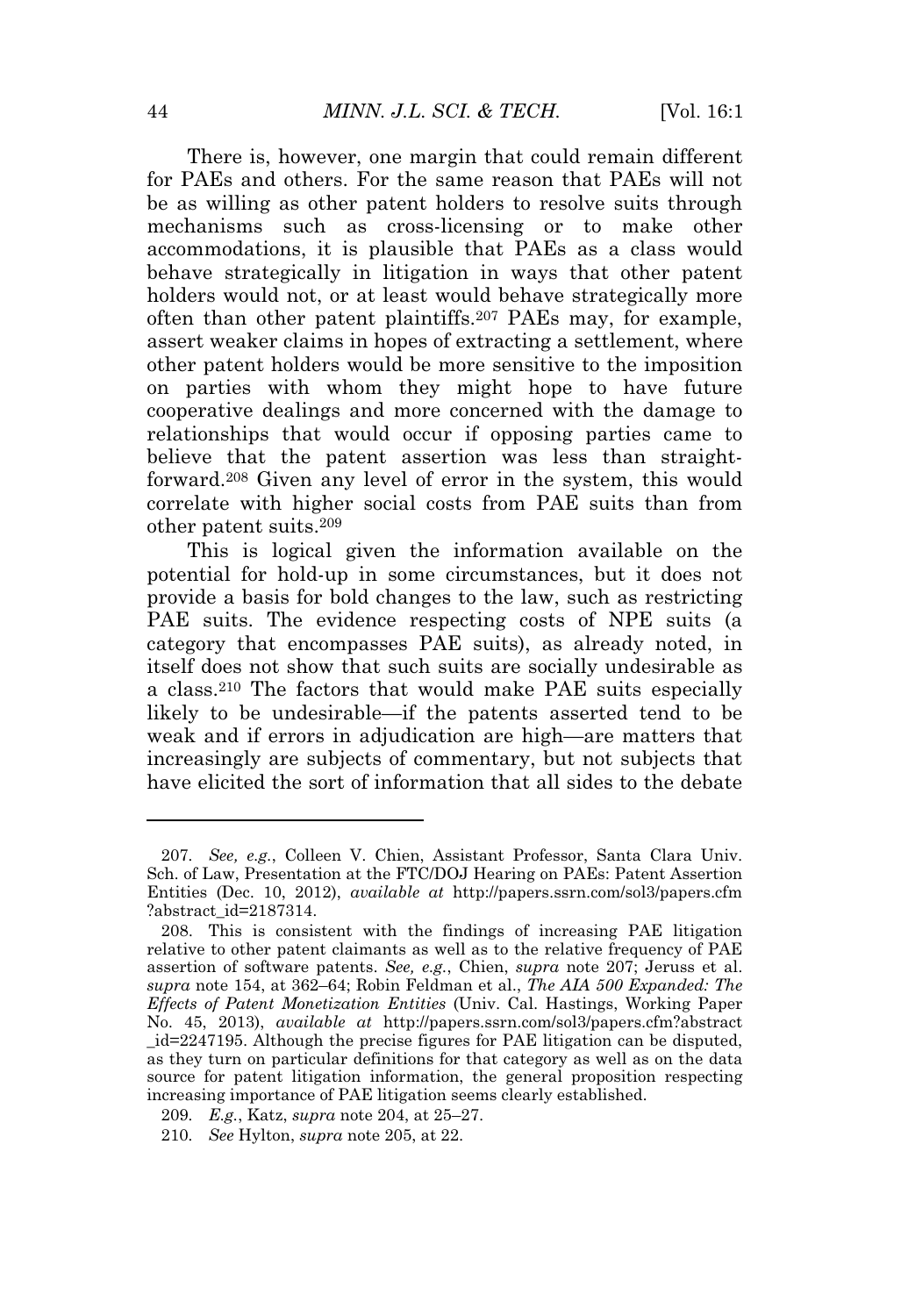There is, however, one margin that could remain different for PAEs and others. For the same reason that PAEs will not be as willing as other patent holders to resolve suits through mechanisms such as cross-licensing or to make other accommodations, it is plausible that PAEs as a class would behave strategically in litigation in ways that other patent holders would not, or at least would behave strategically more often than other patent plaintiffs.[207] PAEs may, for example, assert weaker claims in hopes of extracting a settlement, where other patent holders would be more sensitive to the imposition on parties with whom they might hope to have future cooperative dealings and more concerned with the damage to relationships that would occur if opposing parties came to believe that the patent assertion was less than straightforward.[208] Given any level of error in the system, this would correlate with higher social costs from PAE suits than from other patent suits.[209]

This is logical given the information available on the potential for hold-up in some circumstances, but it does not provide a basis for bold changes to the law, such as restricting PAE suits. The evidence respecting costs of NPE suits (a category that encompasses PAE suits), as already noted, in itself does not show that such suits are socially undesirable as a class.[210] The factors that would make PAE suits especially likely to be undesirable—if the patents asserted tend to be weak and if errors in adjudication are high—are matters that increasingly are subjects of commentary, but not subjects that have elicited the sort of information that all sides to the debate

---

207. *See, e.g.*, Colleen V. Chien, Assistant Professor, Santa Clara Univ. Sch. of Law, Presentation at the FTC/DOJ Hearing on PAEs: Patent Assertion Entities (Dec. 10, 2012), *available at* http://papers.ssrn.com/sol3/papers.cfm?abstract_id=2187314.

208. This is consistent with the findings of increasing PAE litigation relative to other patent claimants as well as to the relative frequency of PAE assertion of software patents. *See, e.g.*, Chien, *supra* note 207; Jeruss et al. *supra* note 154, at 362–64; Robin Feldman et al., *The AIA 500 Expanded: The Effects of Patent Monetization Entities* (Univ. Cal. Hastings, Working Paper No. 45, 2013), *available at* http://papers.ssrn.com/sol3/papers.cfm?abstract_id=2247195. Although the precise figures for PAE litigation can be disputed, as they turn on particular definitions for that category as well as on the data source for patent litigation information, the general proposition respecting increasing importance of PAE litigation seems clearly established.

209. *E.g.*, Katz, *supra* note 204, at 25–27.

210. *See* Hylton, *supra* note 205, at 22.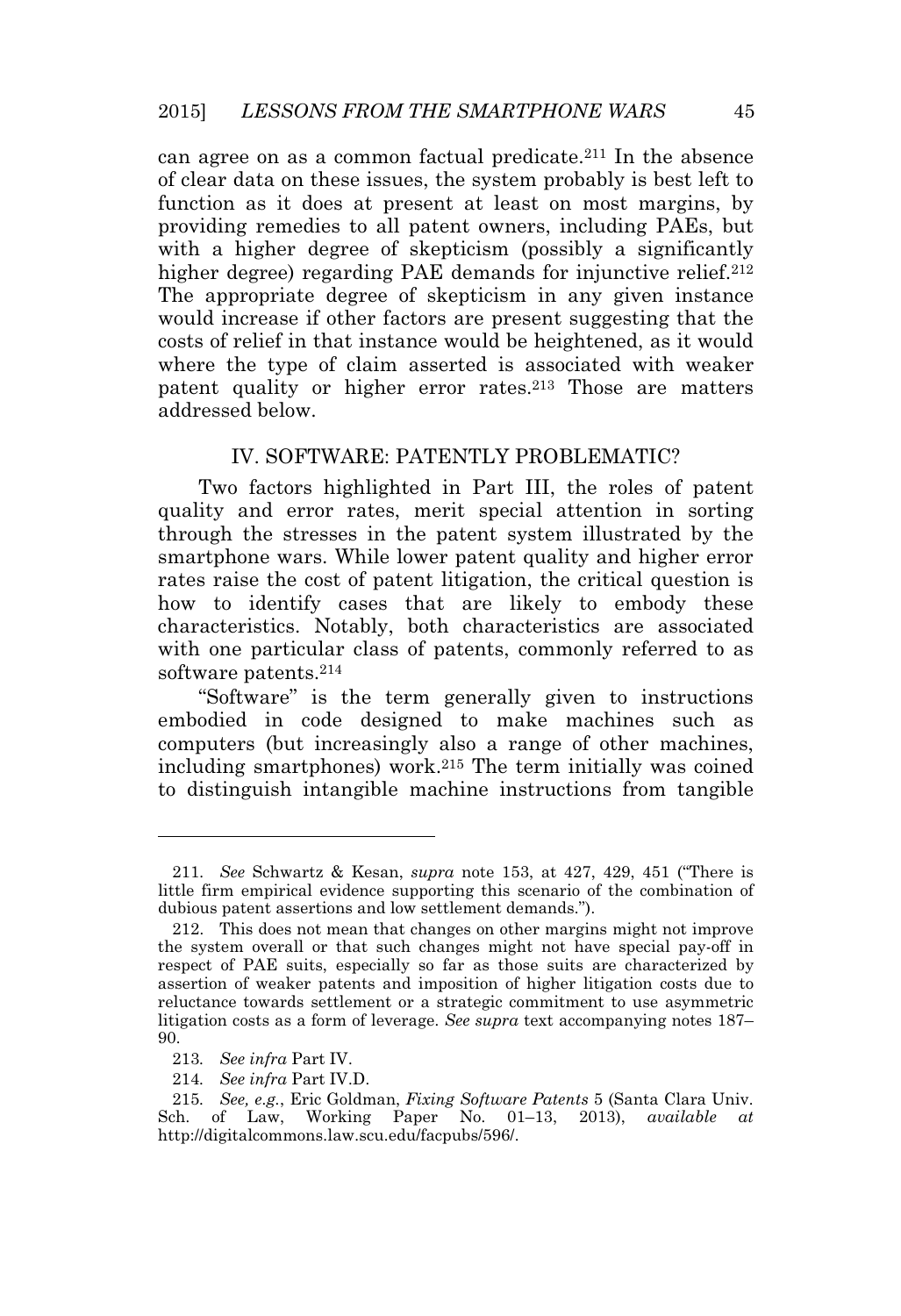can agree on as a common factual predicate.[211] In the absence of clear data on these issues, the system probably is best left to function as it does at present at least on most margins, by providing remedies to all patent owners, including PAEs, but with a higher degree of skepticism (possibly a significantly higher degree) regarding PAE demands for injunctive relief.[212] The appropriate degree of skepticism in any given instance would increase if other factors are present suggesting that the costs of relief in that instance would be heightened, as it would where the type of claim asserted is associated with weaker patent quality or higher error rates.[213] Those are matters addressed below.

## IV. SOFTWARE: PATENTLY PROBLEMATIC?

Two factors highlighted in Part III, the roles of patent quality and error rates, merit special attention in sorting through the stresses in the patent system illustrated by the smartphone wars. While lower patent quality and higher error rates raise the cost of patent litigation, the critical question is how to identify cases that are likely to embody these characteristics. Notably, both characteristics are associated with one particular class of patents, commonly referred to as software patents.[214]

"Software" is the term generally given to instructions embodied in code designed to make machines such as computers (but increasingly also a range of other machines, including smartphones) work.[215] The term initially was coined to distinguish intangible machine instructions from tangible

---

211. *See* Schwartz & Kesan, *supra* note 153, at 427, 429, 451 ("There is little firm empirical evidence supporting this scenario of the combination of dubious patent assertions and low settlement demands.").

212. This does not mean that changes on other margins might not improve the system overall or that such changes might not have special pay-off in respect of PAE suits, especially so far as those suits are characterized by assertion of weaker patents and imposition of higher litigation costs due to reluctance towards settlement or a strategic commitment to use asymmetric litigation costs as a form of leverage. *See supra* text accompanying notes 187–90.

213. *See infra* Part IV.

214. *See infra* Part IV.D.

215. *See, e.g.*, Eric Goldman, *Fixing Software Patents* 5 (Santa Clara Univ. Sch. of Law, Working Paper No. 01–13, 2013), *available at* http://digitalcommons.law.scu.edu/facpubs/596/.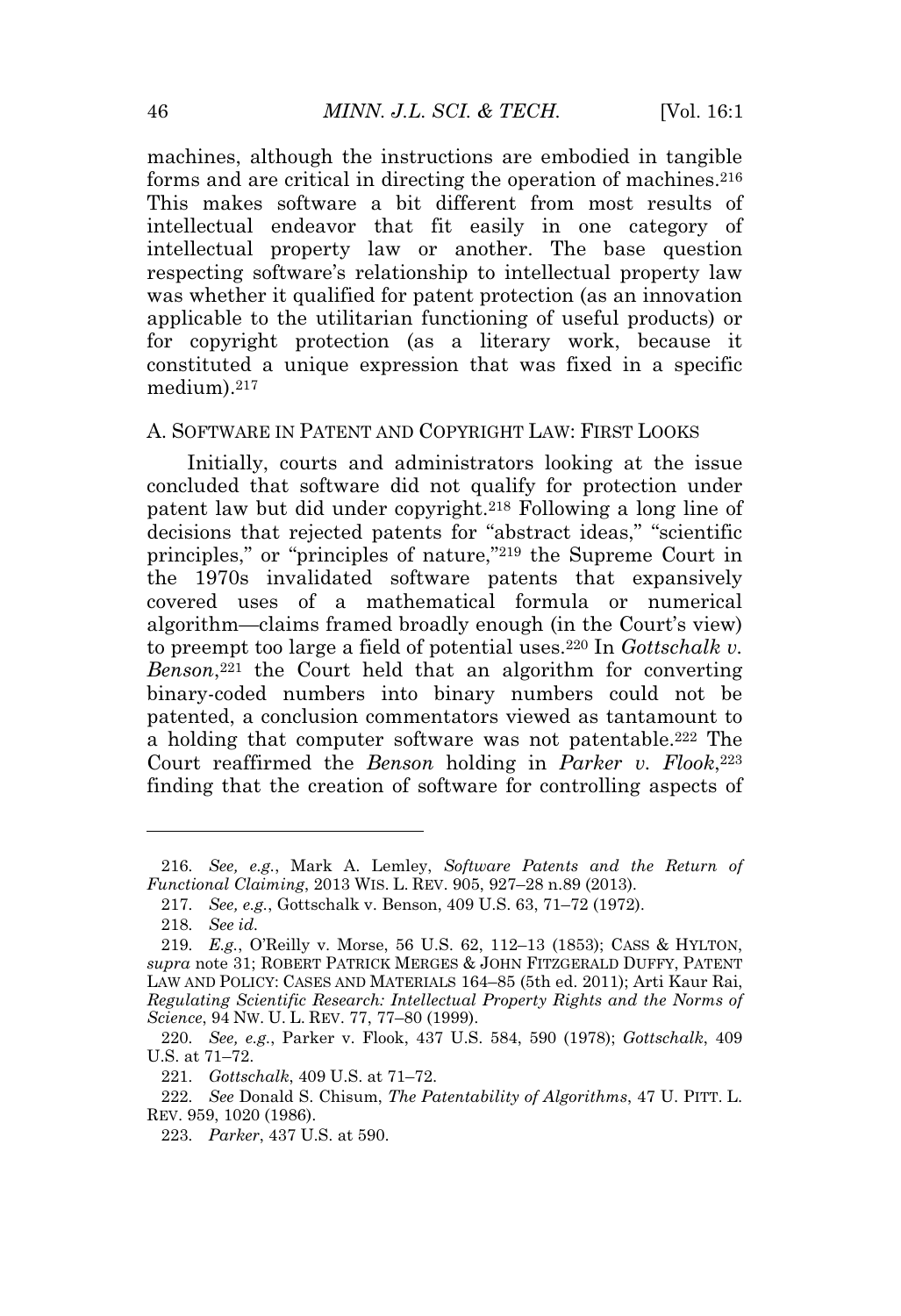machines, although the instructions are embodied in tangible forms and are critical in directing the operation of machines.[216] This makes software a bit different from most results of intellectual endeavor that fit easily in one category of intellectual property law or another. The base question respecting software's relationship to intellectual property law was whether it qualified for patent protection (as an innovation applicable to the utilitarian functioning of useful products) or for copyright protection (as a literary work, because it constituted a unique expression that was fixed in a specific medium).[217]

### A. SOFTWARE IN PATENT AND COPYRIGHT LAW: FIRST LOOKS

Initially, courts and administrators looking at the issue concluded that software did not qualify for protection under patent law but did under copyright.[218] Following a long line of decisions that rejected patents for "abstract ideas," "scientific principles," or "principles of nature,"[219] the Supreme Court in the 1970s invalidated software patents that expansively covered uses of a mathematical formula or numerical algorithm—claims framed broadly enough (in the Court's view) to preempt too large a field of potential uses.[220] In *Gottschalk v. Benson*,[221] the Court held that an algorithm for converting binary-coded numbers into binary numbers could not be patented, a conclusion commentators viewed as tantamount to a holding that computer software was not patentable.[222] The Court reaffirmed the *Benson* holding in *Parker v. Flook*,[223] finding that the creation of software for controlling aspects of

---

216. *See, e.g.*, Mark A. Lemley, *Software Patents and the Return of Functional Claiming*, 2013 WIS. L. REV. 905, 927–28 n.89 (2013).

217. *See, e.g.*, Gottschalk v. Benson, 409 U.S. 63, 71–72 (1972).

218. *See id.*

219. *E.g.*, O'Reilly v. Morse, 56 U.S. 62, 112–13 (1853); CASS & HYLTON, *supra* note 31; ROBERT PATRICK MERGES & JOHN FITZGERALD DUFFY, PATENT LAW AND POLICY: CASES AND MATERIALS 164–85 (5th ed. 2011); Arti Kaur Rai, *Regulating Scientific Research: Intellectual Property Rights and the Norms of Science*, 94 NW. U. L. REV. 77, 77–80 (1999).

220. *See, e.g.*, Parker v. Flook, 437 U.S. 584, 590 (1978); *Gottschalk*, 409 U.S. at 71–72.

221. *Gottschalk*, 409 U.S. at 71–72.

222. *See* Donald S. Chisum, *The Patentability of Algorithms*, 47 U. PITT. L. REV. 959, 1020 (1986).

223. *Parker*, 437 U.S. at 590.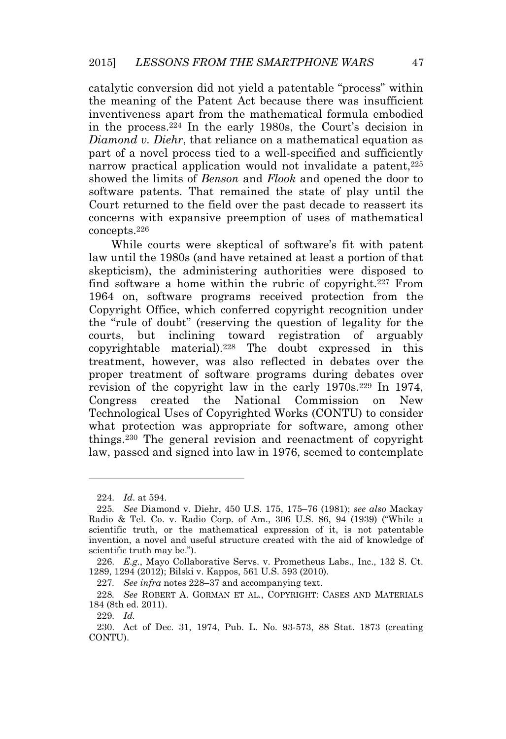catalytic conversion did not yield a patentable "process" within the meaning of the Patent Act because there was insufficient inventiveness apart from the mathematical formula embodied in the process.[224] In the early 1980s, the Court's decision in *Diamond v. Diehr*, that reliance on a mathematical equation as part of a novel process tied to a well-specified and sufficiently narrow practical application would not invalidate a patent,[225] showed the limits of *Benson* and *Flook* and opened the door to software patents. That remained the state of play until the Court returned to the field over the past decade to reassert its concerns with expansive preemption of uses of mathematical concepts.[226]

While courts were skeptical of software's fit with patent law until the 1980s (and have retained at least a portion of that skepticism), the administering authorities were disposed to find software a home within the rubric of copyright.[227] From 1964 on, software programs received protection from the Copyright Office, which conferred copyright recognition under the "rule of doubt" (reserving the question of legality for the courts, but inclining toward registration of arguably copyrightable material).[228] The doubt expressed in this treatment, however, was also reflected in debates over the proper treatment of software programs during debates over revision of the copyright law in the early 1970s.[229] In 1974, Congress created the National Commission on New Technological Uses of Copyrighted Works (CONTU) to consider what protection was appropriate for software, among other things.[230] The general revision and reenactment of copyright law, passed and signed into law in 1976, seemed to contemplate

---

224. *Id.* at 594.

225. *See* Diamond v. Diehr, 450 U.S. 175, 175–76 (1981); *see also* Mackay Radio & Tel. Co. v. Radio Corp. of Am., 306 U.S. 86, 94 (1939) ("While a scientific truth, or the mathematical expression of it, is not patentable invention, a novel and useful structure created with the aid of knowledge of scientific truth may be.").

226. *E.g.*, Mayo Collaborative Servs. v. Prometheus Labs., Inc., 132 S. Ct. 1289, 1294 (2012); Bilski v. Kappos, 561 U.S. 593 (2010).

227. *See infra* notes 228–37 and accompanying text.

228. *See* ROBERT A. GORMAN ET AL., COPYRIGHT: CASES AND MATERIALS 184 (8th ed. 2011).

229. *Id.*

230. Act of Dec. 31, 1974, Pub. L. No. 93-573, 88 Stat. 1873 (creating CONTU).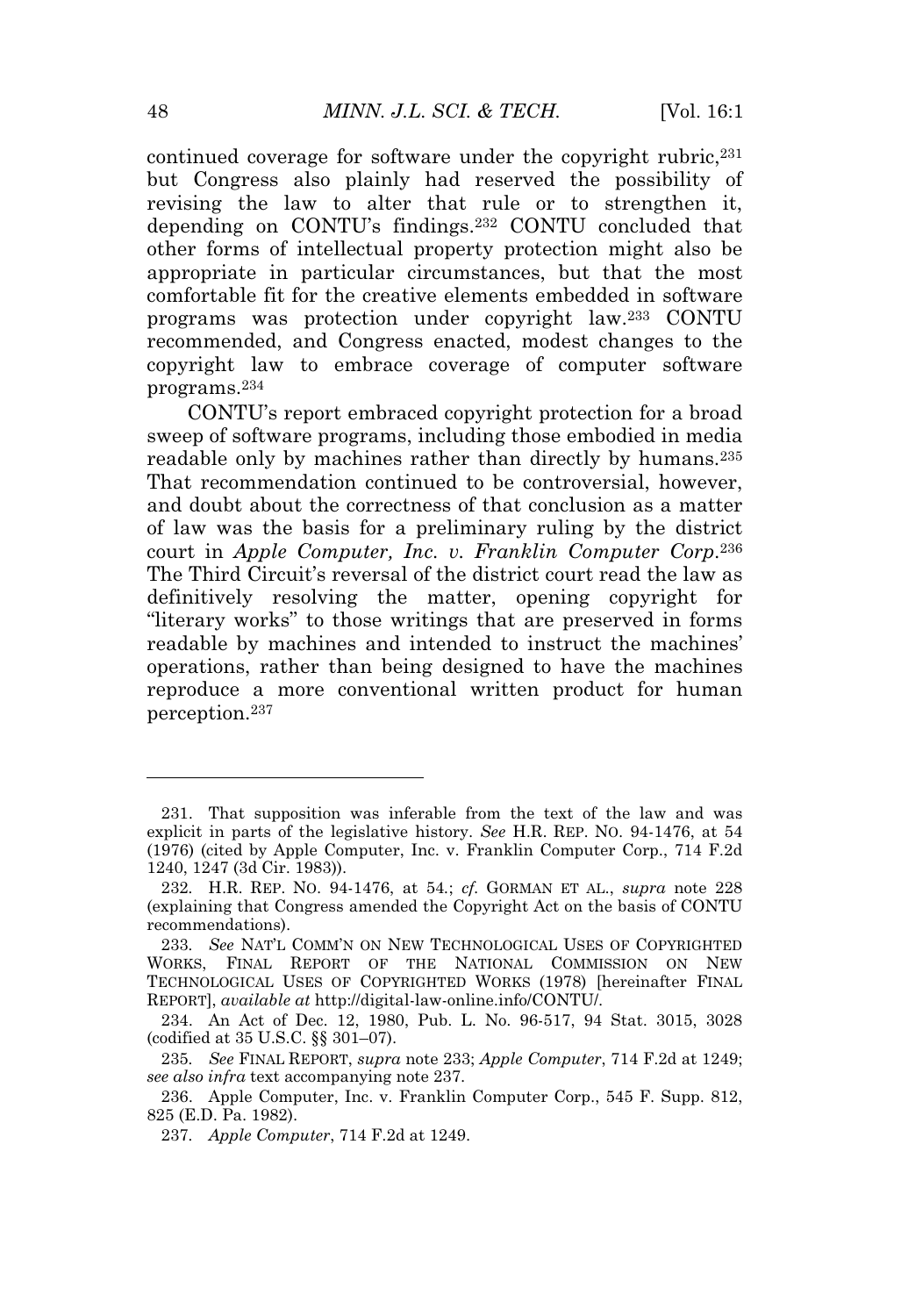continued coverage for software under the copyright rubric,[231] but Congress also plainly had reserved the possibility of revising the law to alter that rule or to strengthen it, depending on CONTU's findings.[232] CONTU concluded that other forms of intellectual property protection might also be appropriate in particular circumstances, but that the most comfortable fit for the creative elements embedded in software programs was protection under copyright law.[233] CONTU recommended, and Congress enacted, modest changes to the copyright law to embrace coverage of computer software programs.[234]

CONTU's report embraced copyright protection for a broad sweep of software programs, including those embodied in media readable only by machines rather than directly by humans.[235] That recommendation continued to be controversial, however, and doubt about the correctness of that conclusion as a matter of law was the basis for a preliminary ruling by the district court in *Apple Computer, Inc. v. Franklin Computer Corp.*[236] The Third Circuit's reversal of the district court read the law as definitively resolving the matter, opening copyright for "literary works" to those writings that are preserved in forms readable by machines and intended to instruct the machines' operations, rather than being designed to have the machines reproduce a more conventional written product for human perception.[237]

---

231. That supposition was inferable from the text of the law and was explicit in parts of the legislative history. *See* H.R. REP. NO. 94-1476, at 54 (1976) (cited by Apple Computer, Inc. v. Franklin Computer Corp., 714 F.2d 1240, 1247 (3d Cir. 1983)).

232. H.R. REP. NO. 94-1476, at 54.; *cf.* GORMAN ET AL., *supra* note 228 (explaining that Congress amended the Copyright Act on the basis of CONTU recommendations).

233. *See* NAT'L COMM'N ON NEW TECHNOLOGICAL USES OF COPYRIGHTED WORKS, FINAL REPORT OF THE NATIONAL COMMISSION ON NEW TECHNOLOGICAL USES OF COPYRIGHTED WORKS (1978) [hereinafter FINAL REPORT], *available at* http://digital-law-online.info/CONTU/.

234. An Act of Dec. 12, 1980, Pub. L. No. 96-517, 94 Stat. 3015, 3028 (codified at 35 U.S.C. §§ 301–07).

235. *See* FINAL REPORT, *supra* note 233; *Apple Computer*, 714 F.2d at 1249; *see also infra* text accompanying note 237.

236. Apple Computer, Inc. v. Franklin Computer Corp., 545 F. Supp. 812, 825 (E.D. Pa. 1982).

237. *Apple Computer*, 714 F.2d at 1249.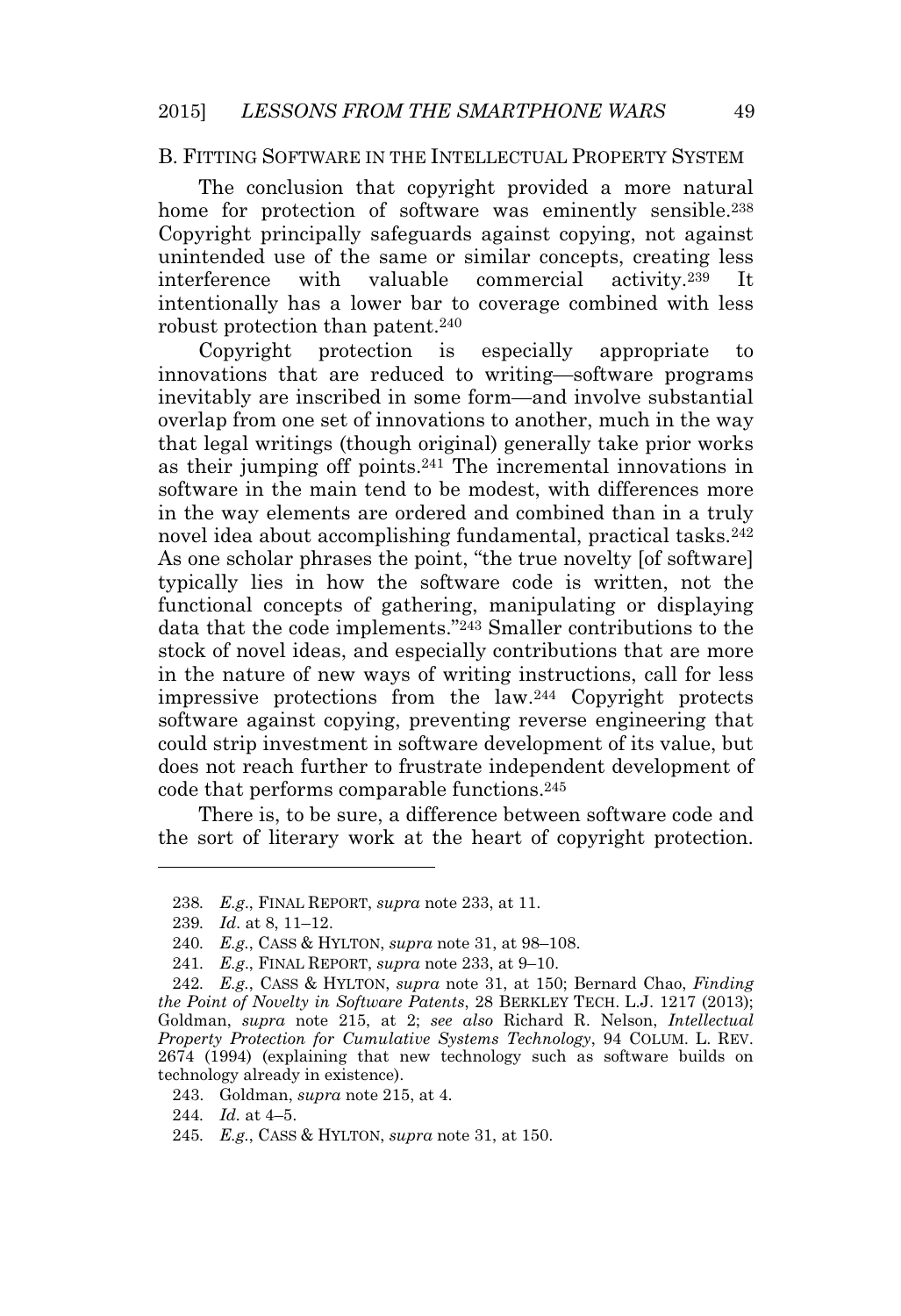### B. FITTING SOFTWARE IN THE INTELLECTUAL PROPERTY SYSTEM

The conclusion that copyright provided a more natural home for protection of software was eminently sensible.[238] Copyright principally safeguards against copying, not against unintended use of the same or similar concepts, creating less interference with valuable commercial activity.[239] It intentionally has a lower bar to coverage combined with less robust protection than patent.[240]

Copyright protection is especially appropriate to innovations that are reduced to writing—software programs inevitably are inscribed in some form—and involve substantial overlap from one set of innovations to another, much in the way that legal writings (though original) generally take prior works as their jumping off points.[241] The incremental innovations in software in the main tend to be modest, with differences more in the way elements are ordered and combined than in a truly novel idea about accomplishing fundamental, practical tasks.[242] As one scholar phrases the point, "the true novelty [of software] typically lies in how the software code is written, not the functional concepts of gathering, manipulating or displaying data that the code implements."[243] Smaller contributions to the stock of novel ideas, and especially contributions that are more in the nature of new ways of writing instructions, call for less impressive protections from the law.[244] Copyright protects software against copying, preventing reverse engineering that could strip investment in software development of its value, but does not reach further to frustrate independent development of code that performs comparable functions.[245]

There is, to be sure, a difference between software code and the sort of literary work at the heart of copyright protection.

---

238. *E.g.*, FINAL REPORT, *supra* note 233, at 11.

239. *Id*. at 8, 11–12.

240. *E.g.*, CASS & HYLTON, *supra* note 31, at 98–108.

241. *E.g.*, FINAL REPORT, *supra* note 233, at 9–10.

242. *E.g.*, CASS & HYLTON, *supra* note 31, at 150; Bernard Chao, *Finding the Point of Novelty in Software Patents*, 28 BERKLEY TECH. L.J. 1217 (2013); Goldman, *supra* note 215, at 2; *see also* Richard R. Nelson, *Intellectual Property Protection for Cumulative Systems Technology*, 94 COLUM. L. REV. 2674 (1994) (explaining that new technology such as software builds on technology already in existence).

243. Goldman, *supra* note 215, at 4.

244. *Id.* at 4–5.

245. *E.g.*, CASS & HYLTON, *supra* note 31, at 150.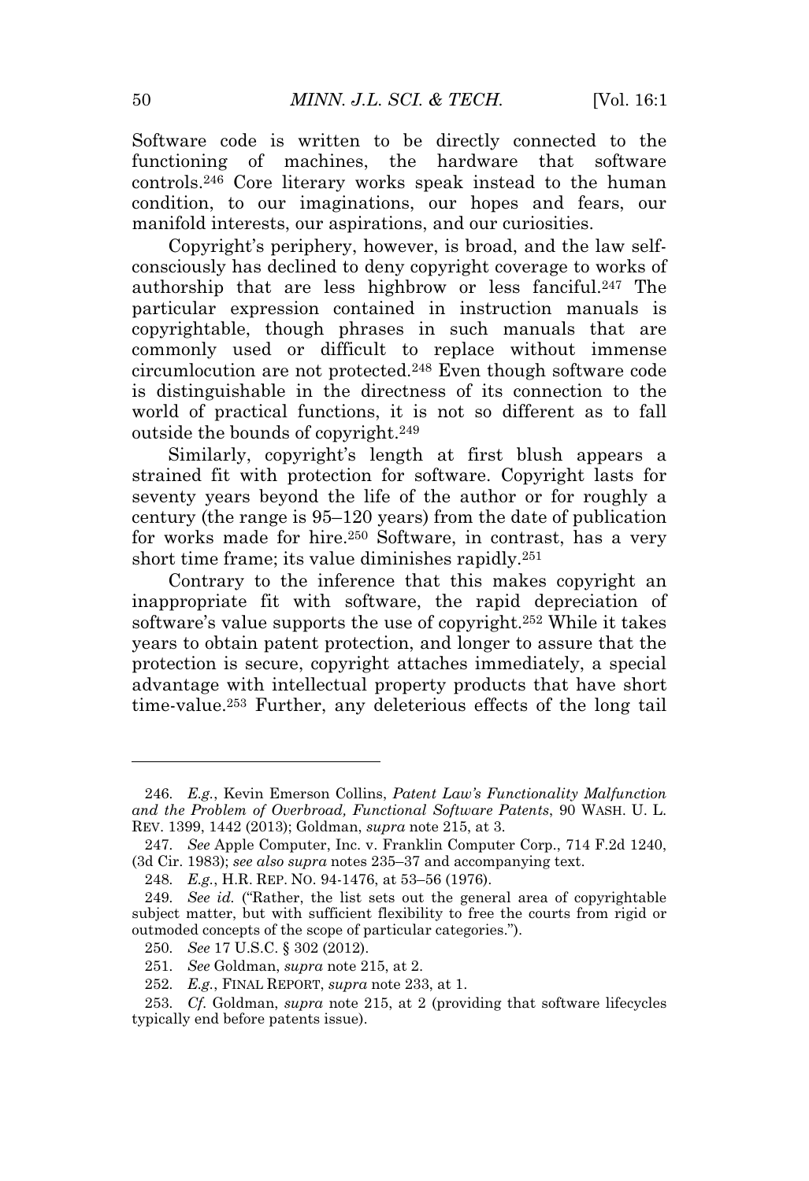Software code is written to be directly connected to the functioning of machines, the hardware that software controls.[246] Core literary works speak instead to the human condition, to our imaginations, our hopes and fears, our manifold interests, our aspirations, and our curiosities.

Copyright's periphery, however, is broad, and the law self-consciously has declined to deny copyright coverage to works of authorship that are less highbrow or less fanciful.[247] The particular expression contained in instruction manuals is copyrightable, though phrases in such manuals that are commonly used or difficult to replace without immense circumlocution are not protected.[248] Even though software code is distinguishable in the directness of its connection to the world of practical functions, it is not so different as to fall outside the bounds of copyright.[249]

Similarly, copyright's length at first blush appears a strained fit with protection for software. Copyright lasts for seventy years beyond the life of the author or for roughly a century (the range is 95–120 years) from the date of publication for works made for hire.[250] Software, in contrast, has a very short time frame; its value diminishes rapidly.[251]

Contrary to the inference that this makes copyright an inappropriate fit with software, the rapid depreciation of software's value supports the use of copyright.[252] While it takes years to obtain patent protection, and longer to assure that the protection is secure, copyright attaches immediately, a special advantage with intellectual property products that have short time-value.[253] Further, any deleterious effects of the long tail

---

246. *E.g.*, Kevin Emerson Collins, *Patent Law's Functionality Malfunction and the Problem of Overbroad, Functional Software Patents*, 90 WASH. U. L. REV. 1399, 1442 (2013); Goldman, *supra* note 215, at 3.

247. *See* Apple Computer, Inc. v. Franklin Computer Corp., 714 F.2d 1240, (3d Cir. 1983); *see also supra* notes 235–37 and accompanying text.

248. *E.g.*, H.R. REP. NO. 94-1476, at 53–56 (1976).

249. *See id.* ("Rather, the list sets out the general area of copyrightable subject matter, but with sufficient flexibility to free the courts from rigid or outmoded concepts of the scope of particular categories.").

250. *See* 17 U.S.C. § 302 (2012).

251. *See* Goldman, *supra* note 215, at 2.

252. *E.g.*, FINAL REPORT, *supra* note 233, at 1.

253. *Cf.* Goldman, *supra* note 215, at 2 (providing that software lifecycles typically end before patents issue).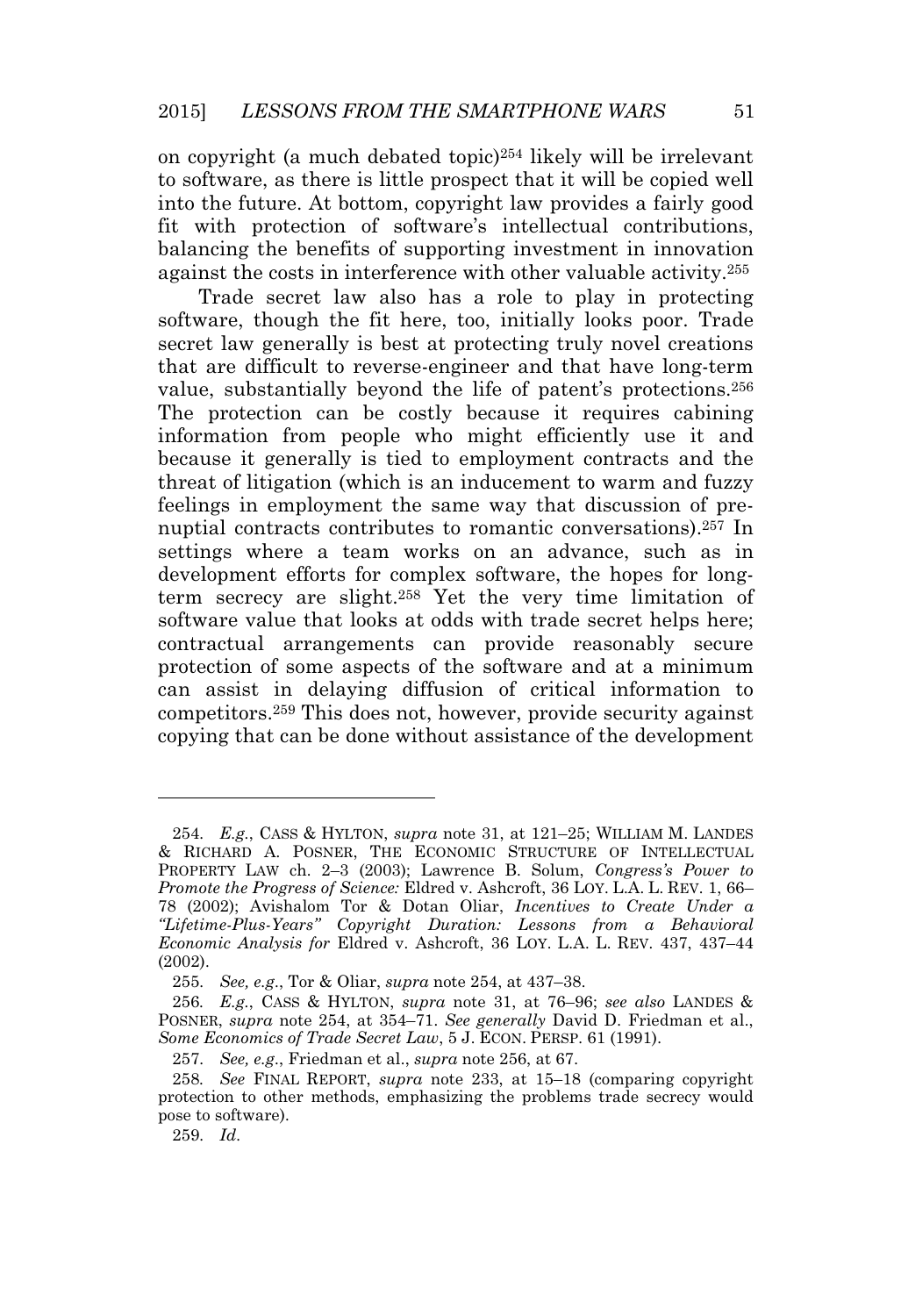on copyright (a much debated topic)[254] likely will be irrelevant to software, as there is little prospect that it will be copied well into the future. At bottom, copyright law provides a fairly good fit with protection of software's intellectual contributions, balancing the benefits of supporting investment in innovation against the costs in interference with other valuable activity.[255]

Trade secret law also has a role to play in protecting software, though the fit here, too, initially looks poor. Trade secret law generally is best at protecting truly novel creations that are difficult to reverse-engineer and that have long-term value, substantially beyond the life of patent's protections.[256] The protection can be costly because it requires cabining information from people who might efficiently use it and because it generally is tied to employment contracts and the threat of litigation (which is an inducement to warm and fuzzy feelings in employment the same way that discussion of pre-nuptial contracts contributes to romantic conversations).[257] In settings where a team works on an advance, such as in development efforts for complex software, the hopes for long-term secrecy are slight.[258] Yet the very time limitation of software value that looks at odds with trade secret helps here; contractual arrangements can provide reasonably secure protection of some aspects of the software and at a minimum can assist in delaying diffusion of critical information to competitors.[259] This does not, however, provide security against copying that can be done without assistance of the development

---

254. *E.g.*, CASS & HYLTON, *supra* note 31, at 121–25; WILLIAM M. LANDES & RICHARD A. POSNER, THE ECONOMIC STRUCTURE OF INTELLECTUAL PROPERTY LAW ch. 2–3 (2003); Lawrence B. Solum, *Congress's Power to Promote the Progress of Science:* Eldred v. Ashcroft, 36 LOY. L.A. L. REV. 1, 66–78 (2002); Avishalom Tor & Dotan Oliar, *Incentives to Create Under a "Lifetime-Plus-Years" Copyright Duration: Lessons from a Behavioral Economic Analysis for* Eldred v. Ashcroft, 36 LOY. L.A. L. REV. 437, 437–44 (2002).

255. *See, e.g.*, Tor & Oliar, *supra* note 254, at 437–38.

256. *E.g.*, CASS & HYLTON, *supra* note 31, at 76–96; *see also* LANDES & POSNER, *supra* note 254, at 354–71. *See generally* David D. Friedman et al., *Some Economics of Trade Secret Law*, 5 J. ECON. PERSP. 61 (1991).

257. *See, e.g.*, Friedman et al., *supra* note 256, at 67.

258. *See* FINAL REPORT, *supra* note 233, at 15–18 (comparing copyright protection to other methods, emphasizing the problems trade secrecy would pose to software).

259. *Id*.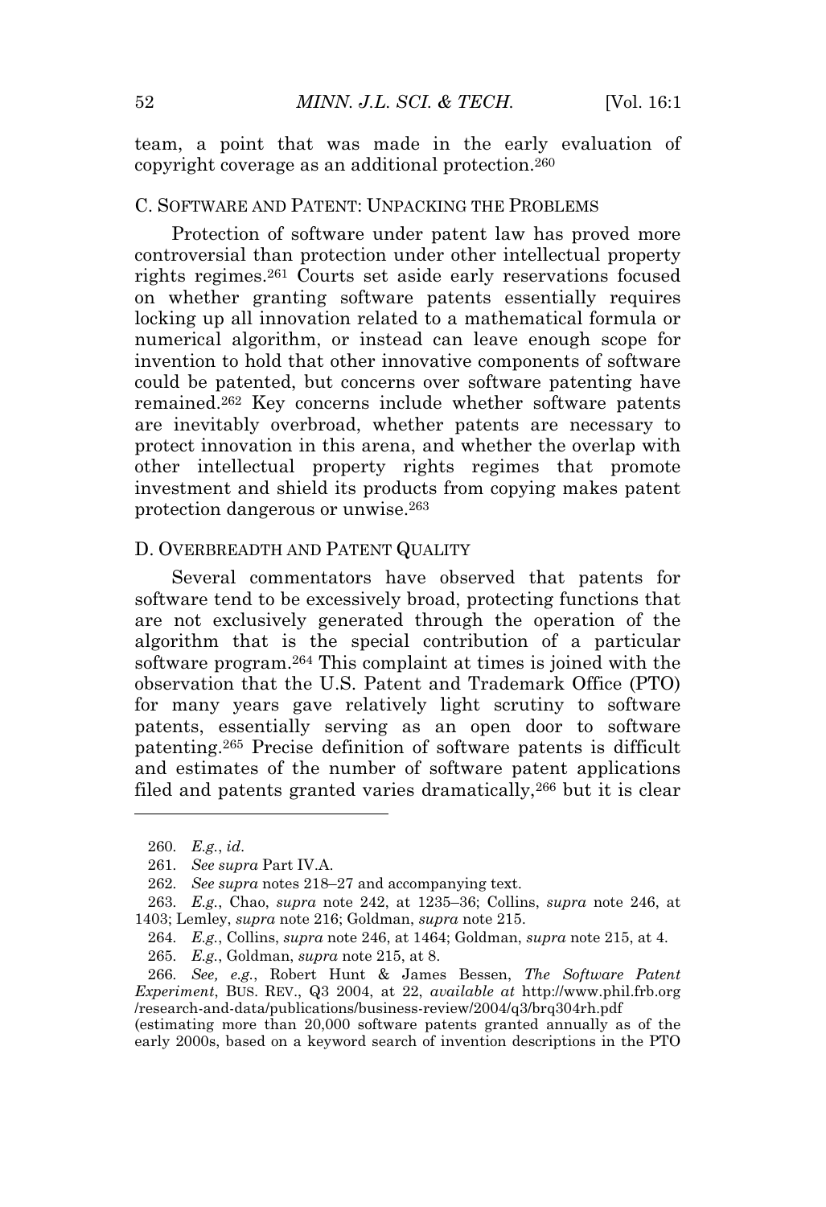team, a point that was made in the early evaluation of copyright coverage as an additional protection.[260]

### C. Software and Patent: Unpacking the Problems

Protection of software under patent law has proved more controversial than protection under other intellectual property rights regimes.[261] Courts set aside early reservations focused on whether granting software patents essentially requires locking up all innovation related to a mathematical formula or numerical algorithm, or instead can leave enough scope for invention to hold that other innovative components of software could be patented, but concerns over software patenting have remained.[262] Key concerns include whether software patents are inevitably overbroad, whether patents are necessary to protect innovation in this arena, and whether the overlap with other intellectual property rights regimes that promote investment and shield its products from copying makes patent protection dangerous or unwise.[263]

### D. Overbreadth and Patent Quality

Several commentators have observed that patents for software tend to be excessively broad, protecting functions that are not exclusively generated through the operation of the algorithm that is the special contribution of a particular software program.[264] This complaint at times is joined with the observation that the U.S. Patent and Trademark Office (PTO) for many years gave relatively light scrutiny to software patents, essentially serving as an open door to software patenting.[265] Precise definition of software patents is difficult and estimates of the number of software patent applications filed and patents granted varies dramatically,[266] but it is clear

---

260. *E.g.*, *id*.

261. *See supra* Part IV.A.

262. *See supra* notes 218–27 and accompanying text.

263. *E.g.*, Chao, *supra* note 242, at 1235–36; Collins, *supra* note 246, at 1403; Lemley, *supra* note 216; Goldman, *supra* note 215.

264. *E.g.*, Collins, *supra* note 246, at 1464; Goldman, *supra* note 215, at 4.

265. *E.g.*, Goldman, *supra* note 215, at 8.

266. *See, e.g.*, Robert Hunt & James Bessen, *The Software Patent Experiment*, BUS. REV., Q3 2004, at 22, *available at* http://www.phil.frb.org/research-and-data/publications/business-review/2004/q3/brq304rh.pdf (estimating more than 20,000 software patents granted annually as of the early 2000s, based on a keyword search of invention descriptions in the PTO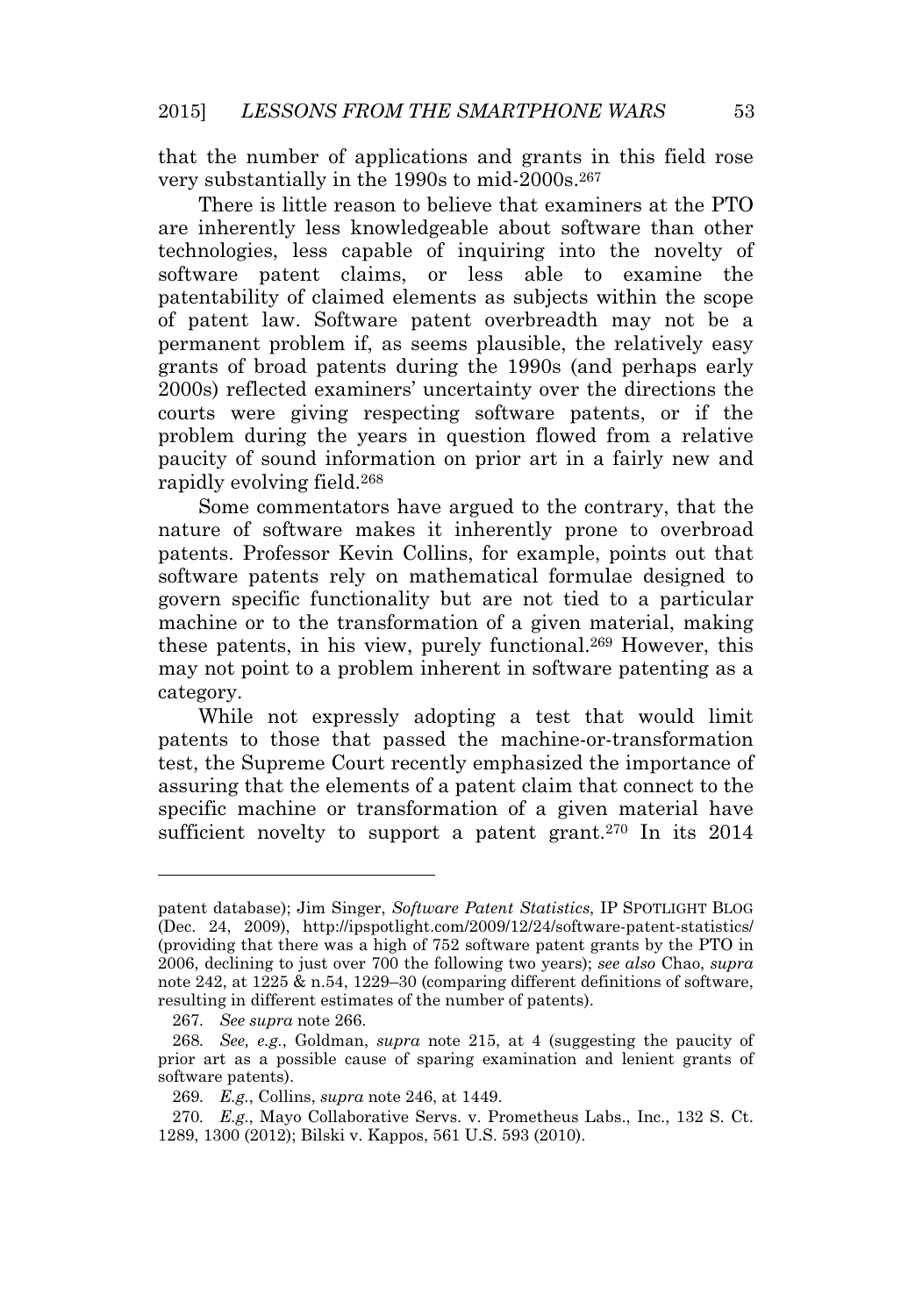that the number of applications and grants in this field rose very substantially in the 1990s to mid-2000s.[267]

There is little reason to believe that examiners at the PTO are inherently less knowledgeable about software than other technologies, less capable of inquiring into the novelty of software patent claims, or less able to examine the patentability of claimed elements as subjects within the scope of patent law. Software patent overbreadth may not be a permanent problem if, as seems plausible, the relatively easy grants of broad patents during the 1990s (and perhaps early 2000s) reflected examiners' uncertainty over the directions the courts were giving respecting software patents, or if the problem during the years in question flowed from a relative paucity of sound information on prior art in a fairly new and rapidly evolving field.[268]

Some commentators have argued to the contrary, that the nature of software makes it inherently prone to overbroad patents. Professor Kevin Collins, for example, points out that software patents rely on mathematical formulae designed to govern specific functionality but are not tied to a particular machine or to the transformation of a given material, making these patents, in his view, purely functional.[269] However, this may not point to a problem inherent in software patenting as a category.

While not expressly adopting a test that would limit patents to those that passed the machine-or-transformation test, the Supreme Court recently emphasized the importance of assuring that the elements of a patent claim that connect to the specific machine or transformation of a given material have sufficient novelty to support a patent grant.[270] In its 2014

---

patent database); Jim Singer, *Software Patent Statistics*, IP SPOTLIGHT BLOG (Dec. 24, 2009), http://ipspotlight.com/2009/12/24/software-patent-statistics/ (providing that there was a high of 752 software patent grants by the PTO in 2006, declining to just over 700 the following two years); *see also* Chao, *supra* note 242, at 1225 & n.54, 1229–30 (comparing different definitions of software, resulting in different estimates of the number of patents).

267. *See supra* note 266.

268. *See, e.g.*, Goldman, *supra* note 215, at 4 (suggesting the paucity of prior art as a possible cause of sparing examination and lenient grants of software patents).

269. *E.g.*, Collins, *supra* note 246, at 1449.

270. *E.g.*, Mayo Collaborative Servs. v. Prometheus Labs., Inc., 132 S. Ct. 1289, 1300 (2012); Bilski v. Kappos, 561 U.S. 593 (2010).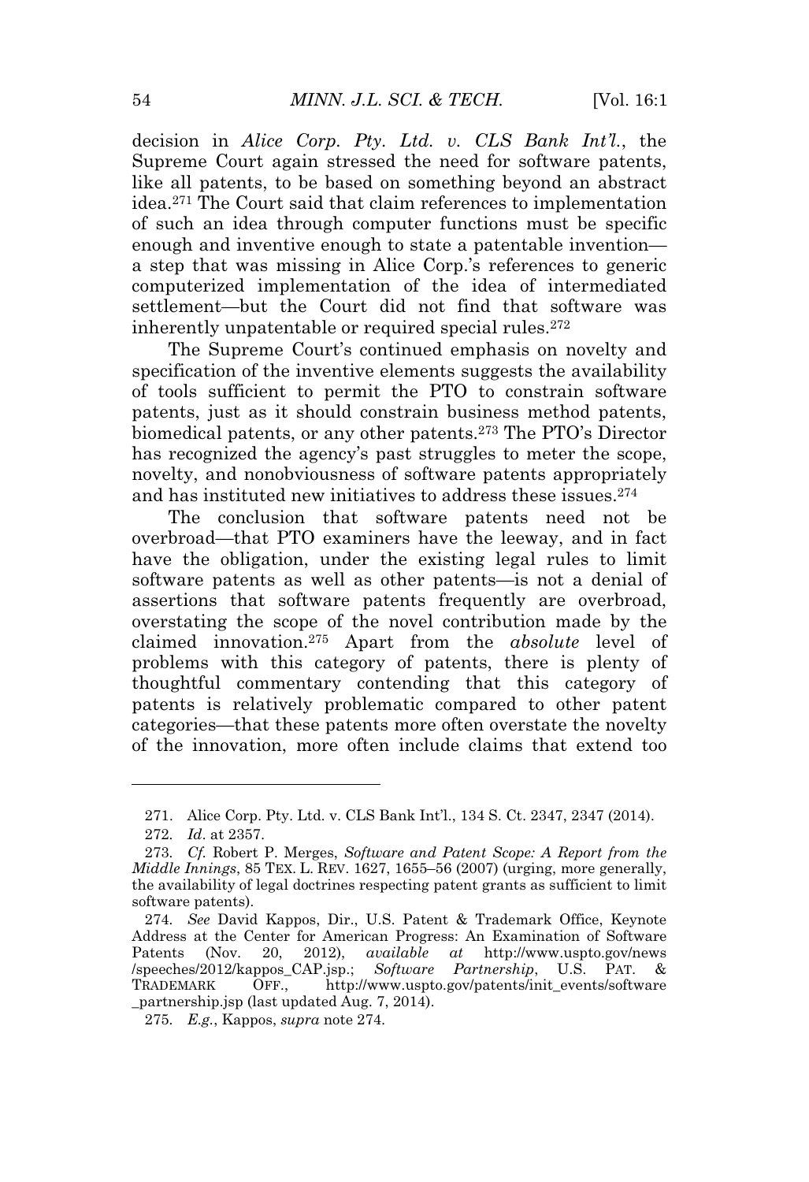decision in *Alice Corp. Pty. Ltd. v. CLS Bank Int'l.*, the Supreme Court again stressed the need for software patents, like all patents, to be based on something beyond an abstract idea.[271] The Court said that claim references to implementation of such an idea through computer functions must be specific enough and inventive enough to state a patentable invention—a step that was missing in Alice Corp.'s references to generic computerized implementation of the idea of intermediated settlement—but the Court did not find that software was inherently unpatentable or required special rules.[272]

The Supreme Court's continued emphasis on novelty and specification of the inventive elements suggests the availability of tools sufficient to permit the PTO to constrain software patents, just as it should constrain business method patents, biomedical patents, or any other patents.[273] The PTO's Director has recognized the agency's past struggles to meter the scope, novelty, and nonobviousness of software patents appropriately and has instituted new initiatives to address these issues.[274]

The conclusion that software patents need not be overbroad—that PTO examiners have the leeway, and in fact have the obligation, under the existing legal rules to limit software patents as well as other patents—is not a denial of assertions that software patents frequently are overbroad, overstating the scope of the novel contribution made by the claimed innovation.[275] Apart from the *absolute* level of problems with this category of patents, there is plenty of thoughtful commentary contending that this category of patents is relatively problematic compared to other patent categories—that these patents more often overstate the novelty of the innovation, more often include claims that extend too

---

271. Alice Corp. Pty. Ltd. v. CLS Bank Int'l., 134 S. Ct. 2347, 2347 (2014).

272. *Id*. at 2357.

273. *Cf.* Robert P. Merges, *Software and Patent Scope: A Report from the Middle Innings*, 85 TEX. L. REV. 1627, 1655–56 (2007) (urging, more generally, the availability of legal doctrines respecting patent grants as sufficient to limit software patents).

274. *See* David Kappos, Dir., U.S. Patent & Trademark Office, Keynote Address at the Center for American Progress: An Examination of Software Patents (Nov. 20, 2012), *available at* http://www.uspto.gov/news/speeches/2012/kappos_CAP.jsp.; *Software Partnership*, U.S. PAT. & TRADEMARK OFF., http://www.uspto.gov/patents/init_events/software_partnership.jsp (last updated Aug. 7, 2014).

275. *E.g.*, Kappos, *supra* note 274.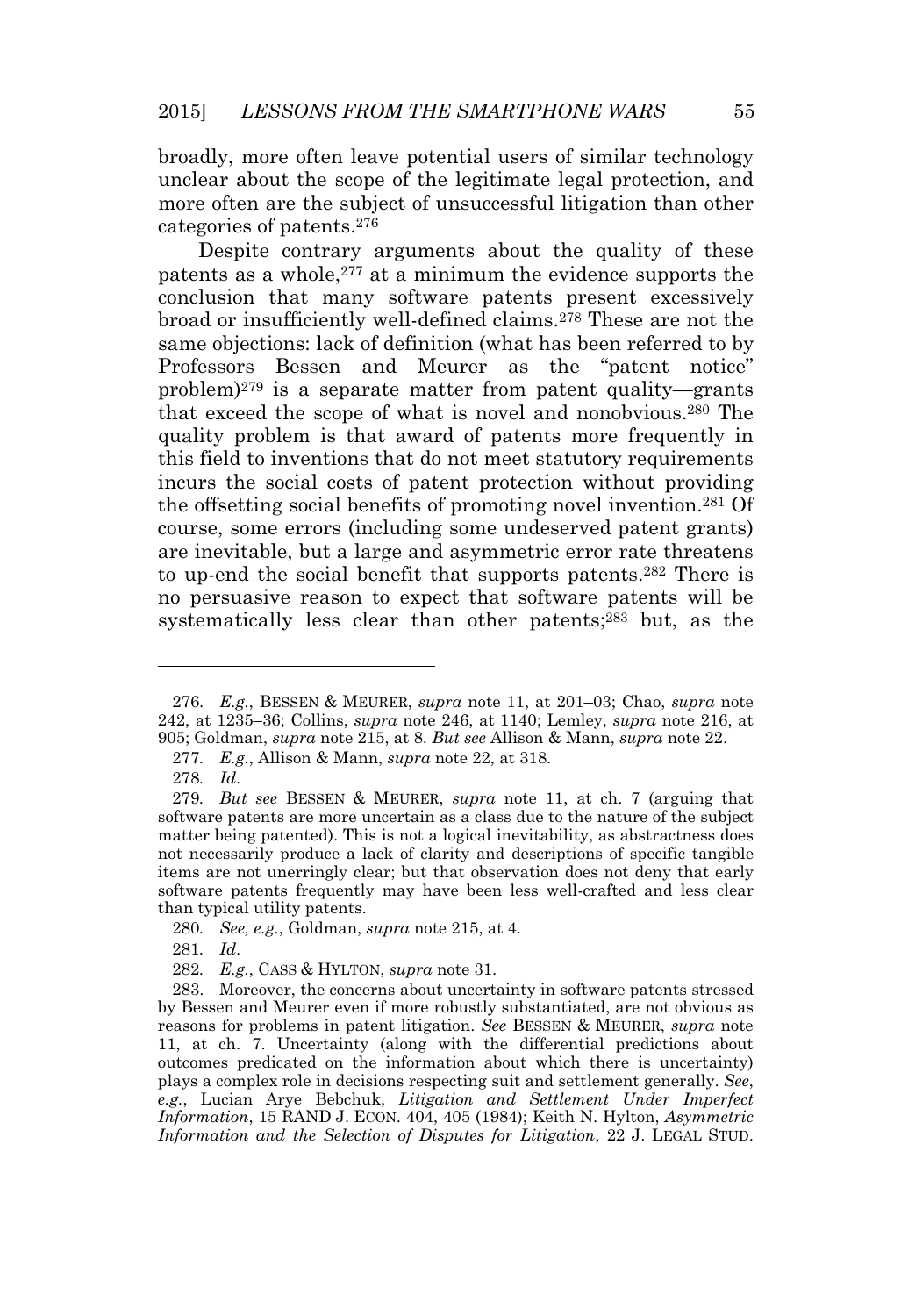broadly, more often leave potential users of similar technology unclear about the scope of the legitimate legal protection, and more often are the subject of unsuccessful litigation than other categories of patents.[276]

Despite contrary arguments about the quality of these patents as a whole,[277] at a minimum the evidence supports the conclusion that many software patents present excessively broad or insufficiently well-defined claims.[278] These are not the same objections: lack of definition (what has been referred to by Professors Bessen and Meurer as the "patent notice" problem)[279] is a separate matter from patent quality—grants that exceed the scope of what is novel and nonobvious.[280] The quality problem is that award of patents more frequently in this field to inventions that do not meet statutory requirements incurs the social costs of patent protection without providing the offsetting social benefits of promoting novel invention.[281] Of course, some errors (including some undeserved patent grants) are inevitable, but a large and asymmetric error rate threatens to up-end the social benefit that supports patents.[282] There is no persuasive reason to expect that software patents will be systematically less clear than other patents;[283] but, as the

---

276. *E.g.*, BESSEN & MEURER, *supra* note 11, at 201–03; Chao, *supra* note 242, at 1235–36; Collins, *supra* note 246, at 1140; Lemley, *supra* note 216, at 905; Goldman, *supra* note 215, at 8. *But see* Allison & Mann, *supra* note 22.

277. *E.g.*, Allison & Mann, *supra* note 22, at 318.

278. *Id*.

279. *But see* BESSEN & MEURER, *supra* note 11, at ch. 7 (arguing that software patents are more uncertain as a class due to the nature of the subject matter being patented). This is not a logical inevitability, as abstractness does not necessarily produce a lack of clarity and descriptions of specific tangible items are not unerringly clear; but that observation does not deny that early software patents frequently may have been less well-crafted and less clear than typical utility patents.

280. *See, e.g.*, Goldman, *supra* note 215, at 4.

281. *Id*.

282. *E.g.*, CASS & HYLTON, *supra* note 31.

283. Moreover, the concerns about uncertainty in software patents stressed by Bessen and Meurer even if more robustly substantiated, are not obvious as reasons for problems in patent litigation. *See* BESSEN & MEURER, *supra* note 11, at ch. 7. Uncertainty (along with the differential predictions about outcomes predicated on the information about which there is uncertainty) plays a complex role in decisions respecting suit and settlement generally. *See*, *e.g.*, Lucian Arye Bebchuk, *Litigation and Settlement Under Imperfect Information*, 15 RAND J. ECON. 404, 405 (1984); Keith N. Hylton, *Asymmetric Information and the Selection of Disputes for Litigation*, 22 J. LEGAL STUD.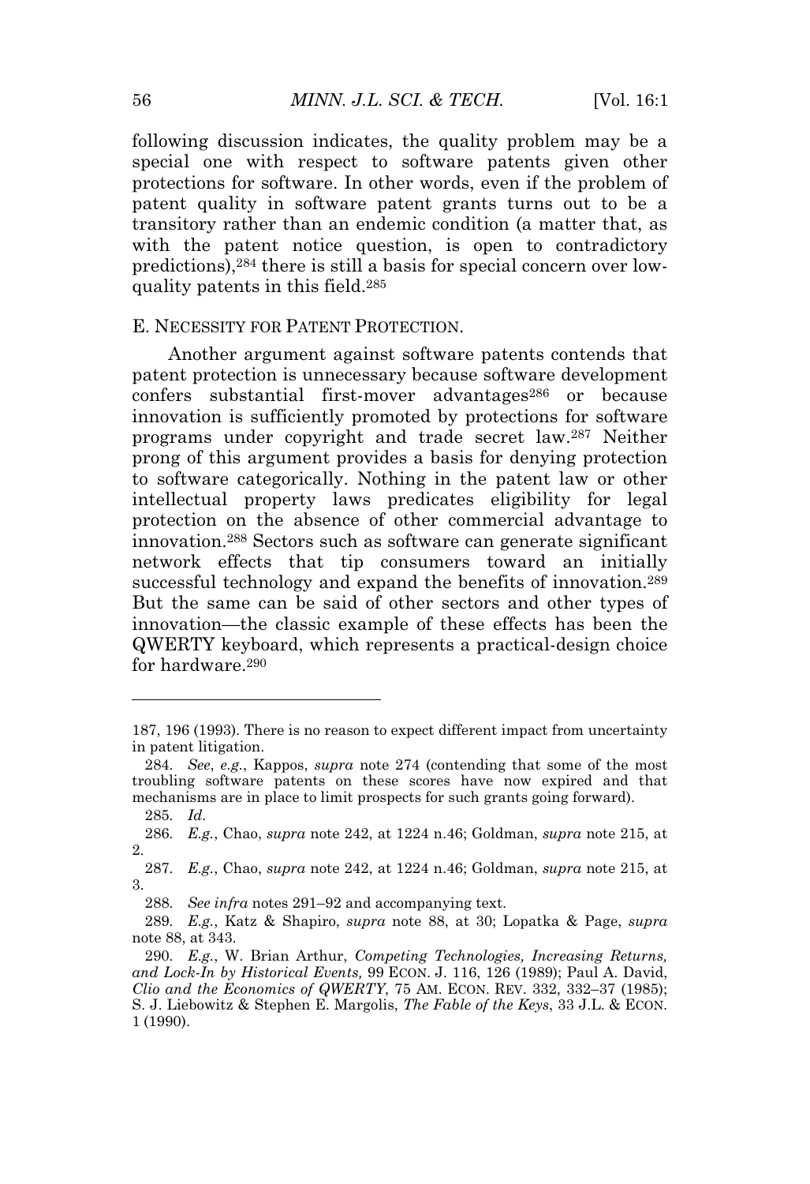following discussion indicates, the quality problem may be a special one with respect to software patents given other protections for software. In other words, even if the problem of patent quality in software patent grants turns out to be a transitory rather than an endemic condition (a matter that, as with the patent notice question, is open to contradictory predictions),[284] there is still a basis for special concern over low-quality patents in this field.[285]

### E. NECESSITY FOR PATENT PROTECTION.

Another argument against software patents contends that patent protection is unnecessary because software development confers substantial first-mover advantages[286] or because innovation is sufficiently promoted by protections for software programs under copyright and trade secret law.[287] Neither prong of this argument provides a basis for denying protection to software categorically. Nothing in the patent law or other intellectual property laws predicates eligibility for legal protection on the absence of other commercial advantage to innovation.[288] Sectors such as software can generate significant network effects that tip consumers toward an initially successful technology and expand the benefits of innovation.[289] But the same can be said of other sectors and other types of innovation—the classic example of these effects has been the QWERTY keyboard, which represents a practical-design choice for hardware.[290]

---

187, 196 (1993). There is no reason to expect different impact from uncertainty in patent litigation.

284. *See*, *e.g.*, Kappos, *supra* note 274 (contending that some of the most troubling software patents on these scores have now expired and that mechanisms are in place to limit prospects for such grants going forward).

285. *Id.*

286. *E.g.*, Chao, *supra* note 242, at 1224 n.46; Goldman, *supra* note 215, at 2.

287. *E.g.*, Chao, *supra* note 242, at 1224 n.46; Goldman, *supra* note 215, at 3.

288. *See infra* notes 291–92 and accompanying text.

289. *E.g.*, Katz & Shapiro, *supra* note 88, at 30; Lopatka & Page, *supra* note 88, at 343.

290. *E.g.*, W. Brian Arthur, *Competing Technologies, Increasing Returns, and Lock-In by Historical Events,* 99 ECON. J. 116, 126 (1989); Paul A. David, *Clio and the Economics of QWERTY*, 75 AM. ECON. REV. 332, 332–37 (1985); S. J. Liebowitz & Stephen E. Margolis, *The Fable of the Keys*, 33 J.L. & ECON. 1 (1990).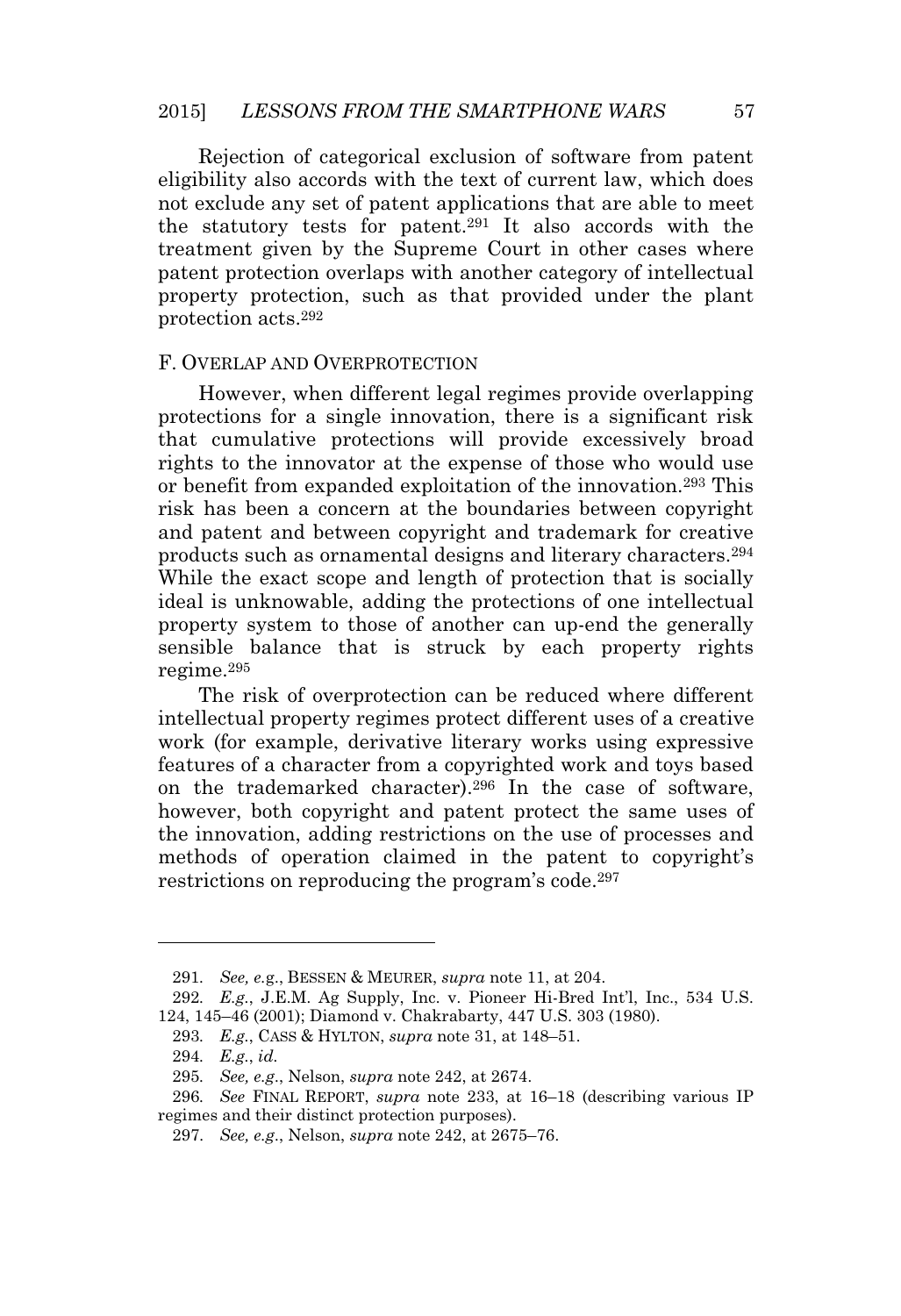Rejection of categorical exclusion of software from patent eligibility also accords with the text of current law, which does not exclude any set of patent applications that are able to meet the statutory tests for patent.[291] It also accords with the treatment given by the Supreme Court in other cases where patent protection overlaps with another category of intellectual property protection, such as that provided under the plant protection acts.[292]

### F. Overlap and Overprotection

However, when different legal regimes provide overlapping protections for a single innovation, there is a significant risk that cumulative protections will provide excessively broad rights to the innovator at the expense of those who would use or benefit from expanded exploitation of the innovation.[293] This risk has been a concern at the boundaries between copyright and patent and between copyright and trademark for creative products such as ornamental designs and literary characters.[294] While the exact scope and length of protection that is socially ideal is unknowable, adding the protections of one intellectual property system to those of another can up-end the generally sensible balance that is struck by each property rights regime.[295]

The risk of overprotection can be reduced where different intellectual property regimes protect different uses of a creative work (for example, derivative literary works using expressive features of a character from a copyrighted work and toys based on the trademarked character).[296] In the case of software, however, both copyright and patent protect the same uses of the innovation, adding restrictions on the use of processes and methods of operation claimed in the patent to copyright's restrictions on reproducing the program's code.[297]

---

291. *See, e.g.*, BESSEN & MEURER, *supra* note 11, at 204.

292. *E.g.*, J.E.M. Ag Supply, Inc. v. Pioneer Hi-Bred Int'l, Inc., 534 U.S. 124, 145–46 (2001); Diamond v. Chakrabarty, 447 U.S. 303 (1980).

293. *E.g.*, CASS & HYLTON, *supra* note 31, at 148–51.

294. *E.g.*, *id.*

295. *See, e.g.*, Nelson, *supra* note 242, at 2674.

296. *See* FINAL REPORT, *supra* note 233, at 16–18 (describing various IP regimes and their distinct protection purposes).

297. *See, e.g.*, Nelson, *supra* note 242, at 2675–76.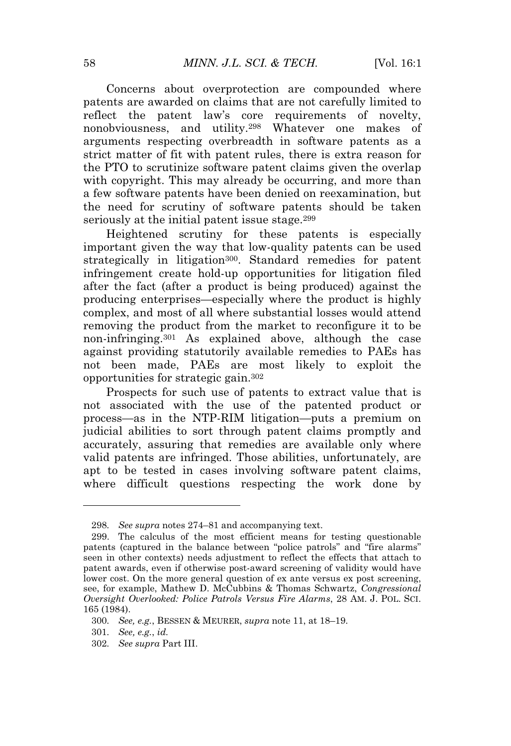Concerns about overprotection are compounded where patents are awarded on claims that are not carefully limited to reflect the patent law's core requirements of novelty, nonobviousness, and utility.[298] Whatever one makes of arguments respecting overbreadth in software patents as a strict matter of fit with patent rules, there is extra reason for the PTO to scrutinize software patent claims given the overlap with copyright. This may already be occurring, and more than a few software patents have been denied on reexamination, but the need for scrutiny of software patents should be taken seriously at the initial patent issue stage.[299]

Heightened scrutiny for these patents is especially important given the way that low-quality patents can be used strategically in litigation[300]. Standard remedies for patent infringement create hold-up opportunities for litigation filed after the fact (after a product is being produced) against the producing enterprises—especially where the product is highly complex, and most of all where substantial losses would attend removing the product from the market to reconfigure it to be non-infringing.[301] As explained above, although the case against providing statutorily available remedies to PAEs has not been made, PAEs are most likely to exploit the opportunities for strategic gain.[302]

Prospects for such use of patents to extract value that is not associated with the use of the patented product or process—as in the NTP-RIM litigation—puts a premium on judicial abilities to sort through patent claims promptly and accurately, assuring that remedies are available only where valid patents are infringed. Those abilities, unfortunately, are apt to be tested in cases involving software patent claims, where difficult questions respecting the work done by

---

298. *See supra* notes 274–81 and accompanying text.

299. The calculus of the most efficient means for testing questionable patents (captured in the balance between "police patrols" and "fire alarms" seen in other contexts) needs adjustment to reflect the effects that attach to patent awards, even if otherwise post-award screening of validity would have lower cost. On the more general question of ex ante versus ex post screening, see, for example, Mathew D. McCubbins & Thomas Schwartz, *Congressional Oversight Overlooked: Police Patrols Versus Fire Alarms*, 28 AM. J. POL. SCI. 165 (1984).

300. *See, e.g.*, BESSEN & MEURER, *supra* note 11, at 18–19.

301. *See, e.g.*, *id.*

302. *See supra* Part III.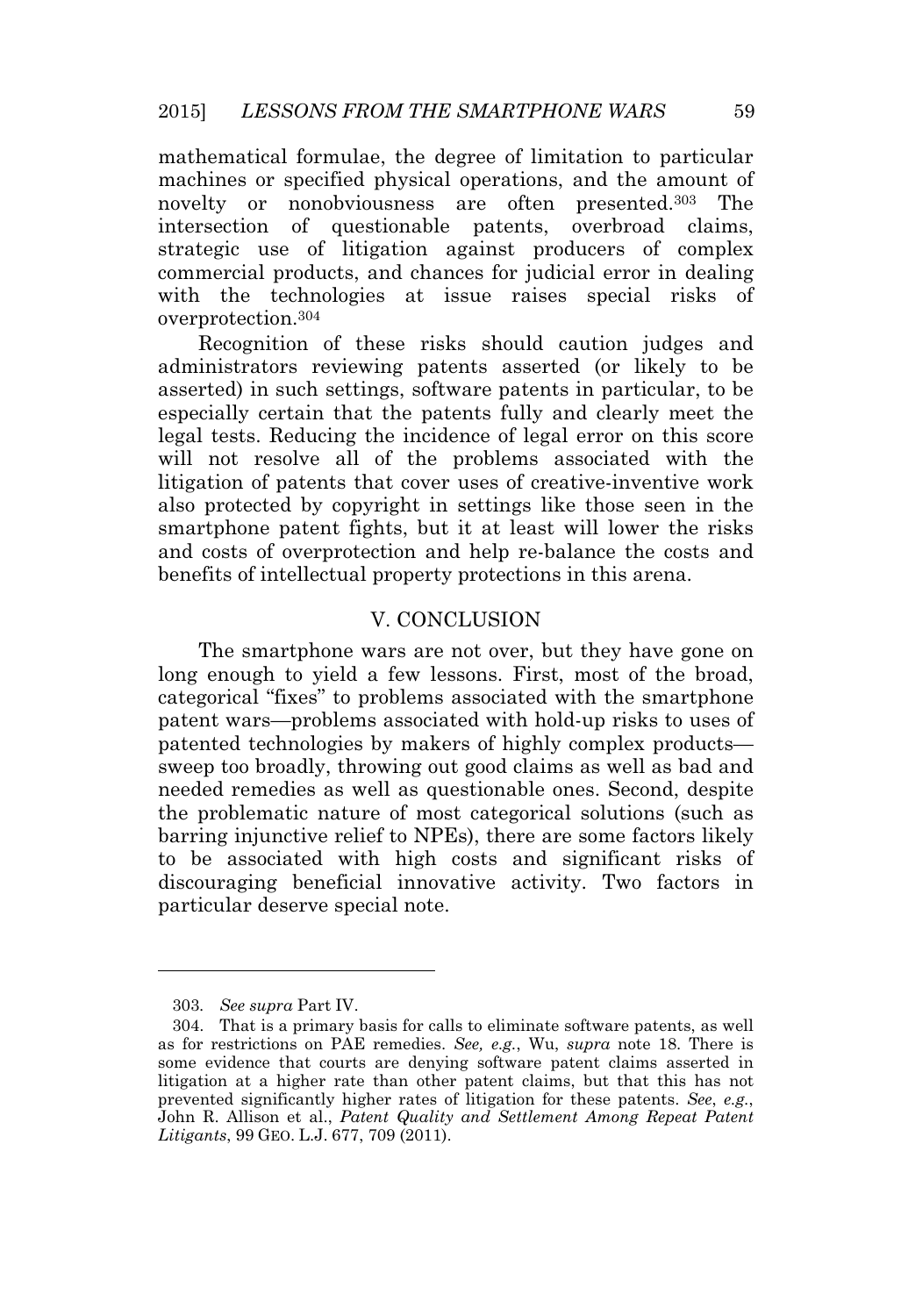mathematical formulae, the degree of limitation to particular machines or specified physical operations, and the amount of novelty or nonobviousness are often presented.[303] The intersection of questionable patents, overbroad claims, strategic use of litigation against producers of complex commercial products, and chances for judicial error in dealing with the technologies at issue raises special risks of overprotection.[304]

Recognition of these risks should caution judges and administrators reviewing patents asserted (or likely to be asserted) in such settings, software patents in particular, to be especially certain that the patents fully and clearly meet the legal tests. Reducing the incidence of legal error on this score will not resolve all of the problems associated with the litigation of patents that cover uses of creative-inventive work also protected by copyright in settings like those seen in the smartphone patent fights, but it at least will lower the risks and costs of overprotection and help re-balance the costs and benefits of intellectual property protections in this arena.

## V. CONCLUSION

The smartphone wars are not over, but they have gone on long enough to yield a few lessons. First, most of the broad, categorical "fixes" to problems associated with the smartphone patent wars—problems associated with hold-up risks to uses of patented technologies by makers of highly complex products—sweep too broadly, throwing out good claims as well as bad and needed remedies as well as questionable ones. Second, despite the problematic nature of most categorical solutions (such as barring injunctive relief to NPEs), there are some factors likely to be associated with high costs and significant risks of discouraging beneficial innovative activity. Two factors in particular deserve special note.

---

303. *See supra* Part IV.

304. That is a primary basis for calls to eliminate software patents, as well as for restrictions on PAE remedies. *See, e.g.*, Wu, *supra* note 18. There is some evidence that courts are denying software patent claims asserted in litigation at a higher rate than other patent claims, but that this has not prevented significantly higher rates of litigation for these patents. *See*, *e.g.*, John R. Allison et al., *Patent Quality and Settlement Among Repeat Patent Litigants*, 99 GEO. L.J. 677, 709 (2011).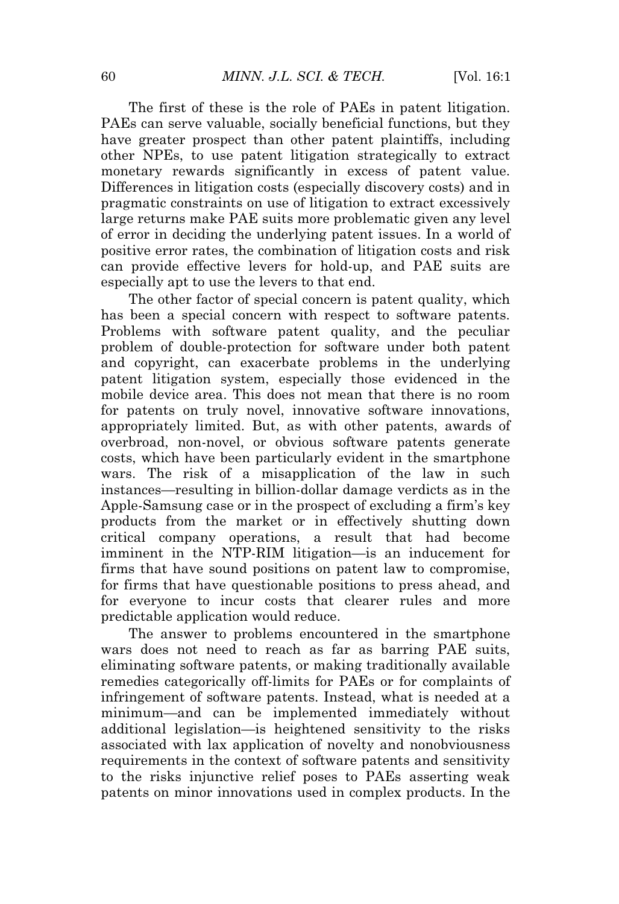The first of these is the role of PAEs in patent litigation. PAEs can serve valuable, socially beneficial functions, but they have greater prospect than other patent plaintiffs, including other NPEs, to use patent litigation strategically to extract monetary rewards significantly in excess of patent value. Differences in litigation costs (especially discovery costs) and in pragmatic constraints on use of litigation to extract excessively large returns make PAE suits more problematic given any level of error in deciding the underlying patent issues. In a world of positive error rates, the combination of litigation costs and risk can provide effective levers for hold-up, and PAE suits are especially apt to use the levers to that end.

The other factor of special concern is patent quality, which has been a special concern with respect to software patents. Problems with software patent quality, and the peculiar problem of double-protection for software under both patent and copyright, can exacerbate problems in the underlying patent litigation system, especially those evidenced in the mobile device area. This does not mean that there is no room for patents on truly novel, innovative software innovations, appropriately limited. But, as with other patents, awards of overbroad, non-novel, or obvious software patents generate costs, which have been particularly evident in the smartphone wars. The risk of a misapplication of the law in such instances—resulting in billion-dollar damage verdicts as in the Apple-Samsung case or in the prospect of excluding a firm's key products from the market or in effectively shutting down critical company operations, a result that had become imminent in the NTP-RIM litigation—is an inducement for firms that have sound positions on patent law to compromise, for firms that have questionable positions to press ahead, and for everyone to incur costs that clearer rules and more predictable application would reduce.

The answer to problems encountered in the smartphone wars does not need to reach as far as barring PAE suits, eliminating software patents, or making traditionally available remedies categorically off-limits for PAEs or for complaints of infringement of software patents. Instead, what is needed at a minimum—and can be implemented immediately without additional legislation—is heightened sensitivity to the risks associated with lax application of novelty and nonobviousness requirements in the context of software patents and sensitivity to the risks injunctive relief poses to PAEs asserting weak patents on minor innovations used in complex products. In the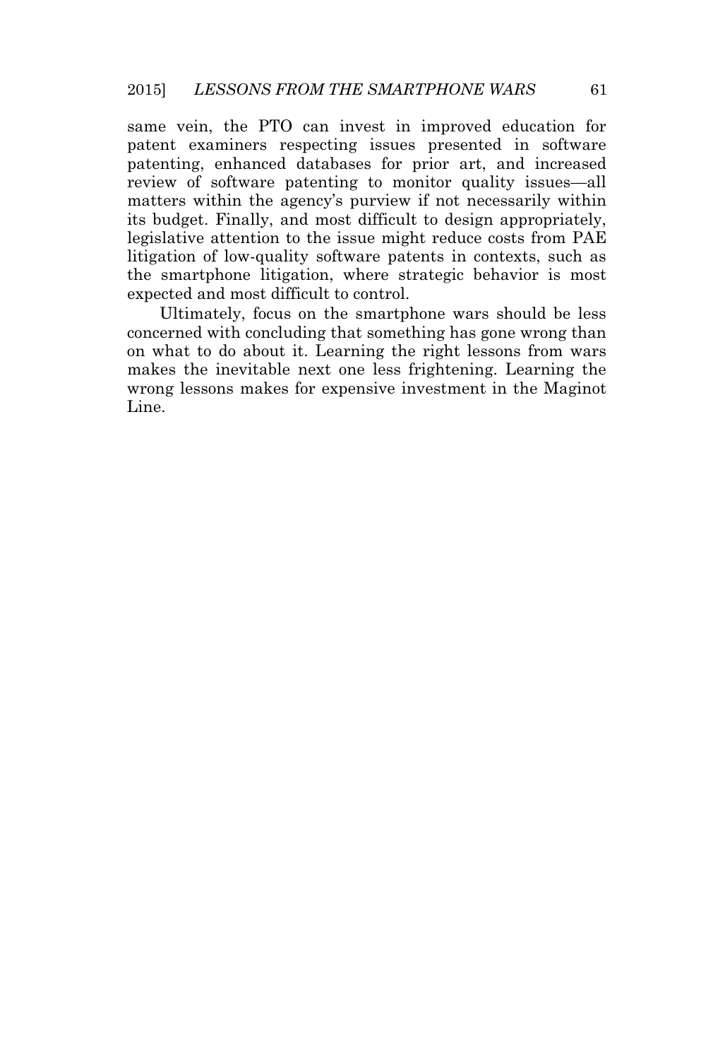same vein, the PTO can invest in improved education for patent examiners respecting issues presented in software patenting, enhanced databases for prior art, and increased review of software patenting to monitor quality issues—all matters within the agency's purview if not necessarily within its budget. Finally, and most difficult to design appropriately, legislative attention to the issue might reduce costs from PAE litigation of low-quality software patents in contexts, such as the smartphone litigation, where strategic behavior is most expected and most difficult to control.

Ultimately, focus on the smartphone wars should be less concerned with concluding that something has gone wrong than on what to do about it. Learning the right lessons from wars makes the inevitable next one less frightening. Learning the wrong lessons makes for expensive investment in the Maginot Line.